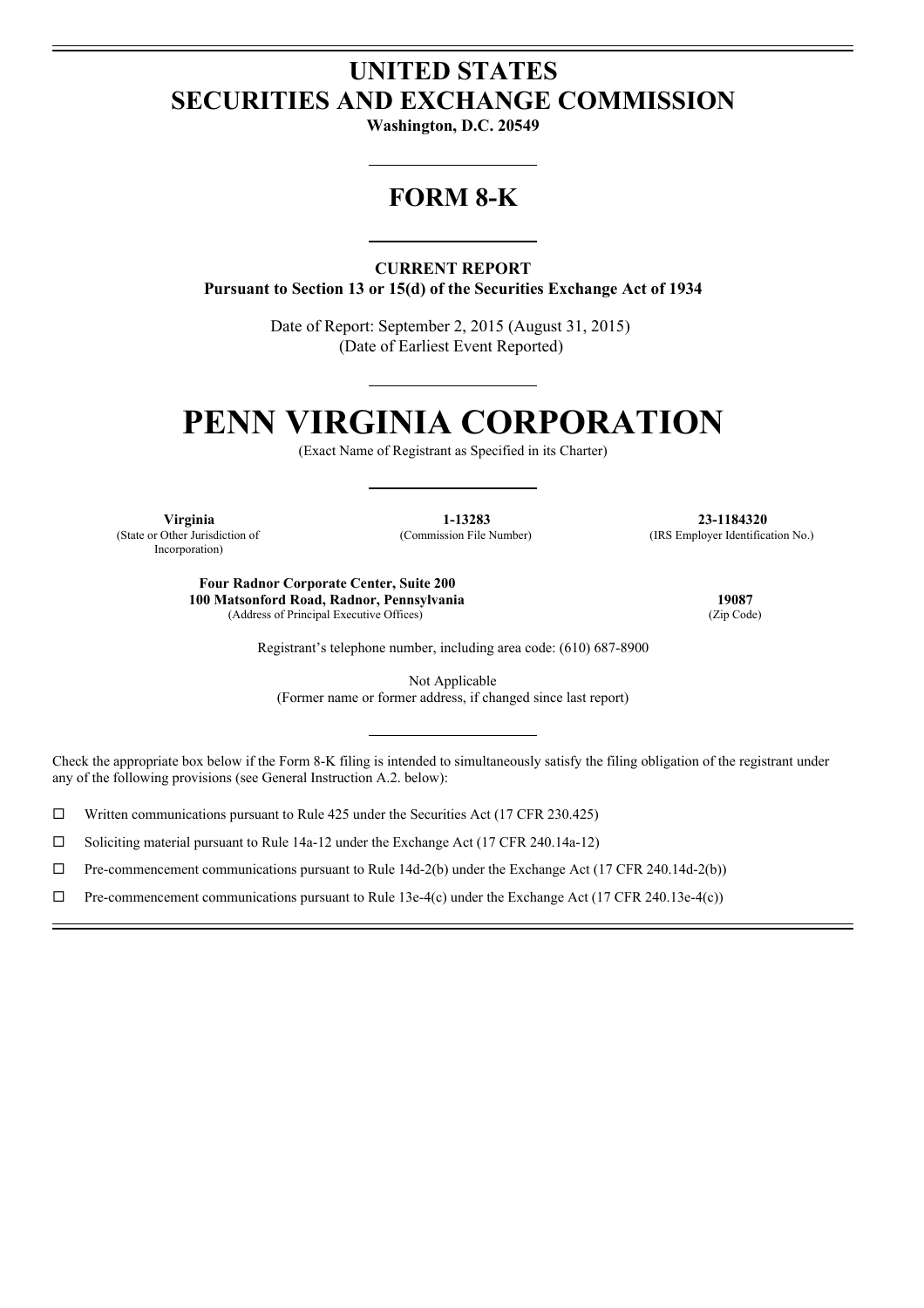# UNITED STATES
# SECURITIES AND EXCHANGE COMMISSION

**Washington, D.C. 20549**

## FORM 8-K

**CURRENT REPORT**
**Pursuant to Section 13 or 15(d) of the Securities Exchange Act of 1934**

Date of Report: September 2, 2015 (August 31, 2015)
(Date of Earliest Event Reported)

# PENN VIRGINIA CORPORATION

(Exact Name of Registrant as Specified in its Charter)

| **Virginia** | **1-13283** | **23-1184320** |
|---|---|---|
| (State or Other Jurisdiction of Incorporation) | (Commission File Number) | (IRS Employer Identification No.) |

| **Four Radnor Corporate Center, Suite 200**<br>**100 Matsonford Road, Radnor, Pennsylvania** | **19087** |
|---|---|
| (Address of Principal Executive Offices) | (Zip Code) |

Registrant's telephone number, including area code: (610) 687-8900

Not Applicable
(Former name or former address, if changed since last report)

Check the appropriate box below if the Form 8-K filing is intended to simultaneously satisfy the filing obligation of the registrant under any of the following provisions (see General Instruction A.2. below):

☐ Written communications pursuant to Rule 425 under the Securities Act (17 CFR 230.425)

☐ Soliciting material pursuant to Rule 14a-12 under the Exchange Act (17 CFR 240.14a-12)

☐ Pre-commencement communications pursuant to Rule 14d-2(b) under the Exchange Act (17 CFR 240.14d-2(b))

☐ Pre-commencement communications pursuant to Rule 13e-4(c) under the Exchange Act (17 CFR 240.13e-4(c))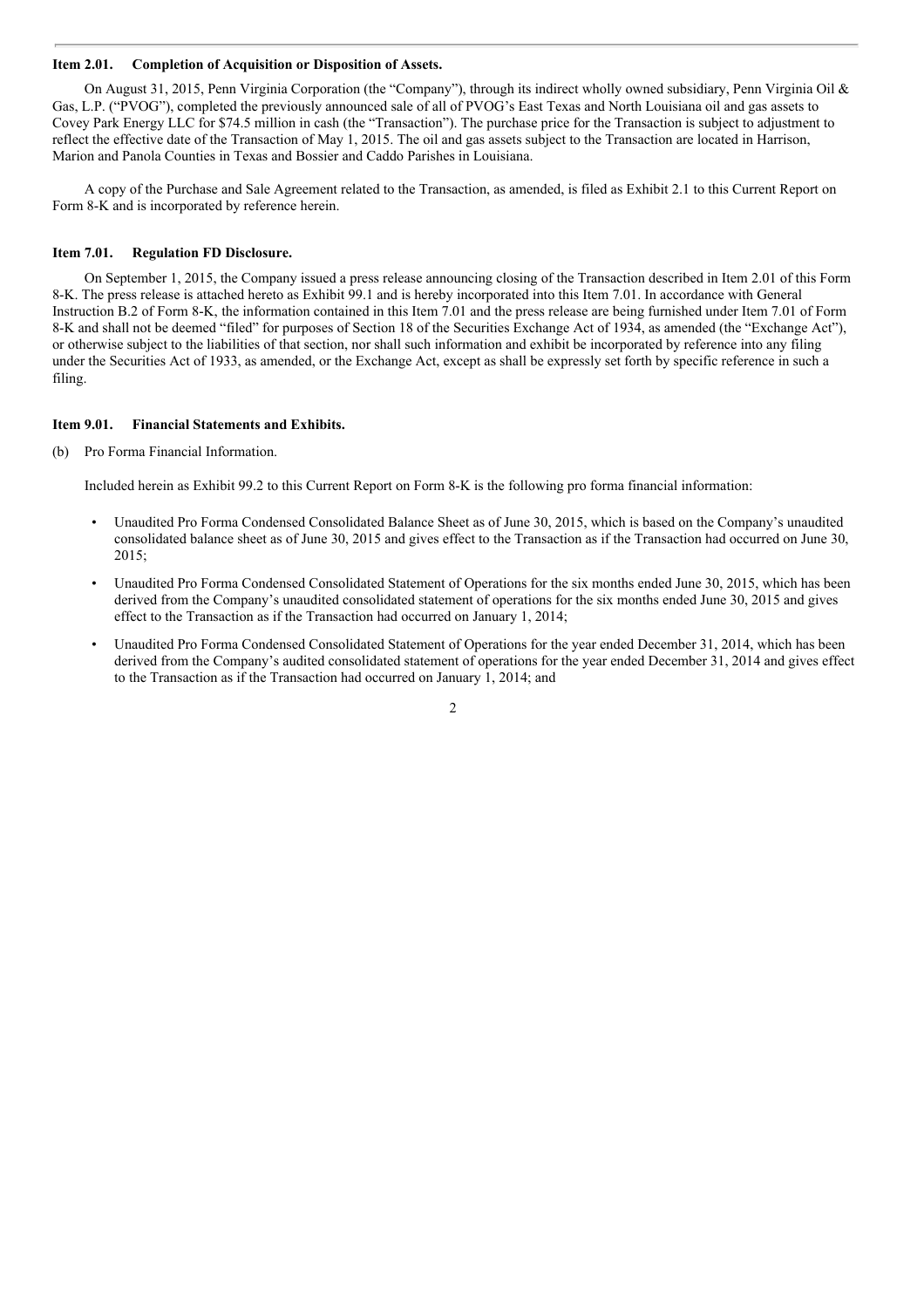**Item 2.01. Completion of Acquisition or Disposition of Assets.**

On August 31, 2015, Penn Virginia Corporation (the "Company"), through its indirect wholly owned subsidiary, Penn Virginia Oil & Gas, L.P. ("PVOG"), completed the previously announced sale of all of PVOG's East Texas and North Louisiana oil and gas assets to Covey Park Energy LLC for $74.5 million in cash (the "Transaction"). The purchase price for the Transaction is subject to adjustment to reflect the effective date of the Transaction of May 1, 2015. The oil and gas assets subject to the Transaction are located in Harrison, Marion and Panola Counties in Texas and Bossier and Caddo Parishes in Louisiana.

A copy of the Purchase and Sale Agreement related to the Transaction, as amended, is filed as Exhibit 2.1 to this Current Report on Form 8-K and is incorporated by reference herein.

**Item 7.01. Regulation FD Disclosure.**

On September 1, 2015, the Company issued a press release announcing closing of the Transaction described in Item 2.01 of this Form 8-K. The press release is attached hereto as Exhibit 99.1 and is hereby incorporated into this Item 7.01. In accordance with General Instruction B.2 of Form 8-K, the information contained in this Item 7.01 and the press release are being furnished under Item 7.01 of Form 8-K and shall not be deemed "filed" for purposes of Section 18 of the Securities Exchange Act of 1934, as amended (the "Exchange Act"), or otherwise subject to the liabilities of that section, nor shall such information and exhibit be incorporated by reference into any filing under the Securities Act of 1933, as amended, or the Exchange Act, except as shall be expressly set forth by specific reference in such a filing.

**Item 9.01. Financial Statements and Exhibits.**

(b) Pro Forma Financial Information.

Included herein as Exhibit 99.2 to this Current Report on Form 8-K is the following pro forma financial information:

- Unaudited Pro Forma Condensed Consolidated Balance Sheet as of June 30, 2015, which is based on the Company's unaudited consolidated balance sheet as of June 30, 2015 and gives effect to the Transaction as if the Transaction had occurred on June 30, 2015;
- Unaudited Pro Forma Condensed Consolidated Statement of Operations for the six months ended June 30, 2015, which has been derived from the Company's unaudited consolidated statement of operations for the six months ended June 30, 2015 and gives effect to the Transaction as if the Transaction had occurred on January 1, 2014;
- Unaudited Pro Forma Condensed Consolidated Statement of Operations for the year ended December 31, 2014, which has been derived from the Company's audited consolidated statement of operations for the year ended December 31, 2014 and gives effect to the Transaction as if the Transaction had occurred on January 1, 2014; and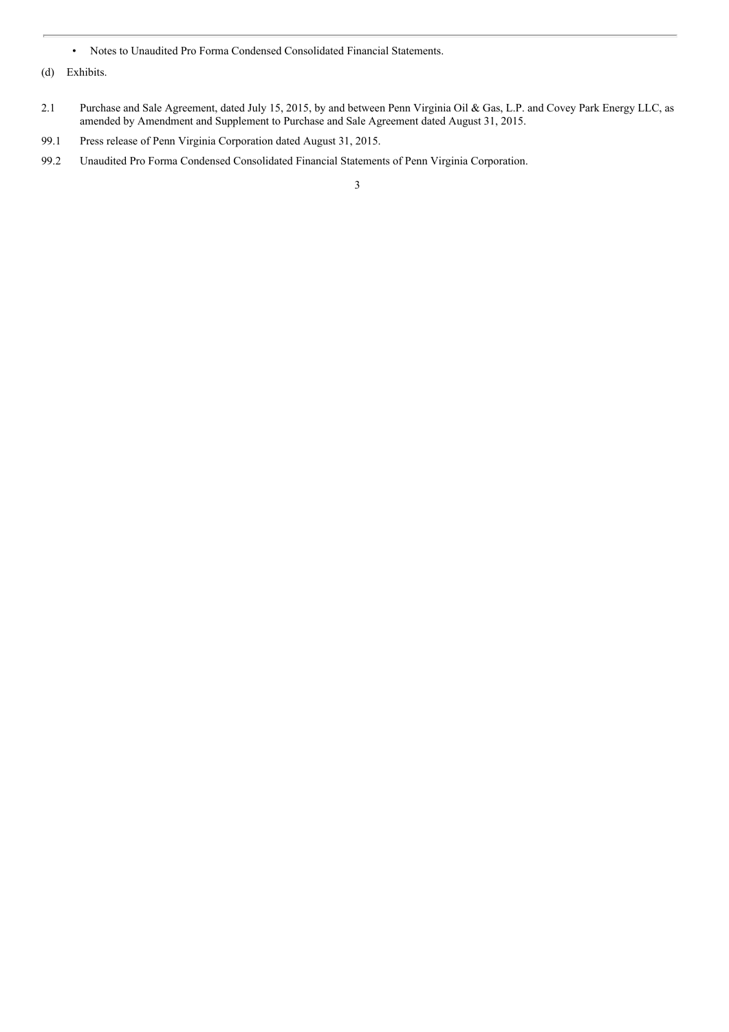- Notes to Unaudited Pro Forma Condensed Consolidated Financial Statements.

(d) Exhibits.

2.1 Purchase and Sale Agreement, dated July 15, 2015, by and between Penn Virginia Oil & Gas, L.P. and Covey Park Energy LLC, as amended by Amendment and Supplement to Purchase and Sale Agreement dated August 31, 2015.

99.1 Press release of Penn Virginia Corporation dated August 31, 2015.

99.2 Unaudited Pro Forma Condensed Consolidated Financial Statements of Penn Virginia Corporation.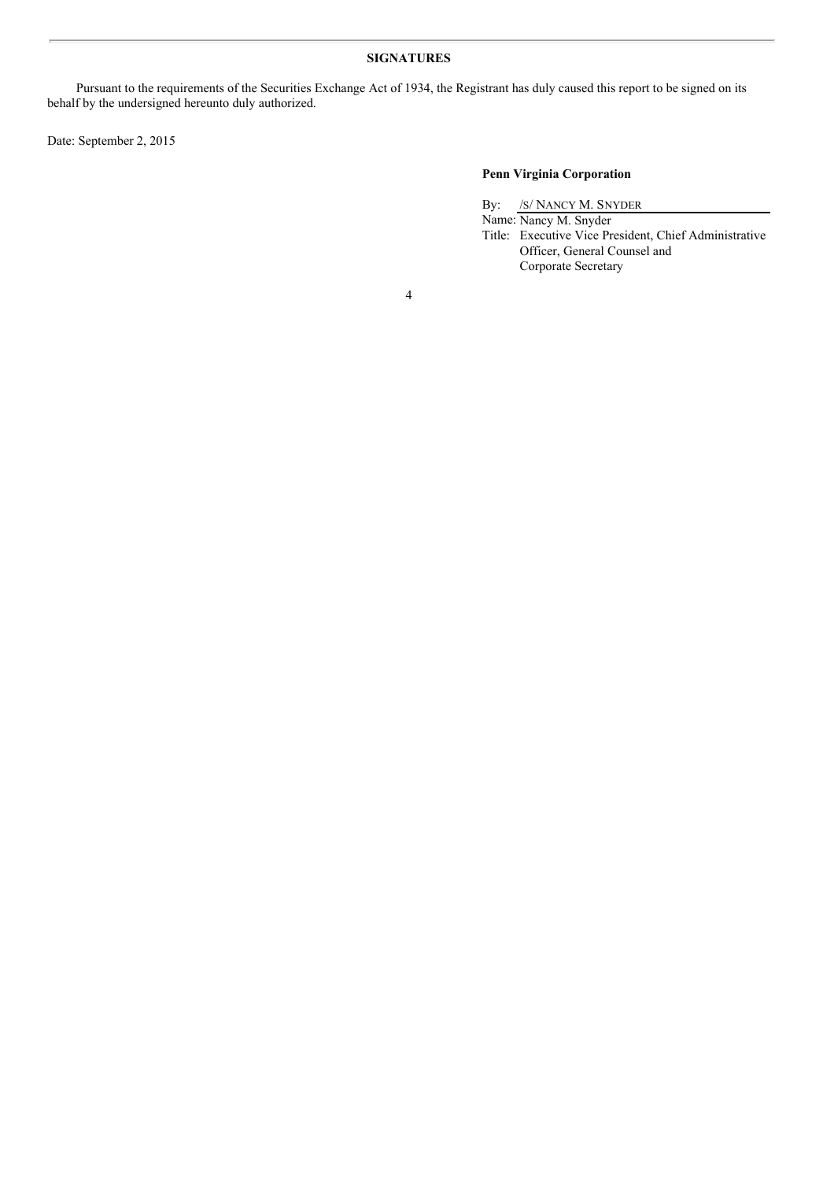## SIGNATURES

Pursuant to the requirements of the Securities Exchange Act of 1934, the Registrant has duly caused this report to be signed on its behalf by the undersigned hereunto duly authorized.

Date: September 2, 2015

**Penn Virginia Corporation**

By: /S/ NANCY M. SNYDER

Name: Nancy M. Snyder

Title: Executive Vice President, Chief Administrative Officer, General Counsel and Corporate Secretary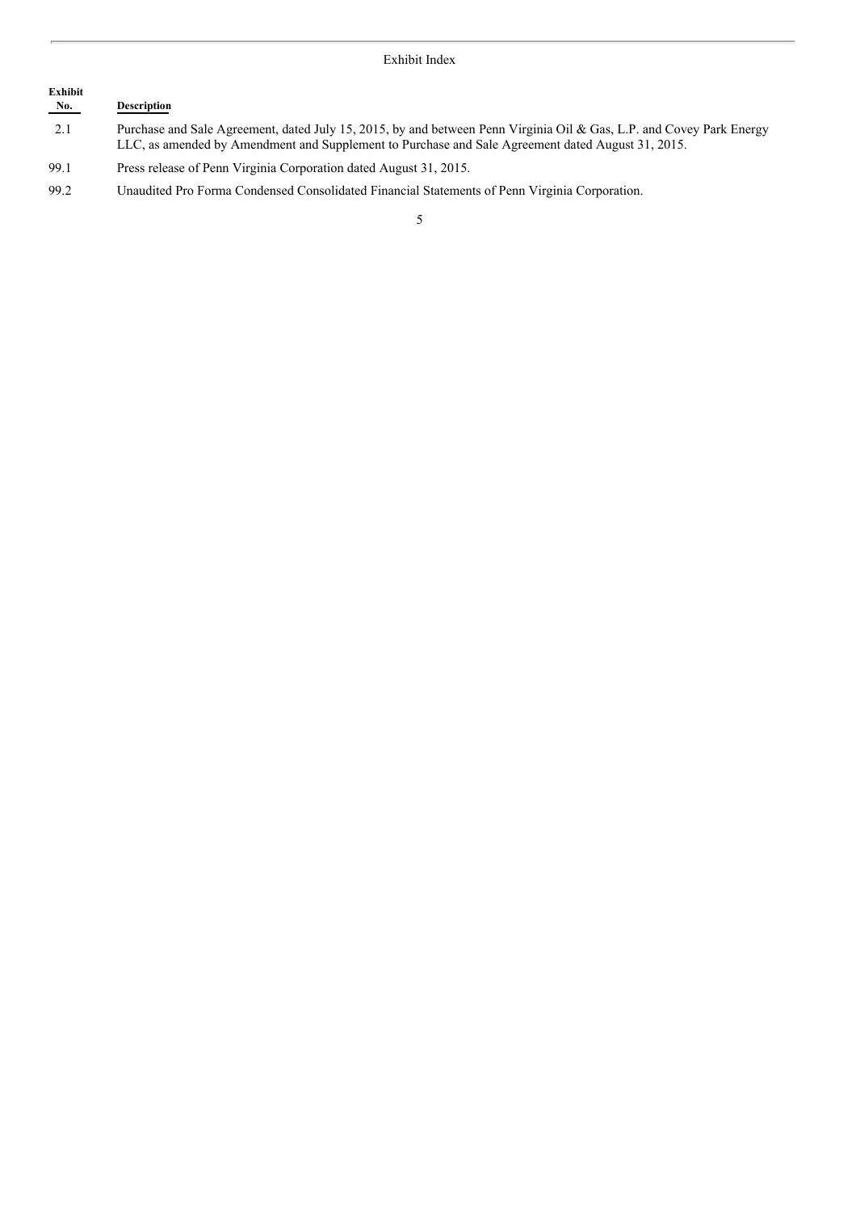Exhibit Index

| Exhibit No. | Description |
| --- | --- |
| 2.1 | Purchase and Sale Agreement, dated July 15, 2015, by and between Penn Virginia Oil & Gas, L.P. and Covey Park Energy LLC, as amended by Amendment and Supplement to Purchase and Sale Agreement dated August 31, 2015. |
| 99.1 | Press release of Penn Virginia Corporation dated August 31, 2015. |
| 99.2 | Unaudited Pro Forma Condensed Consolidated Financial Statements of Penn Virginia Corporation. |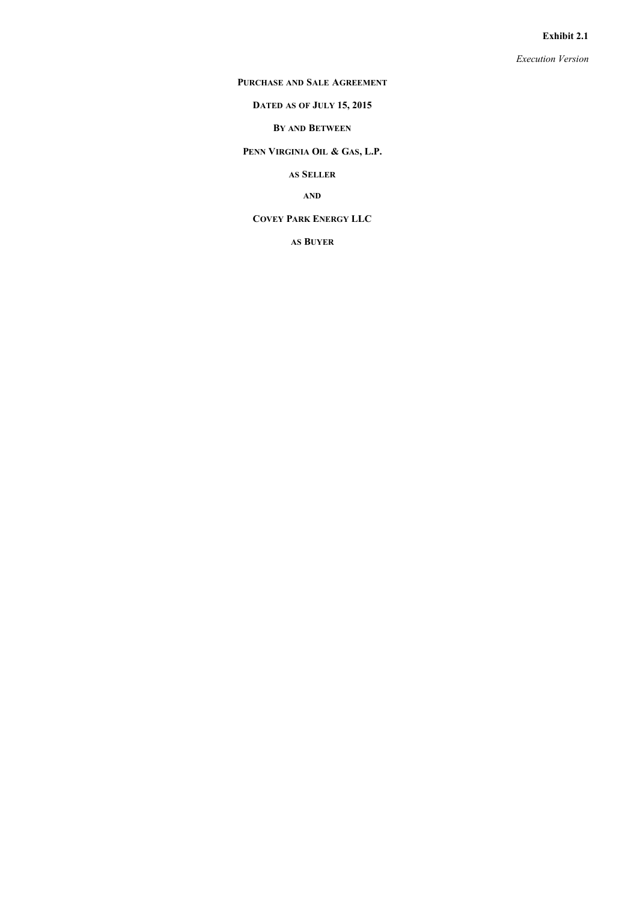**Exhibit 2.1**

*Execution Version*

**PURCHASE AND SALE AGREEMENT**

**DATED AS OF JULY 15, 2015**

**BY AND BETWEEN**

**PENN VIRGINIA OIL & GAS, L.P.**

**AS SELLER**

**AND**

**COVEY PARK ENERGY LLC**

**AS BUYER**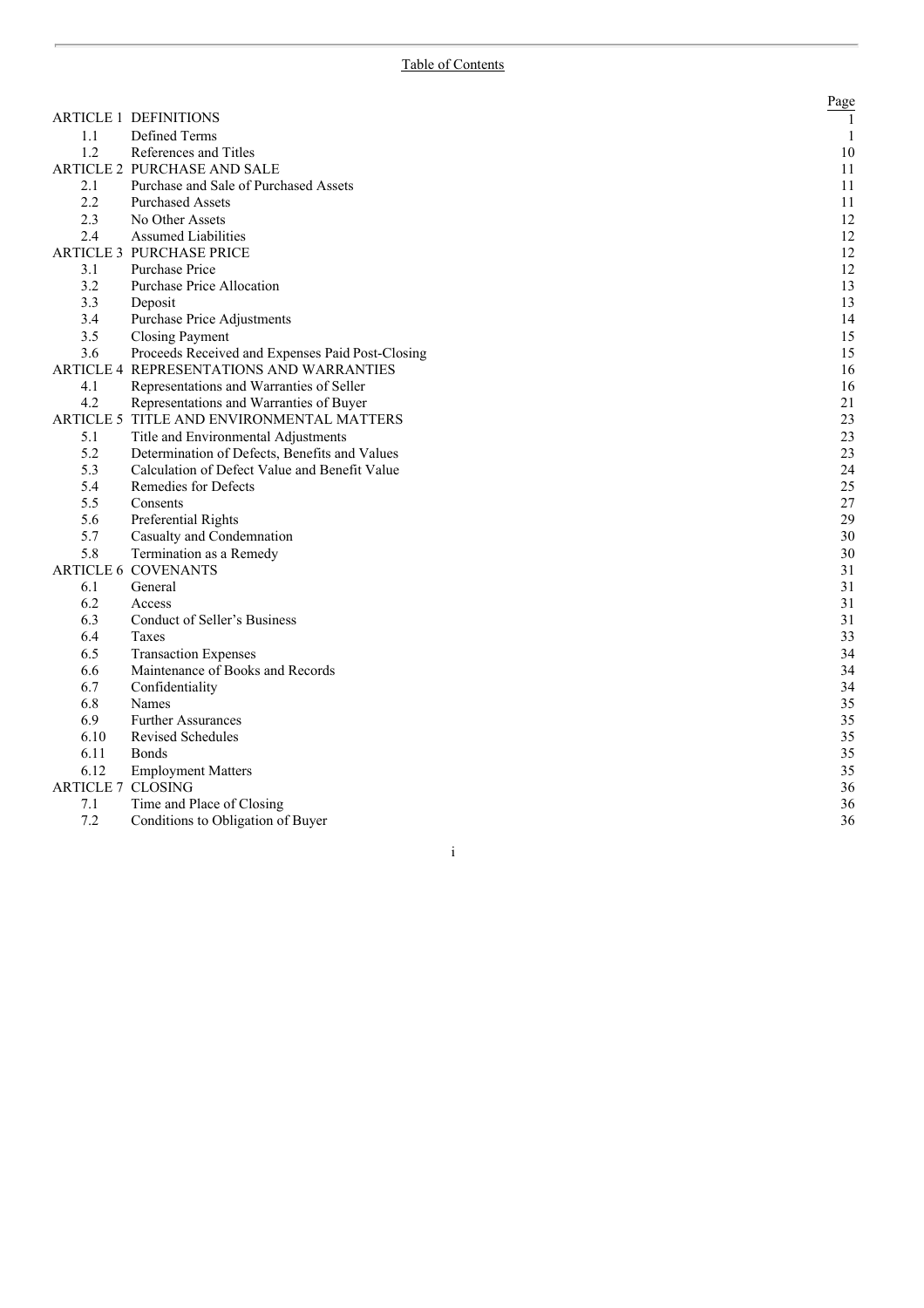Table of Contents

| | | Page |
|---|---|---|
| ARTICLE 1 | DEFINITIONS | 1 |
| 1.1 | Defined Terms | 1 |
| 1.2 | References and Titles | 10 |
| ARTICLE 2 | PURCHASE AND SALE | 11 |
| 2.1 | Purchase and Sale of Purchased Assets | 11 |
| 2.2 | Purchased Assets | 11 |
| 2.3 | No Other Assets | 12 |
| 2.4 | Assumed Liabilities | 12 |
| ARTICLE 3 | PURCHASE PRICE | 12 |
| 3.1 | Purchase Price | 12 |
| 3.2 | Purchase Price Allocation | 13 |
| 3.3 | Deposit | 13 |
| 3.4 | Purchase Price Adjustments | 14 |
| 3.5 | Closing Payment | 15 |
| 3.6 | Proceeds Received and Expenses Paid Post-Closing | 15 |
| ARTICLE 4 | REPRESENTATIONS AND WARRANTIES | 16 |
| 4.1 | Representations and Warranties of Seller | 16 |
| 4.2 | Representations and Warranties of Buyer | 21 |
| ARTICLE 5 | TITLE AND ENVIRONMENTAL MATTERS | 23 |
| 5.1 | Title and Environmental Adjustments | 23 |
| 5.2 | Determination of Defects, Benefits and Values | 23 |
| 5.3 | Calculation of Defect Value and Benefit Value | 24 |
| 5.4 | Remedies for Defects | 25 |
| 5.5 | Consents | 27 |
| 5.6 | Preferential Rights | 29 |
| 5.7 | Casualty and Condemnation | 30 |
| 5.8 | Termination as a Remedy | 30 |
| ARTICLE 6 | COVENANTS | 31 |
| 6.1 | General | 31 |
| 6.2 | Access | 31 |
| 6.3 | Conduct of Seller's Business | 31 |
| 6.4 | Taxes | 33 |
| 6.5 | Transaction Expenses | 34 |
| 6.6 | Maintenance of Books and Records | 34 |
| 6.7 | Confidentiality | 34 |
| 6.8 | Names | 35 |
| 6.9 | Further Assurances | 35 |
| 6.10 | Revised Schedules | 35 |
| 6.11 | Bonds | 35 |
| 6.12 | Employment Matters | 35 |
| ARTICLE 7 | CLOSING | 36 |
| 7.1 | Time and Place of Closing | 36 |
| 7.2 | Conditions to Obligation of Buyer | 36 |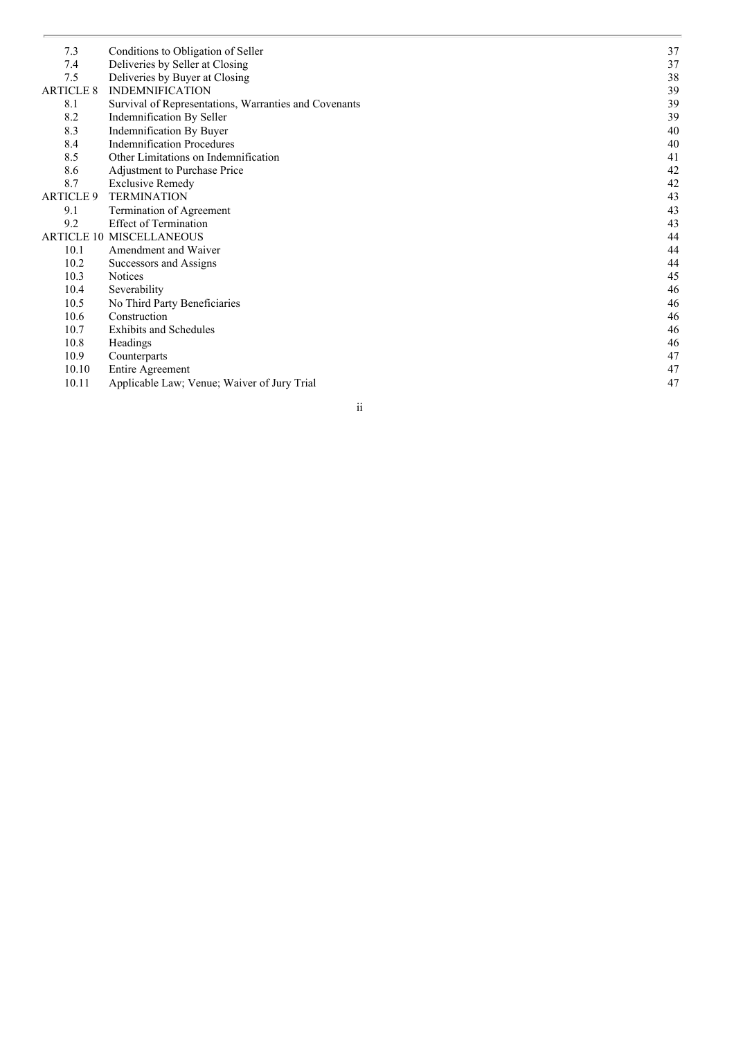| | | |
|---|---|---|
| 7.3 | Conditions to Obligation of Seller | 37 |
| 7.4 | Deliveries by Seller at Closing | 37 |
| 7.5 | Deliveries by Buyer at Closing | 38 |
| ARTICLE 8 | INDEMNIFICATION | 39 |
| 8.1 | Survival of Representations, Warranties and Covenants | 39 |
| 8.2 | Indemnification By Seller | 39 |
| 8.3 | Indemnification By Buyer | 40 |
| 8.4 | Indemnification Procedures | 40 |
| 8.5 | Other Limitations on Indemnification | 41 |
| 8.6 | Adjustment to Purchase Price | 42 |
| 8.7 | Exclusive Remedy | 42 |
| ARTICLE 9 | TERMINATION | 43 |
| 9.1 | Termination of Agreement | 43 |
| 9.2 | Effect of Termination | 43 |
| ARTICLE 10 | MISCELLANEOUS | 44 |
| 10.1 | Amendment and Waiver | 44 |
| 10.2 | Successors and Assigns | 44 |
| 10.3 | Notices | 45 |
| 10.4 | Severability | 46 |
| 10.5 | No Third Party Beneficiaries | 46 |
| 10.6 | Construction | 46 |
| 10.7 | Exhibits and Schedules | 46 |
| 10.8 | Headings | 46 |
| 10.9 | Counterparts | 47 |
| 10.10 | Entire Agreement | 47 |
| 10.11 | Applicable Law; Venue; Waiver of Jury Trial | 47 |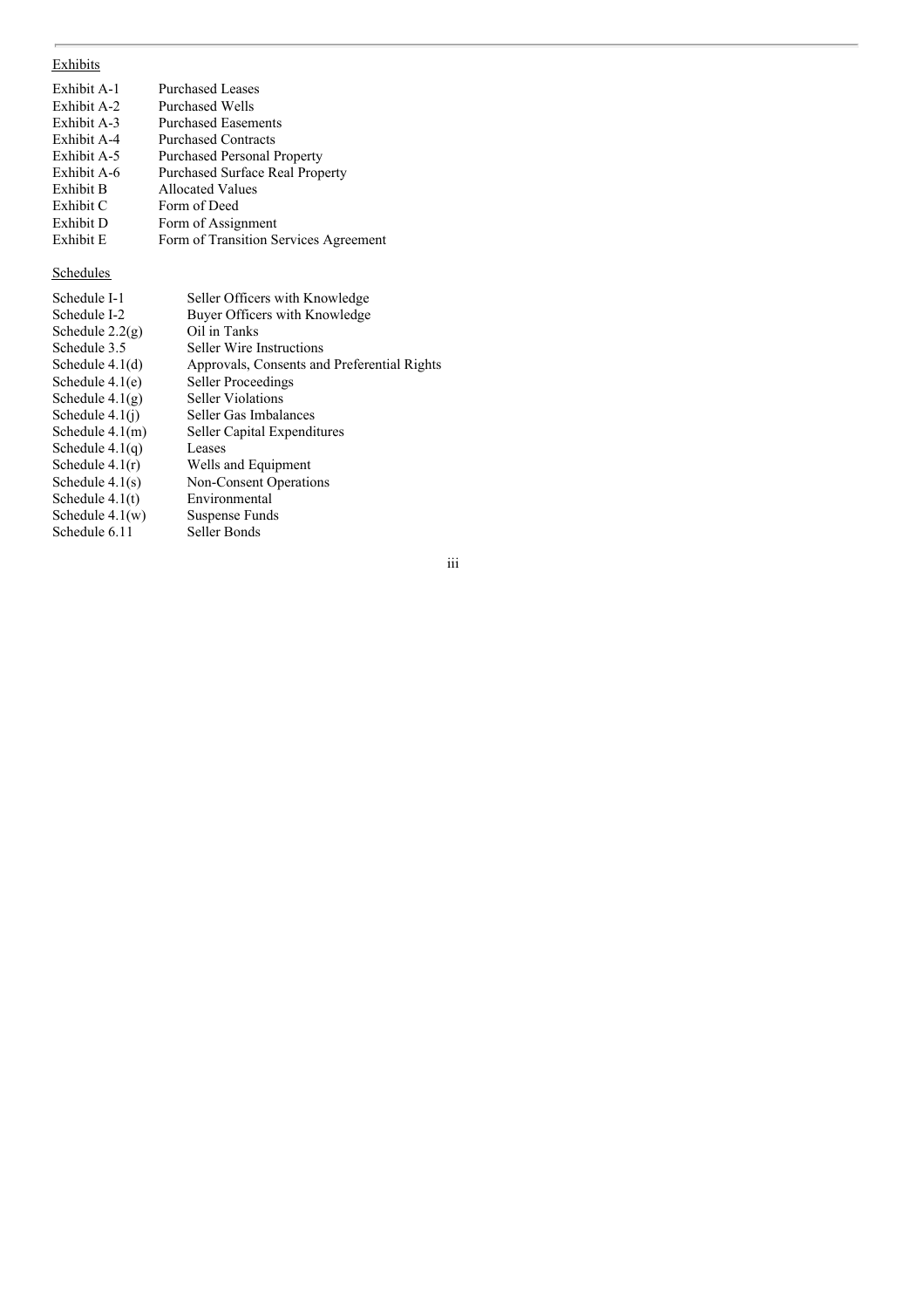Exhibits

| | |
|---|---|
| Exhibit A-1 | Purchased Leases |
| Exhibit A-2 | Purchased Wells |
| Exhibit A-3 | Purchased Easements |
| Exhibit A-4 | Purchased Contracts |
| Exhibit A-5 | Purchased Personal Property |
| Exhibit A-6 | Purchased Surface Real Property |
| Exhibit B | Allocated Values |
| Exhibit C | Form of Deed |
| Exhibit D | Form of Assignment |
| Exhibit E | Form of Transition Services Agreement |

Schedules

| | |
|---|---|
| Schedule I-1 | Seller Officers with Knowledge |
| Schedule I-2 | Buyer Officers with Knowledge |
| Schedule 2.2(g) | Oil in Tanks |
| Schedule 3.5 | Seller Wire Instructions |
| Schedule 4.1(d) | Approvals, Consents and Preferential Rights |
| Schedule 4.1(e) | Seller Proceedings |
| Schedule 4.1(g) | Seller Violations |
| Schedule 4.1(j) | Seller Gas Imbalances |
| Schedule 4.1(m) | Seller Capital Expenditures |
| Schedule 4.1(q) | Leases |
| Schedule 4.1(r) | Wells and Equipment |
| Schedule 4.1(s) | Non-Consent Operations |
| Schedule 4.1(t) | Environmental |
| Schedule 4.1(w) | Suspense Funds |
| Schedule 6.11 | Seller Bonds |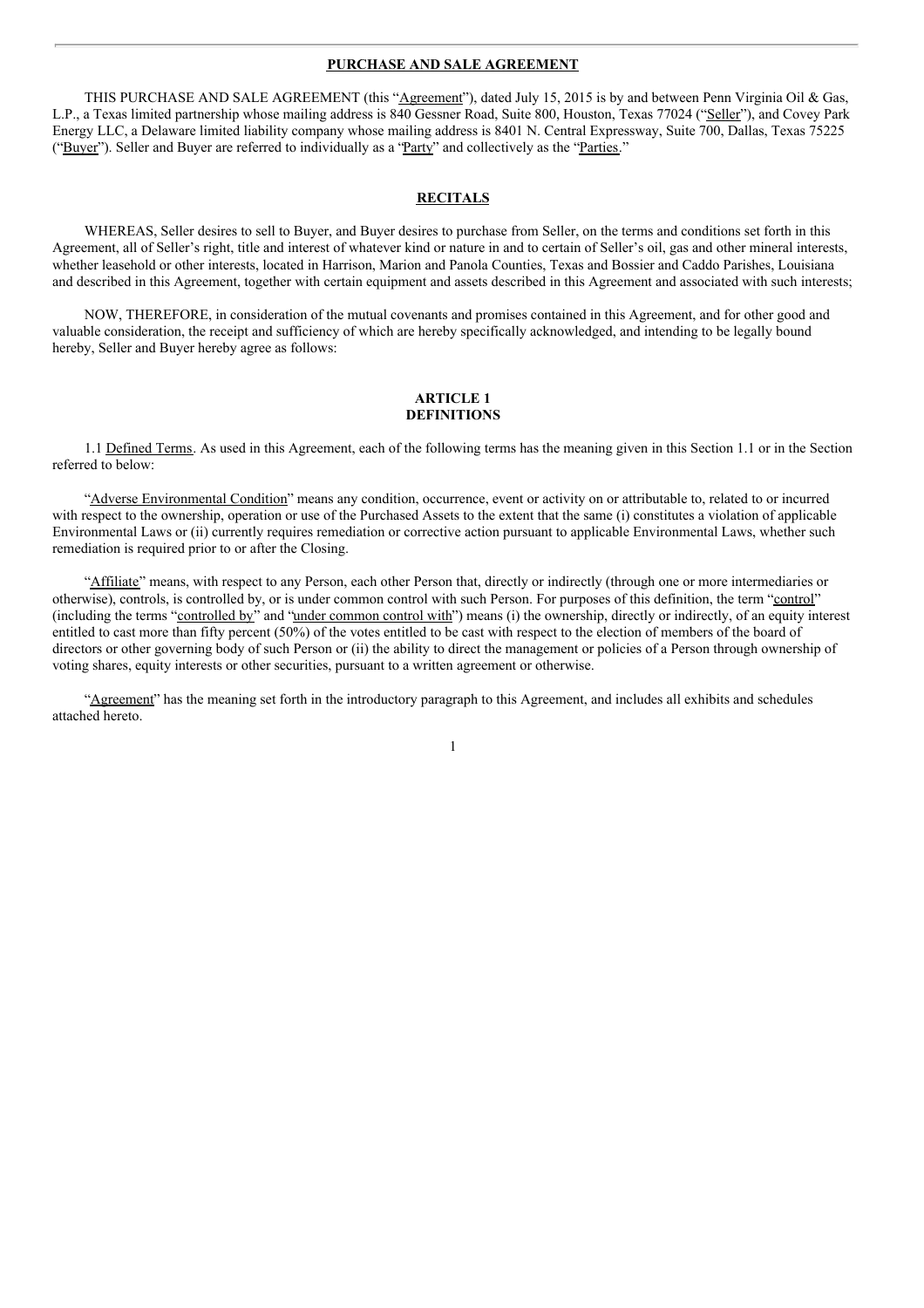# PURCHASE AND SALE AGREEMENT

THIS PURCHASE AND SALE AGREEMENT (this "Agreement"), dated July 15, 2015 is by and between Penn Virginia Oil & Gas, L.P., a Texas limited partnership whose mailing address is 840 Gessner Road, Suite 800, Houston, Texas 77024 ("Seller"), and Covey Park Energy LLC, a Delaware limited liability company whose mailing address is 8401 N. Central Expressway, Suite 700, Dallas, Texas 75225 ("Buyer"). Seller and Buyer are referred to individually as a "Party" and collectively as the "Parties."

## RECITALS

WHEREAS, Seller desires to sell to Buyer, and Buyer desires to purchase from Seller, on the terms and conditions set forth in this Agreement, all of Seller's right, title and interest of whatever kind or nature in and to certain of Seller's oil, gas and other mineral interests, whether leasehold or other interests, located in Harrison, Marion and Panola Counties, Texas and Bossier and Caddo Parishes, Louisiana and described in this Agreement, together with certain equipment and assets described in this Agreement and associated with such interests;

NOW, THEREFORE, in consideration of the mutual covenants and promises contained in this Agreement, and for other good and valuable consideration, the receipt and sufficiency of which are hereby specifically acknowledged, and intending to be legally bound hereby, Seller and Buyer hereby agree as follows:

## ARTICLE 1
## DEFINITIONS

1.1 Defined Terms. As used in this Agreement, each of the following terms has the meaning given in this Section 1.1 or in the Section referred to below:

"Adverse Environmental Condition" means any condition, occurrence, event or activity on or attributable to, related to or incurred with respect to the ownership, operation or use of the Purchased Assets to the extent that the same (i) constitutes a violation of applicable Environmental Laws or (ii) currently requires remediation or corrective action pursuant to applicable Environmental Laws, whether such remediation is required prior to or after the Closing.

"Affiliate" means, with respect to any Person, each other Person that, directly or indirectly (through one or more intermediaries or otherwise), controls, is controlled by, or is under common control with such Person. For purposes of this definition, the term "control" (including the terms "controlled by" and "under common control with") means (i) the ownership, directly or indirectly, of an equity interest entitled to cast more than fifty percent (50%) of the votes entitled to be cast with respect to the election of members of the board of directors or other governing body of such Person or (ii) the ability to direct the management or policies of a Person through ownership of voting shares, equity interests or other securities, pursuant to a written agreement or otherwise.

"Agreement" has the meaning set forth in the introductory paragraph to this Agreement, and includes all exhibits and schedules attached hereto.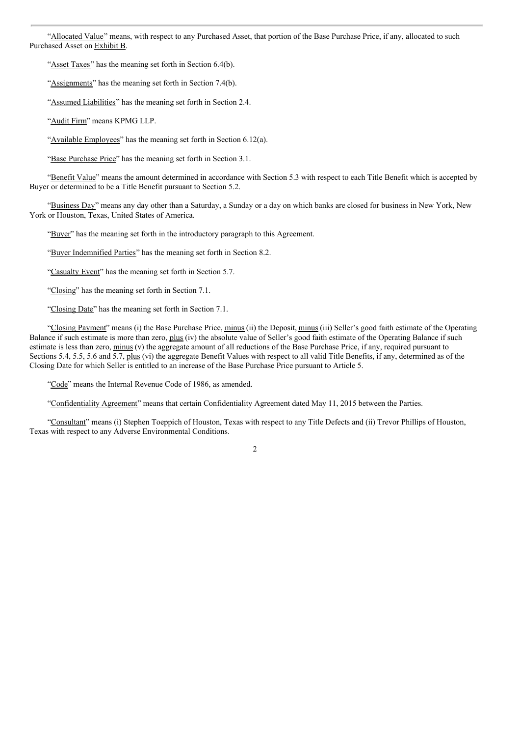"Allocated Value" means, with respect to any Purchased Asset, that portion of the Base Purchase Price, if any, allocated to such Purchased Asset on Exhibit B.

"Asset Taxes" has the meaning set forth in Section 6.4(b).

"Assignments" has the meaning set forth in Section 7.4(b).

"Assumed Liabilities" has the meaning set forth in Section 2.4.

"Audit Firm" means KPMG LLP.

"Available Employees" has the meaning set forth in Section 6.12(a).

"Base Purchase Price" has the meaning set forth in Section 3.1.

"Benefit Value" means the amount determined in accordance with Section 5.3 with respect to each Title Benefit which is accepted by Buyer or determined to be a Title Benefit pursuant to Section 5.2.

"Business Day" means any day other than a Saturday, a Sunday or a day on which banks are closed for business in New York, New York or Houston, Texas, United States of America.

"Buyer" has the meaning set forth in the introductory paragraph to this Agreement.

"Buyer Indemnified Parties" has the meaning set forth in Section 8.2.

"Casualty Event" has the meaning set forth in Section 5.7.

"Closing" has the meaning set forth in Section 7.1.

"Closing Date" has the meaning set forth in Section 7.1.

"Closing Payment" means (i) the Base Purchase Price, minus (ii) the Deposit, minus (iii) Seller's good faith estimate of the Operating Balance if such estimate is more than zero, plus (iv) the absolute value of Seller's good faith estimate of the Operating Balance if such estimate is less than zero, minus (v) the aggregate amount of all reductions of the Base Purchase Price, if any, required pursuant to Sections 5.4, 5.5, 5.6 and 5.7, plus (vi) the aggregate Benefit Values with respect to all valid Title Benefits, if any, determined as of the Closing Date for which Seller is entitled to an increase of the Base Purchase Price pursuant to Article 5.

"Code" means the Internal Revenue Code of 1986, as amended.

"Confidentiality Agreement" means that certain Confidentiality Agreement dated May 11, 2015 between the Parties.

"Consultant" means (i) Stephen Toeppich of Houston, Texas with respect to any Title Defects and (ii) Trevor Phillips of Houston, Texas with respect to any Adverse Environmental Conditions.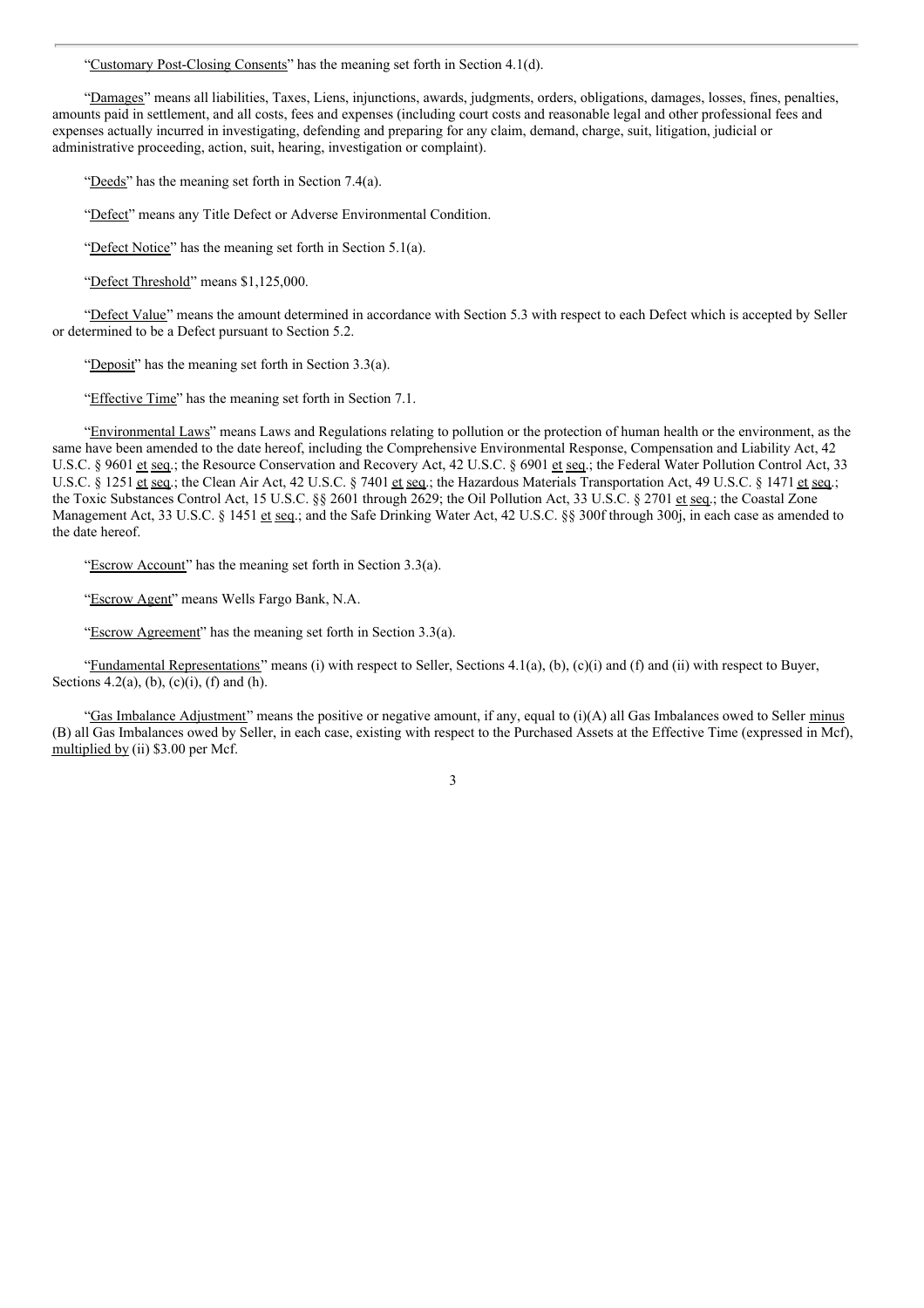"Customary Post-Closing Consents" has the meaning set forth in Section 4.1(d).

"Damages" means all liabilities, Taxes, Liens, injunctions, awards, judgments, orders, obligations, damages, losses, fines, penalties, amounts paid in settlement, and all costs, fees and expenses (including court costs and reasonable legal and other professional fees and expenses actually incurred in investigating, defending and preparing for any claim, demand, charge, suit, litigation, judicial or administrative proceeding, action, suit, hearing, investigation or complaint).

"Deeds" has the meaning set forth in Section 7.4(a).

"Defect" means any Title Defect or Adverse Environmental Condition.

"Defect Notice" has the meaning set forth in Section 5.1(a).

"Defect Threshold" means $1,125,000.

"Defect Value" means the amount determined in accordance with Section 5.3 with respect to each Defect which is accepted by Seller or determined to be a Defect pursuant to Section 5.2.

"Deposit" has the meaning set forth in Section 3.3(a).

"Effective Time" has the meaning set forth in Section 7.1.

"Environmental Laws" means Laws and Regulations relating to pollution or the protection of human health or the environment, as the same have been amended to the date hereof, including the Comprehensive Environmental Response, Compensation and Liability Act, 42 U.S.C. § 9601 et seq.; the Resource Conservation and Recovery Act, 42 U.S.C. § 6901 et seq.; the Federal Water Pollution Control Act, 33 U.S.C. § 1251 et seq.; the Clean Air Act, 42 U.S.C. § 7401 et seq.; the Hazardous Materials Transportation Act, 49 U.S.C. § 1471 et seq.; the Toxic Substances Control Act, 15 U.S.C. §§ 2601 through 2629; the Oil Pollution Act, 33 U.S.C. § 2701 et seq.; the Coastal Zone Management Act, 33 U.S.C. § 1451 et seq.; and the Safe Drinking Water Act, 42 U.S.C. §§ 300f through 300j, in each case as amended to the date hereof.

"Escrow Account" has the meaning set forth in Section 3.3(a).

"Escrow Agent" means Wells Fargo Bank, N.A.

"Escrow Agreement" has the meaning set forth in Section 3.3(a).

"Fundamental Representations" means (i) with respect to Seller, Sections 4.1(a), (b), (c)(i) and (f) and (ii) with respect to Buyer, Sections 4.2(a), (b), (c)(i), (f) and (h).

"Gas Imbalance Adjustment" means the positive or negative amount, if any, equal to (i)(A) all Gas Imbalances owed to Seller minus (B) all Gas Imbalances owed by Seller, in each case, existing with respect to the Purchased Assets at the Effective Time (expressed in Mcf), multiplied by (ii) $3.00 per Mcf.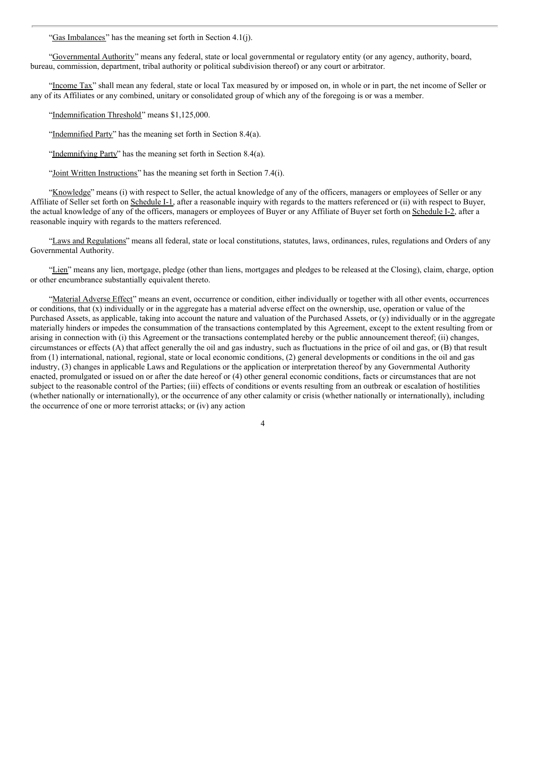"Gas Imbalances" has the meaning set forth in Section 4.1(j).

"Governmental Authority" means any federal, state or local governmental or regulatory entity (or any agency, authority, board, bureau, commission, department, tribal authority or political subdivision thereof) or any court or arbitrator.

"Income Tax" shall mean any federal, state or local Tax measured by or imposed on, in whole or in part, the net income of Seller or any of its Affiliates or any combined, unitary or consolidated group of which any of the foregoing is or was a member.

"Indemnification Threshold" means $1,125,000.

"Indemnified Party" has the meaning set forth in Section 8.4(a).

"Indemnifying Party" has the meaning set forth in Section 8.4(a).

"Joint Written Instructions" has the meaning set forth in Section 7.4(i).

"Knowledge" means (i) with respect to Seller, the actual knowledge of any of the officers, managers or employees of Seller or any Affiliate of Seller set forth on Schedule I-1, after a reasonable inquiry with regards to the matters referenced or (ii) with respect to Buyer, the actual knowledge of any of the officers, managers or employees of Buyer or any Affiliate of Buyer set forth on Schedule I-2, after a reasonable inquiry with regards to the matters referenced.

"Laws and Regulations" means all federal, state or local constitutions, statutes, laws, ordinances, rules, regulations and Orders of any Governmental Authority.

"Lien" means any lien, mortgage, pledge (other than liens, mortgages and pledges to be released at the Closing), claim, charge, option or other encumbrance substantially equivalent thereto.

"Material Adverse Effect" means an event, occurrence or condition, either individually or together with all other events, occurrences or conditions, that (x) individually or in the aggregate has a material adverse effect on the ownership, use, operation or value of the Purchased Assets, as applicable, taking into account the nature and valuation of the Purchased Assets, or (y) individually or in the aggregate materially hinders or impedes the consummation of the transactions contemplated by this Agreement, except to the extent resulting from or arising in connection with (i) this Agreement or the transactions contemplated hereby or the public announcement thereof; (ii) changes, circumstances or effects (A) that affect generally the oil and gas industry, such as fluctuations in the price of oil and gas, or (B) that result from (1) international, national, regional, state or local economic conditions, (2) general developments or conditions in the oil and gas industry, (3) changes in applicable Laws and Regulations or the application or interpretation thereof by any Governmental Authority enacted, promulgated or issued on or after the date hereof or (4) other general economic conditions, facts or circumstances that are not subject to the reasonable control of the Parties; (iii) effects of conditions or events resulting from an outbreak or escalation of hostilities (whether nationally or internationally), or the occurrence of any other calamity or crisis (whether nationally or internationally), including the occurrence of one or more terrorist attacks; or (iv) any action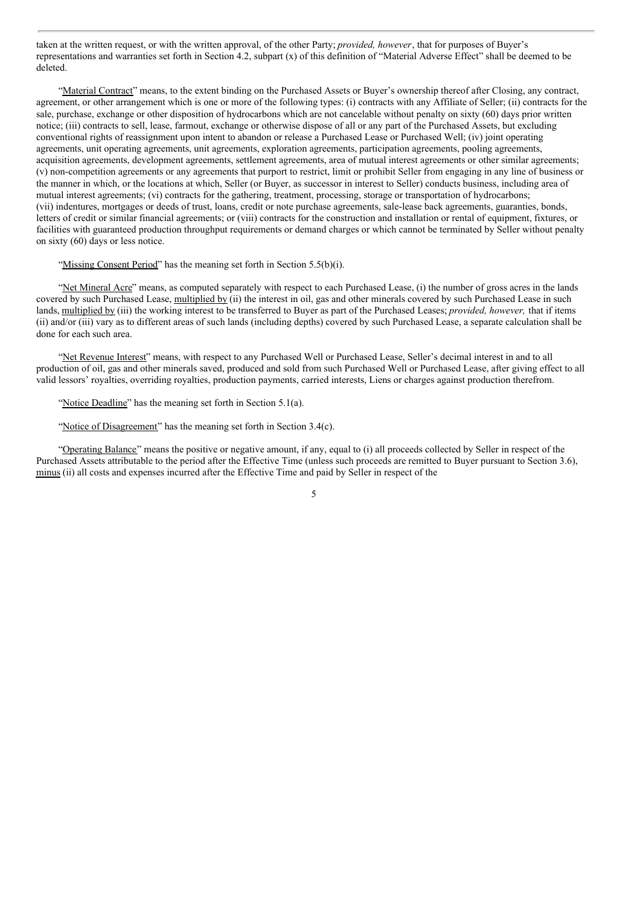taken at the written request, or with the written approval, of the other Party; *provided, however*, that for purposes of Buyer's representations and warranties set forth in Section 4.2, subpart (x) of this definition of "Material Adverse Effect" shall be deemed to be deleted.

"Material Contract" means, to the extent binding on the Purchased Assets or Buyer's ownership thereof after Closing, any contract, agreement, or other arrangement which is one or more of the following types: (i) contracts with any Affiliate of Seller; (ii) contracts for the sale, purchase, exchange or other disposition of hydrocarbons which are not cancelable without penalty on sixty (60) days prior written notice; (iii) contracts to sell, lease, farmout, exchange or otherwise dispose of all or any part of the Purchased Assets, but excluding conventional rights of reassignment upon intent to abandon or release a Purchased Lease or Purchased Well; (iv) joint operating agreements, unit operating agreements, unit agreements, exploration agreements, participation agreements, pooling agreements, acquisition agreements, development agreements, settlement agreements, area of mutual interest agreements or other similar agreements; (v) non-competition agreements or any agreements that purport to restrict, limit or prohibit Seller from engaging in any line of business or the manner in which, or the locations at which, Seller (or Buyer, as successor in interest to Seller) conducts business, including area of mutual interest agreements; (vi) contracts for the gathering, treatment, processing, storage or transportation of hydrocarbons; (vii) indentures, mortgages or deeds of trust, loans, credit or note purchase agreements, sale-lease back agreements, guaranties, bonds, letters of credit or similar financial agreements; or (viii) contracts for the construction and installation or rental of equipment, fixtures, or facilities with guaranteed production throughput requirements or demand charges or which cannot be terminated by Seller without penalty on sixty (60) days or less notice.

"Missing Consent Period" has the meaning set forth in Section 5.5(b)(i).

"Net Mineral Acre" means, as computed separately with respect to each Purchased Lease, (i) the number of gross acres in the lands covered by such Purchased Lease, multiplied by (ii) the interest in oil, gas and other minerals covered by such Purchased Lease in such lands, multiplied by (iii) the working interest to be transferred to Buyer as part of the Purchased Leases; *provided, however,* that if items (ii) and/or (iii) vary as to different areas of such lands (including depths) covered by such Purchased Lease, a separate calculation shall be done for each such area.

"Net Revenue Interest" means, with respect to any Purchased Well or Purchased Lease, Seller's decimal interest in and to all production of oil, gas and other minerals saved, produced and sold from such Purchased Well or Purchased Lease, after giving effect to all valid lessors' royalties, overriding royalties, production payments, carried interests, Liens or charges against production therefrom.

"Notice Deadline" has the meaning set forth in Section 5.1(a).

"Notice of Disagreement" has the meaning set forth in Section 3.4(c).

"Operating Balance" means the positive or negative amount, if any, equal to (i) all proceeds collected by Seller in respect of the Purchased Assets attributable to the period after the Effective Time (unless such proceeds are remitted to Buyer pursuant to Section 3.6), minus (ii) all costs and expenses incurred after the Effective Time and paid by Seller in respect of the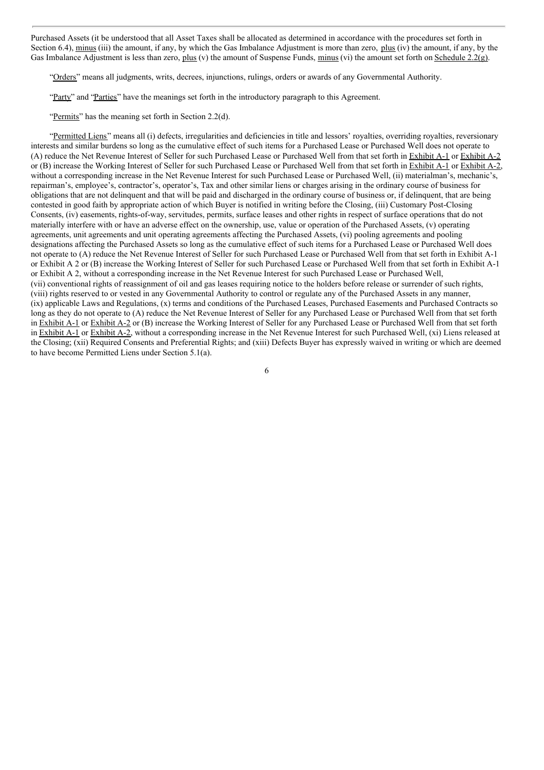Purchased Assets (it be understood that all Asset Taxes shall be allocated as determined in accordance with the procedures set forth in Section 6.4), minus (iii) the amount, if any, by which the Gas Imbalance Adjustment is more than zero, plus (iv) the amount, if any, by the Gas Imbalance Adjustment is less than zero, plus (v) the amount of Suspense Funds, minus (vi) the amount set forth on Schedule 2.2(g).

"Orders" means all judgments, writs, decrees, injunctions, rulings, orders or awards of any Governmental Authority.

"Party" and "Parties" have the meanings set forth in the introductory paragraph to this Agreement.

"Permits" has the meaning set forth in Section 2.2(d).

"Permitted Liens" means all (i) defects, irregularities and deficiencies in title and lessors' royalties, overriding royalties, reversionary interests and similar burdens so long as the cumulative effect of such items for a Purchased Lease or Purchased Well does not operate to (A) reduce the Net Revenue Interest of Seller for such Purchased Lease or Purchased Well from that set forth in Exhibit A-1 or Exhibit A-2 or (B) increase the Working Interest of Seller for such Purchased Lease or Purchased Well from that set forth in Exhibit A-1 or Exhibit A-2, without a corresponding increase in the Net Revenue Interest for such Purchased Lease or Purchased Well, (ii) materialman's, mechanic's, repairman's, employee's, contractor's, operator's, Tax and other similar liens or charges arising in the ordinary course of business for obligations that are not delinquent and that will be paid and discharged in the ordinary course of business or, if delinquent, that are being contested in good faith by appropriate action of which Buyer is notified in writing before the Closing, (iii) Customary Post-Closing Consents, (iv) easements, rights-of-way, servitudes, permits, surface leases and other rights in respect of surface operations that do not materially interfere with or have an adverse effect on the ownership, use, value or operation of the Purchased Assets, (v) operating agreements, unit agreements and unit operating agreements affecting the Purchased Assets, (vi) pooling agreements and pooling designations affecting the Purchased Assets so long as the cumulative effect of such items for a Purchased Lease or Purchased Well does not operate to (A) reduce the Net Revenue Interest of Seller for such Purchased Lease or Purchased Well from that set forth in Exhibit A-1 or Exhibit A 2 or (B) increase the Working Interest of Seller for such Purchased Lease or Purchased Well from that set forth in Exhibit A-1 or Exhibit A 2, without a corresponding increase in the Net Revenue Interest for such Purchased Lease or Purchased Well, (vii) conventional rights of reassignment of oil and gas leases requiring notice to the holders before release or surrender of such rights, (viii) rights reserved to or vested in any Governmental Authority to control or regulate any of the Purchased Assets in any manner, (ix) applicable Laws and Regulations, (x) terms and conditions of the Purchased Leases, Purchased Easements and Purchased Contracts so long as they do not operate to (A) reduce the Net Revenue Interest of Seller for any Purchased Lease or Purchased Well from that set forth in Exhibit A-1 or Exhibit A-2 or (B) increase the Working Interest of Seller for any Purchased Lease or Purchased Well from that set forth in Exhibit A-1 or Exhibit A-2, without a corresponding increase in the Net Revenue Interest for such Purchased Well, (xi) Liens released at the Closing; (xii) Required Consents and Preferential Rights; and (xiii) Defects Buyer has expressly waived in writing or which are deemed to have become Permitted Liens under Section 5.1(a).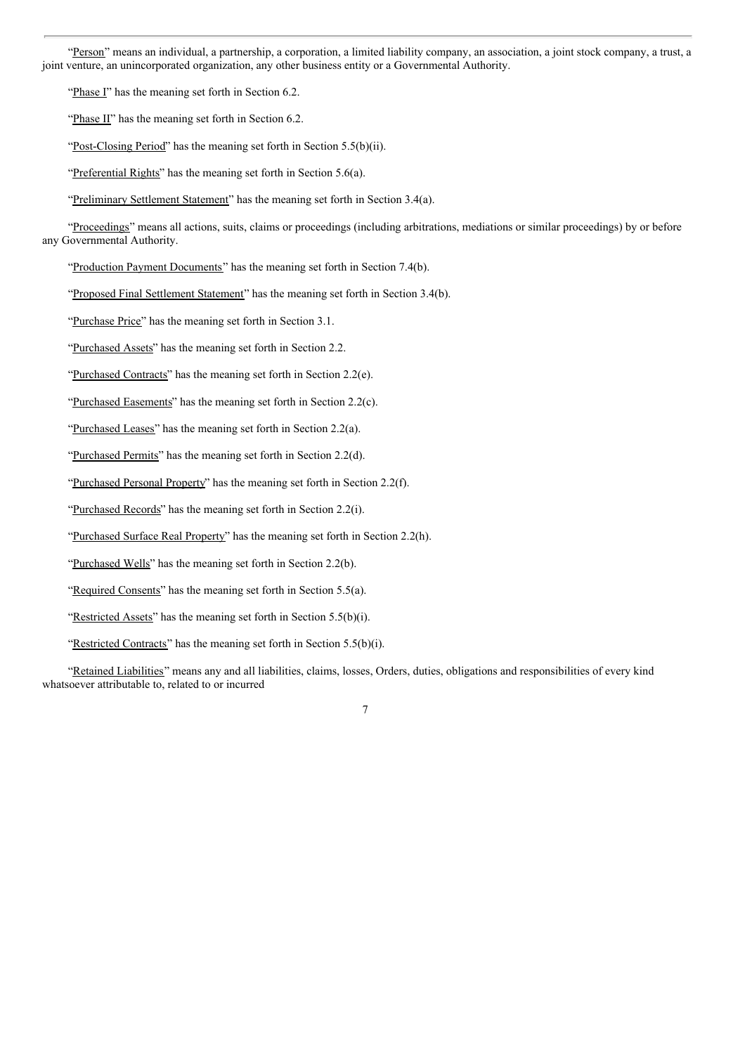"Person" means an individual, a partnership, a corporation, a limited liability company, an association, a joint stock company, a trust, a joint venture, an unincorporated organization, any other business entity or a Governmental Authority.

"Phase I" has the meaning set forth in Section 6.2.

"Phase II" has the meaning set forth in Section 6.2.

"Post-Closing Period" has the meaning set forth in Section 5.5(b)(ii).

"Preferential Rights" has the meaning set forth in Section 5.6(a).

"Preliminary Settlement Statement" has the meaning set forth in Section 3.4(a).

"Proceedings" means all actions, suits, claims or proceedings (including arbitrations, mediations or similar proceedings) by or before any Governmental Authority.

"Production Payment Documents" has the meaning set forth in Section 7.4(b).

"Proposed Final Settlement Statement" has the meaning set forth in Section 3.4(b).

"Purchase Price" has the meaning set forth in Section 3.1.

"Purchased Assets" has the meaning set forth in Section 2.2.

"Purchased Contracts" has the meaning set forth in Section 2.2(e).

"Purchased Easements" has the meaning set forth in Section 2.2(c).

"Purchased Leases" has the meaning set forth in Section 2.2(a).

"Purchased Permits" has the meaning set forth in Section 2.2(d).

"Purchased Personal Property" has the meaning set forth in Section 2.2(f).

"Purchased Records" has the meaning set forth in Section 2.2(i).

"Purchased Surface Real Property" has the meaning set forth in Section 2.2(h).

"Purchased Wells" has the meaning set forth in Section 2.2(b).

"Required Consents" has the meaning set forth in Section 5.5(a).

"Restricted Assets" has the meaning set forth in Section 5.5(b)(i).

"Restricted Contracts" has the meaning set forth in Section 5.5(b)(i).

"Retained Liabilities" means any and all liabilities, claims, losses, Orders, duties, obligations and responsibilities of every kind whatsoever attributable to, related to or incurred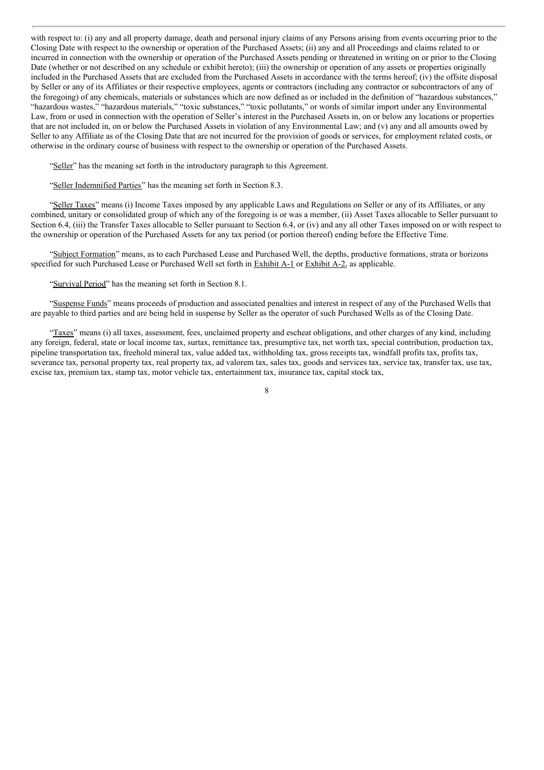with respect to: (i) any and all property damage, death and personal injury claims of any Persons arising from events occurring prior to the Closing Date with respect to the ownership or operation of the Purchased Assets; (ii) any and all Proceedings and claims related to or incurred in connection with the ownership or operation of the Purchased Assets pending or threatened in writing on or prior to the Closing Date (whether or not described on any schedule or exhibit hereto); (iii) the ownership or operation of any assets or properties originally included in the Purchased Assets that are excluded from the Purchased Assets in accordance with the terms hereof; (iv) the offsite disposal by Seller or any of its Affiliates or their respective employees, agents or contractors (including any contractor or subcontractors of any of the foregoing) of any chemicals, materials or substances which are now defined as or included in the definition of "hazardous substances," "hazardous wastes," "hazardous materials," "toxic substances," "toxic pollutants," or words of similar import under any Environmental Law, from or used in connection with the operation of Seller's interest in the Purchased Assets in, on or below any locations or properties that are not included in, on or below the Purchased Assets in violation of any Environmental Law; and (v) any and all amounts owed by Seller to any Affiliate as of the Closing Date that are not incurred for the provision of goods or services, for employment related costs, or otherwise in the ordinary course of business with respect to the ownership or operation of the Purchased Assets.

"Seller" has the meaning set forth in the introductory paragraph to this Agreement.

"Seller Indemnified Parties" has the meaning set forth in Section 8.3.

"Seller Taxes" means (i) Income Taxes imposed by any applicable Laws and Regulations on Seller or any of its Affiliates, or any combined, unitary or consolidated group of which any of the foregoing is or was a member, (ii) Asset Taxes allocable to Seller pursuant to Section 6.4, (iii) the Transfer Taxes allocable to Seller pursuant to Section 6.4, or (iv) and any all other Taxes imposed on or with respect to the ownership or operation of the Purchased Assets for any tax period (or portion thereof) ending before the Effective Time.

"Subject Formation" means, as to each Purchased Lease and Purchased Well, the depths, productive formations, strata or horizons specified for such Purchased Lease or Purchased Well set forth in Exhibit A-1 or Exhibit A-2, as applicable.

"Survival Period" has the meaning set forth in Section 8.1.

"Suspense Funds" means proceeds of production and associated penalties and interest in respect of any of the Purchased Wells that are payable to third parties and are being held in suspense by Seller as the operator of such Purchased Wells as of the Closing Date.

"Taxes" means (i) all taxes, assessment, fees, unclaimed property and escheat obligations, and other charges of any kind, including any foreign, federal, state or local income tax, surtax, remittance tax, presumptive tax, net worth tax, special contribution, production tax, pipeline transportation tax, freehold mineral tax, value added tax, withholding tax, gross receipts tax, windfall profits tax, profits tax, severance tax, personal property tax, real property tax, ad valorem tax, sales tax, goods and services tax, service tax, transfer tax, use tax, excise tax, premium tax, stamp tax, motor vehicle tax, entertainment tax, insurance tax, capital stock tax,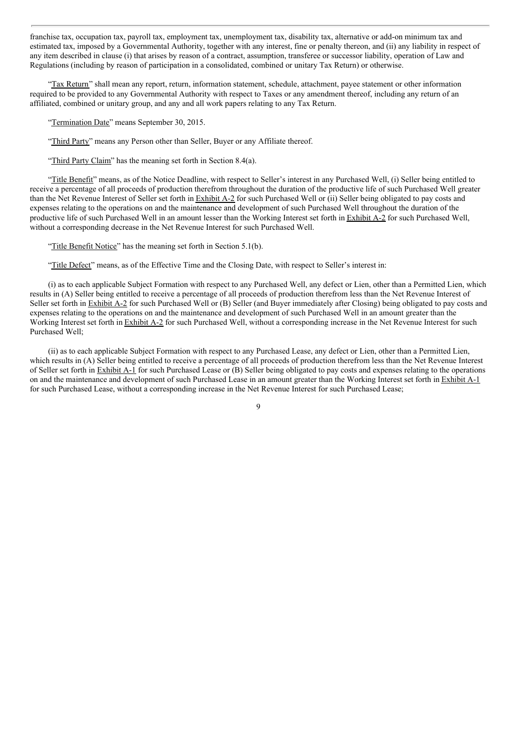franchise tax, occupation tax, payroll tax, employment tax, unemployment tax, disability tax, alternative or add-on minimum tax and estimated tax, imposed by a Governmental Authority, together with any interest, fine or penalty thereon, and (ii) any liability in respect of any item described in clause (i) that arises by reason of a contract, assumption, transferee or successor liability, operation of Law and Regulations (including by reason of participation in a consolidated, combined or unitary Tax Return) or otherwise.

"Tax Return" shall mean any report, return, information statement, schedule, attachment, payee statement or other information required to be provided to any Governmental Authority with respect to Taxes or any amendment thereof, including any return of an affiliated, combined or unitary group, and any and all work papers relating to any Tax Return.

"Termination Date" means September 30, 2015.

"Third Party" means any Person other than Seller, Buyer or any Affiliate thereof.

"Third Party Claim" has the meaning set forth in Section 8.4(a).

"Title Benefit" means, as of the Notice Deadline, with respect to Seller's interest in any Purchased Well, (i) Seller being entitled to receive a percentage of all proceeds of production therefrom throughout the duration of the productive life of such Purchased Well greater than the Net Revenue Interest of Seller set forth in Exhibit A-2 for such Purchased Well or (ii) Seller being obligated to pay costs and expenses relating to the operations on and the maintenance and development of such Purchased Well throughout the duration of the productive life of such Purchased Well in an amount lesser than the Working Interest set forth in Exhibit A-2 for such Purchased Well, without a corresponding decrease in the Net Revenue Interest for such Purchased Well.

"Title Benefit Notice" has the meaning set forth in Section 5.1(b).

"Title Defect" means, as of the Effective Time and the Closing Date, with respect to Seller's interest in:

(i) as to each applicable Subject Formation with respect to any Purchased Well, any defect or Lien, other than a Permitted Lien, which results in (A) Seller being entitled to receive a percentage of all proceeds of production therefrom less than the Net Revenue Interest of Seller set forth in Exhibit A-2 for such Purchased Well or (B) Seller (and Buyer immediately after Closing) being obligated to pay costs and expenses relating to the operations on and the maintenance and development of such Purchased Well in an amount greater than the Working Interest set forth in Exhibit A-2 for such Purchased Well, without a corresponding increase in the Net Revenue Interest for such Purchased Well;

(ii) as to each applicable Subject Formation with respect to any Purchased Lease, any defect or Lien, other than a Permitted Lien, which results in (A) Seller being entitled to receive a percentage of all proceeds of production therefrom less than the Net Revenue Interest of Seller set forth in Exhibit A-1 for such Purchased Lease or (B) Seller being obligated to pay costs and expenses relating to the operations on and the maintenance and development of such Purchased Lease in an amount greater than the Working Interest set forth in Exhibit A-1 for such Purchased Lease, without a corresponding increase in the Net Revenue Interest for such Purchased Lease;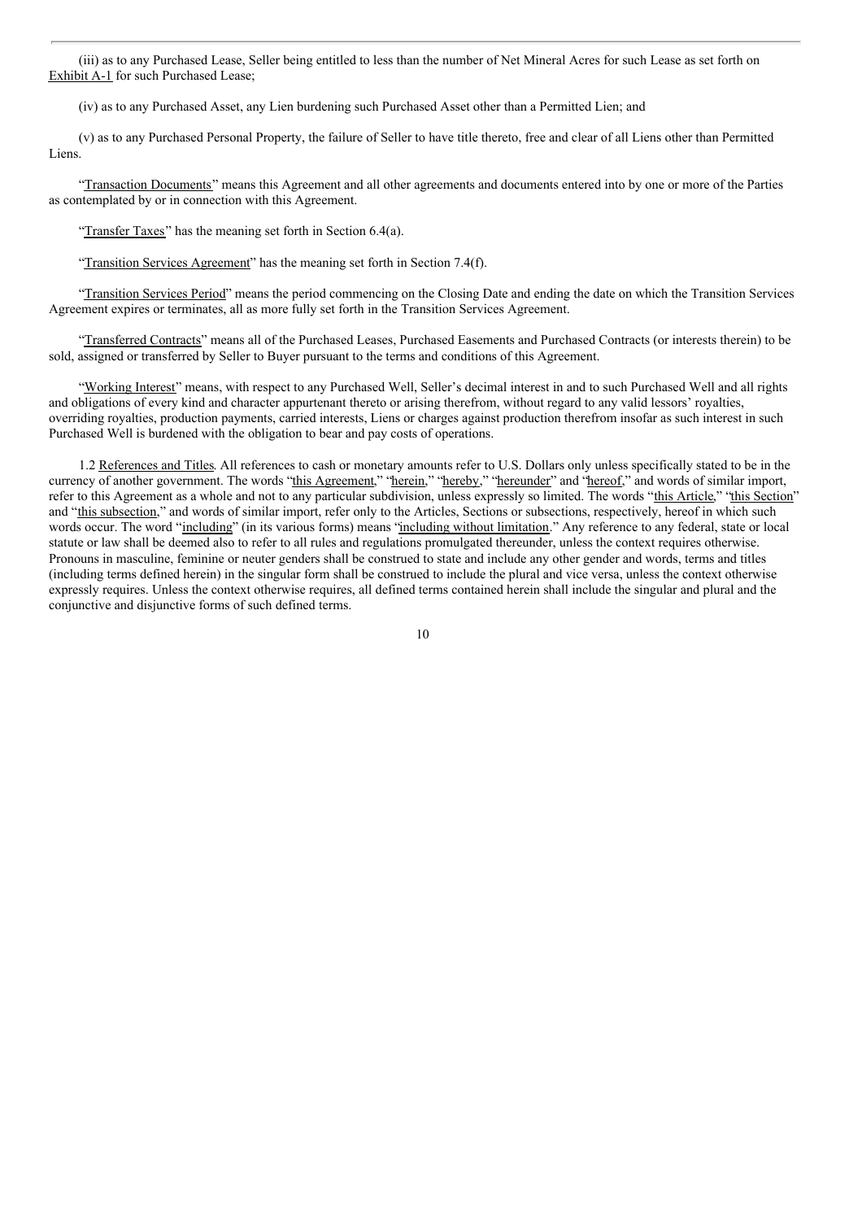(iii) as to any Purchased Lease, Seller being entitled to less than the number of Net Mineral Acres for such Lease as set forth on Exhibit A-1 for such Purchased Lease;

(iv) as to any Purchased Asset, any Lien burdening such Purchased Asset other than a Permitted Lien; and

(v) as to any Purchased Personal Property, the failure of Seller to have title thereto, free and clear of all Liens other than Permitted Liens.

"Transaction Documents" means this Agreement and all other agreements and documents entered into by one or more of the Parties as contemplated by or in connection with this Agreement.

"Transfer Taxes" has the meaning set forth in Section 6.4(a).

"Transition Services Agreement" has the meaning set forth in Section 7.4(f).

"Transition Services Period" means the period commencing on the Closing Date and ending the date on which the Transition Services Agreement expires or terminates, all as more fully set forth in the Transition Services Agreement.

"Transferred Contracts" means all of the Purchased Leases, Purchased Easements and Purchased Contracts (or interests therein) to be sold, assigned or transferred by Seller to Buyer pursuant to the terms and conditions of this Agreement.

"Working Interest" means, with respect to any Purchased Well, Seller's decimal interest in and to such Purchased Well and all rights and obligations of every kind and character appurtenant thereto or arising therefrom, without regard to any valid lessors' royalties, overriding royalties, production payments, carried interests, Liens or charges against production therefrom insofar as such interest in such Purchased Well is burdened with the obligation to bear and pay costs of operations.

1.2 References and Titles. All references to cash or monetary amounts refer to U.S. Dollars only unless specifically stated to be in the currency of another government. The words "this Agreement," "herein," "hereby," "hereunder" and "hereof," and words of similar import, refer to this Agreement as a whole and not to any particular subdivision, unless expressly so limited. The words "this Article," "this Section" and "this subsection," and words of similar import, refer only to the Articles, Sections or subsections, respectively, hereof in which such words occur. The word "including" (in its various forms) means "including without limitation." Any reference to any federal, state or local statute or law shall be deemed also to refer to all rules and regulations promulgated thereunder, unless the context requires otherwise. Pronouns in masculine, feminine or neuter genders shall be construed to state and include any other gender and words, terms and titles (including terms defined herein) in the singular form shall be construed to include the plural and vice versa, unless the context otherwise expressly requires. Unless the context otherwise requires, all defined terms contained herein shall include the singular and plural and the conjunctive and disjunctive forms of such defined terms.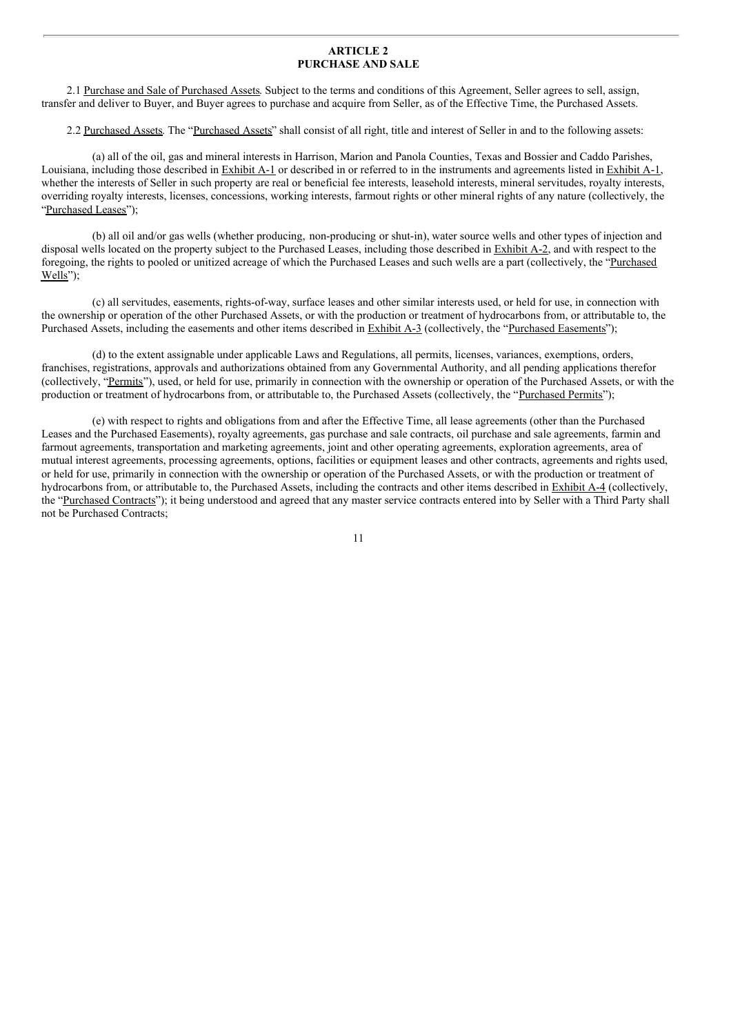## ARTICLE 2
## PURCHASE AND SALE

2.1 Purchase and Sale of Purchased Assets. Subject to the terms and conditions of this Agreement, Seller agrees to sell, assign, transfer and deliver to Buyer, and Buyer agrees to purchase and acquire from Seller, as of the Effective Time, the Purchased Assets.

2.2 Purchased Assets. The "Purchased Assets" shall consist of all right, title and interest of Seller in and to the following assets:

(a) all of the oil, gas and mineral interests in Harrison, Marion and Panola Counties, Texas and Bossier and Caddo Parishes, Louisiana, including those described in Exhibit A-1 or described in or referred to in the instruments and agreements listed in Exhibit A-1, whether the interests of Seller in such property are real or beneficial fee interests, leasehold interests, mineral servitudes, royalty interests, overriding royalty interests, licenses, concessions, working interests, farmout rights or other mineral rights of any nature (collectively, the "Purchased Leases");

(b) all oil and/or gas wells (whether producing, non-producing or shut-in), water source wells and other types of injection and disposal wells located on the property subject to the Purchased Leases, including those described in Exhibit A-2, and with respect to the foregoing, the rights to pooled or unitized acreage of which the Purchased Leases and such wells are a part (collectively, the "Purchased Wells");

(c) all servitudes, easements, rights-of-way, surface leases and other similar interests used, or held for use, in connection with the ownership or operation of the other Purchased Assets, or with the production or treatment of hydrocarbons from, or attributable to, the Purchased Assets, including the easements and other items described in Exhibit A-3 (collectively, the "Purchased Easements");

(d) to the extent assignable under applicable Laws and Regulations, all permits, licenses, variances, exemptions, orders, franchises, registrations, approvals and authorizations obtained from any Governmental Authority, and all pending applications therefor (collectively, "Permits"), used, or held for use, primarily in connection with the ownership or operation of the Purchased Assets, or with the production or treatment of hydrocarbons from, or attributable to, the Purchased Assets (collectively, the "Purchased Permits");

(e) with respect to rights and obligations from and after the Effective Time, all lease agreements (other than the Purchased Leases and the Purchased Easements), royalty agreements, gas purchase and sale contracts, oil purchase and sale agreements, farmin and farmout agreements, transportation and marketing agreements, joint and other operating agreements, exploration agreements, area of mutual interest agreements, processing agreements, options, facilities or equipment leases and other contracts, agreements and rights used, or held for use, primarily in connection with the ownership or operation of the Purchased Assets, or with the production or treatment of hydrocarbons from, or attributable to, the Purchased Assets, including the contracts and other items described in Exhibit A-4 (collectively, the "Purchased Contracts"); it being understood and agreed that any master service contracts entered into by Seller with a Third Party shall not be Purchased Contracts;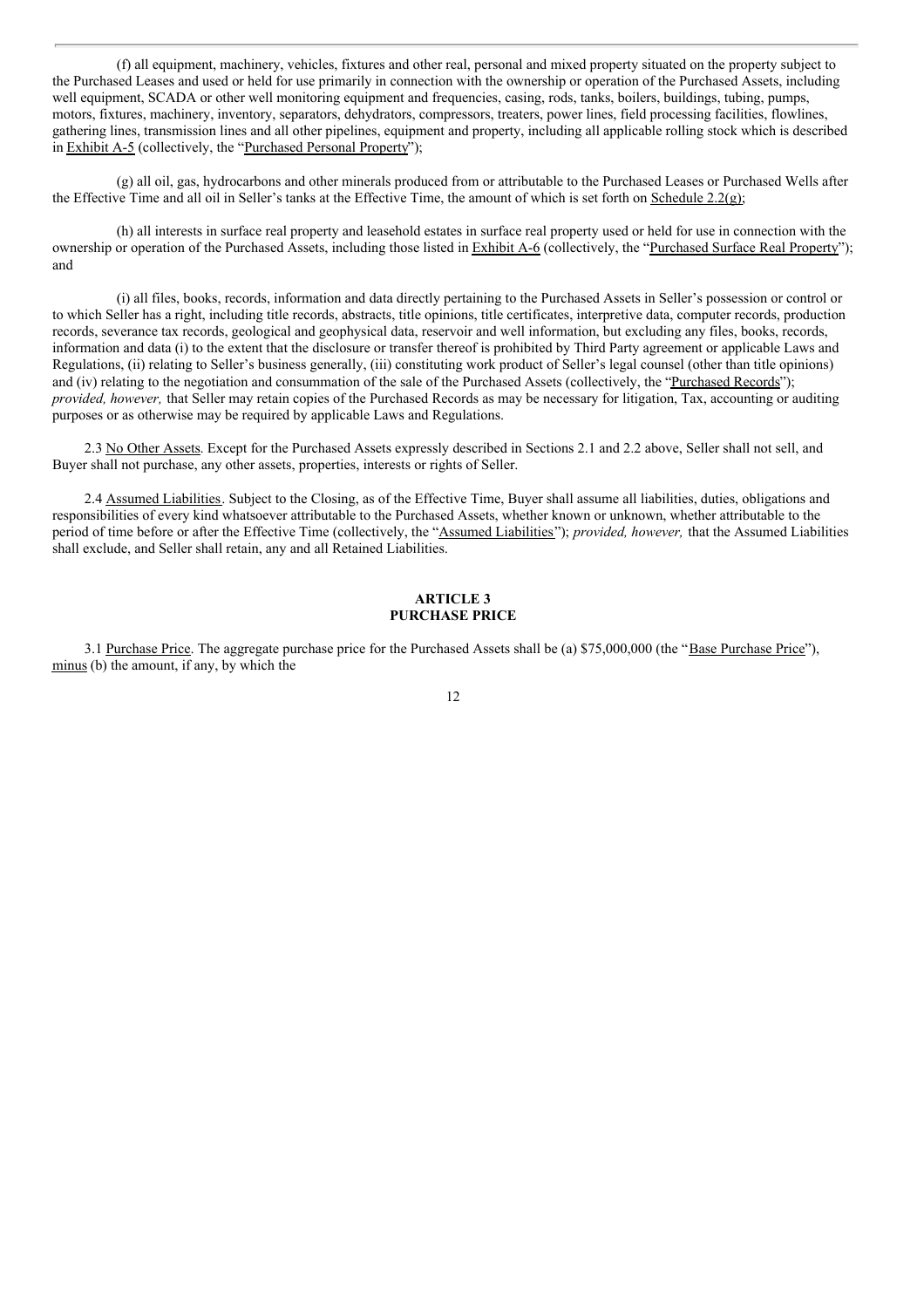(f) all equipment, machinery, vehicles, fixtures and other real, personal and mixed property situated on the property subject to the Purchased Leases and used or held for use primarily in connection with the ownership or operation of the Purchased Assets, including well equipment, SCADA or other well monitoring equipment and frequencies, casing, rods, tanks, boilers, buildings, tubing, pumps, motors, fixtures, machinery, inventory, separators, dehydrators, compressors, treaters, power lines, field processing facilities, flowlines, gathering lines, transmission lines and all other pipelines, equipment and property, including all applicable rolling stock which is described in Exhibit A-5 (collectively, the "Purchased Personal Property");

(g) all oil, gas, hydrocarbons and other minerals produced from or attributable to the Purchased Leases or Purchased Wells after the Effective Time and all oil in Seller's tanks at the Effective Time, the amount of which is set forth on Schedule 2.2(g);

(h) all interests in surface real property and leasehold estates in surface real property used or held for use in connection with the ownership or operation of the Purchased Assets, including those listed in Exhibit A-6 (collectively, the "Purchased Surface Real Property"); and

(i) all files, books, records, information and data directly pertaining to the Purchased Assets in Seller's possession or control or to which Seller has a right, including title records, abstracts, title opinions, title certificates, interpretive data, computer records, production records, severance tax records, geological and geophysical data, reservoir and well information, but excluding any files, books, records, information and data (i) to the extent that the disclosure or transfer thereof is prohibited by Third Party agreement or applicable Laws and Regulations, (ii) relating to Seller's business generally, (iii) constituting work product of Seller's legal counsel (other than title opinions) and (iv) relating to the negotiation and consummation of the sale of the Purchased Assets (collectively, the "Purchased Records"); *provided, however,* that Seller may retain copies of the Purchased Records as may be necessary for litigation, Tax, accounting or auditing purposes or as otherwise may be required by applicable Laws and Regulations.

2.3 No Other Assets. Except for the Purchased Assets expressly described in Sections 2.1 and 2.2 above, Seller shall not sell, and Buyer shall not purchase, any other assets, properties, interests or rights of Seller.

2.4 Assumed Liabilities. Subject to the Closing, as of the Effective Time, Buyer shall assume all liabilities, duties, obligations and responsibilities of every kind whatsoever attributable to the Purchased Assets, whether known or unknown, whether attributable to the period of time before or after the Effective Time (collectively, the "Assumed Liabilities"); *provided, however,* that the Assumed Liabilities shall exclude, and Seller shall retain, any and all Retained Liabilities.

## ARTICLE 3
## PURCHASE PRICE

3.1 Purchase Price. The aggregate purchase price for the Purchased Assets shall be (a) $75,000,000 (the "Base Purchase Price"), minus (b) the amount, if any, by which the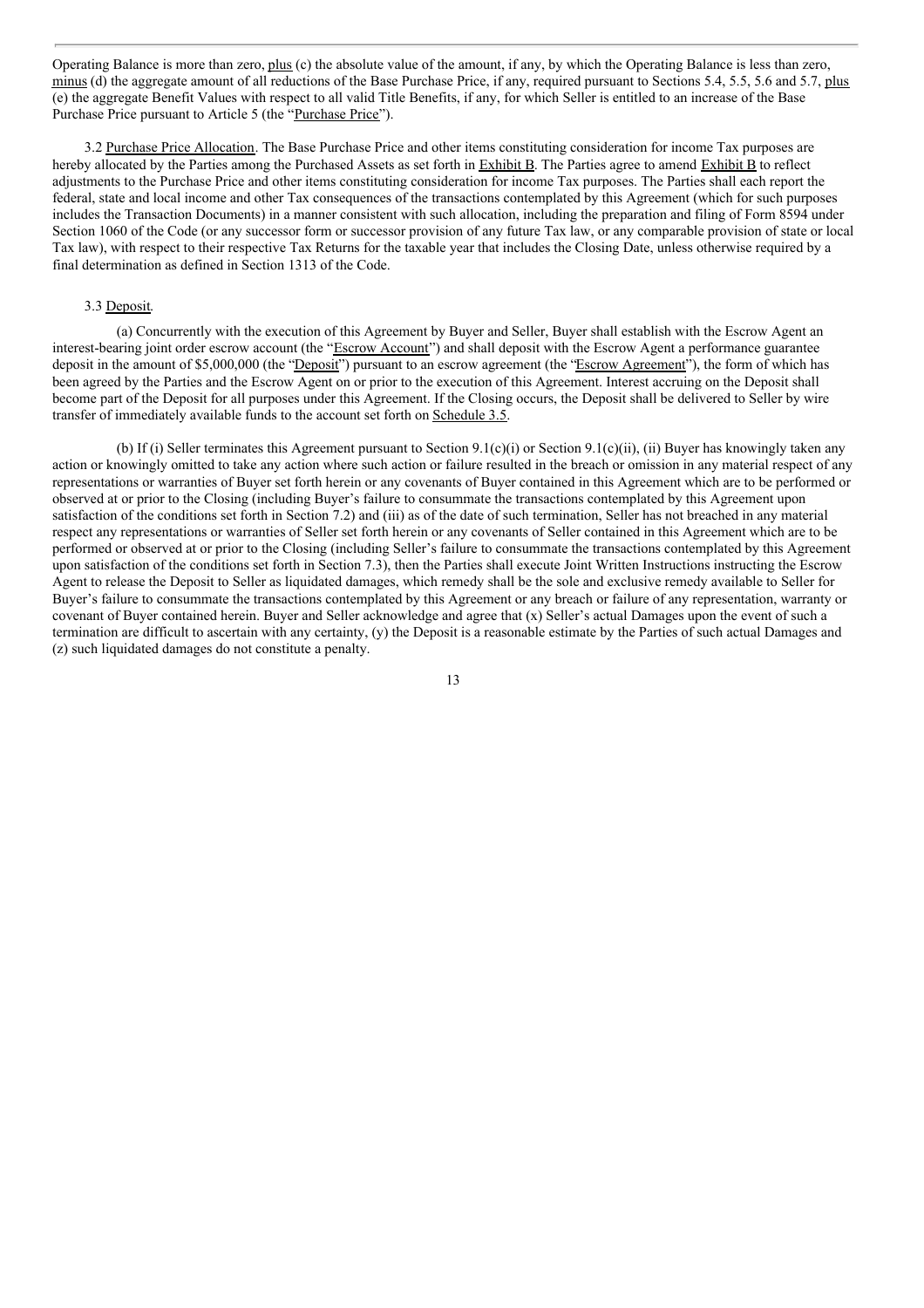Operating Balance is more than zero, plus (c) the absolute value of the amount, if any, by which the Operating Balance is less than zero, minus (d) the aggregate amount of all reductions of the Base Purchase Price, if any, required pursuant to Sections 5.4, 5.5, 5.6 and 5.7, plus (e) the aggregate Benefit Values with respect to all valid Title Benefits, if any, for which Seller is entitled to an increase of the Base Purchase Price pursuant to Article 5 (the "Purchase Price").

3.2 Purchase Price Allocation. The Base Purchase Price and other items constituting consideration for income Tax purposes are hereby allocated by the Parties among the Purchased Assets as set forth in Exhibit B. The Parties agree to amend Exhibit B to reflect adjustments to the Purchase Price and other items constituting consideration for income Tax purposes. The Parties shall each report the federal, state and local income and other Tax consequences of the transactions contemplated by this Agreement (which for such purposes includes the Transaction Documents) in a manner consistent with such allocation, including the preparation and filing of Form 8594 under Section 1060 of the Code (or any successor form or successor provision of any future Tax law, or any comparable provision of state or local Tax law), with respect to their respective Tax Returns for the taxable year that includes the Closing Date, unless otherwise required by a final determination as defined in Section 1313 of the Code.

3.3 Deposit.

(a) Concurrently with the execution of this Agreement by Buyer and Seller, Buyer shall establish with the Escrow Agent an interest-bearing joint order escrow account (the "Escrow Account") and shall deposit with the Escrow Agent a performance guarantee deposit in the amount of $5,000,000 (the "Deposit") pursuant to an escrow agreement (the "Escrow Agreement"), the form of which has been agreed by the Parties and the Escrow Agent on or prior to the execution of this Agreement. Interest accruing on the Deposit shall become part of the Deposit for all purposes under this Agreement. If the Closing occurs, the Deposit shall be delivered to Seller by wire transfer of immediately available funds to the account set forth on Schedule 3.5.

(b) If (i) Seller terminates this Agreement pursuant to Section 9.1(c)(i) or Section 9.1(c)(ii), (ii) Buyer has knowingly taken any action or knowingly omitted to take any action where such action or failure resulted in the breach or omission in any material respect of any representations or warranties of Buyer set forth herein or any covenants of Buyer contained in this Agreement which are to be performed or observed at or prior to the Closing (including Buyer's failure to consummate the transactions contemplated by this Agreement upon satisfaction of the conditions set forth in Section 7.2) and (iii) as of the date of such termination, Seller has not breached in any material respect any representations or warranties of Seller set forth herein or any covenants of Seller contained in this Agreement which are to be performed or observed at or prior to the Closing (including Seller's failure to consummate the transactions contemplated by this Agreement upon satisfaction of the conditions set forth in Section 7.3), then the Parties shall execute Joint Written Instructions instructing the Escrow Agent to release the Deposit to Seller as liquidated damages, which remedy shall be the sole and exclusive remedy available to Seller for Buyer's failure to consummate the transactions contemplated by this Agreement or any breach or failure of any representation, warranty or covenant of Buyer contained herein. Buyer and Seller acknowledge and agree that (x) Seller's actual Damages upon the event of such a termination are difficult to ascertain with any certainty, (y) the Deposit is a reasonable estimate by the Parties of such actual Damages and (z) such liquidated damages do not constitute a penalty.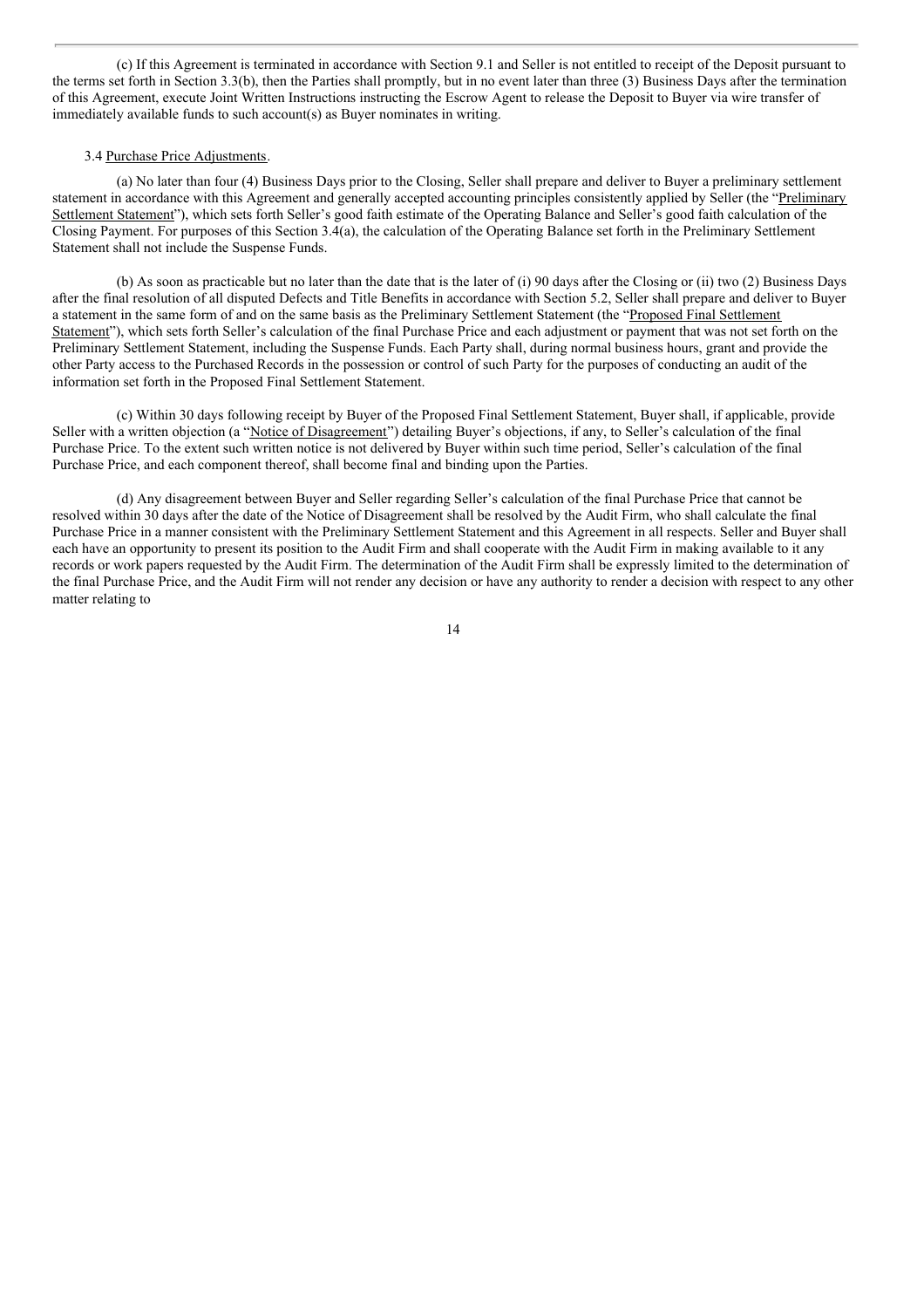(c) If this Agreement is terminated in accordance with Section 9.1 and Seller is not entitled to receipt of the Deposit pursuant to the terms set forth in Section 3.3(b), then the Parties shall promptly, but in no event later than three (3) Business Days after the termination of this Agreement, execute Joint Written Instructions instructing the Escrow Agent to release the Deposit to Buyer via wire transfer of immediately available funds to such account(s) as Buyer nominates in writing.

3.4 Purchase Price Adjustments.

(a) No later than four (4) Business Days prior to the Closing, Seller shall prepare and deliver to Buyer a preliminary settlement statement in accordance with this Agreement and generally accepted accounting principles consistently applied by Seller (the "Preliminary Settlement Statement"), which sets forth Seller's good faith estimate of the Operating Balance and Seller's good faith calculation of the Closing Payment. For purposes of this Section 3.4(a), the calculation of the Operating Balance set forth in the Preliminary Settlement Statement shall not include the Suspense Funds.

(b) As soon as practicable but no later than the date that is the later of (i) 90 days after the Closing or (ii) two (2) Business Days after the final resolution of all disputed Defects and Title Benefits in accordance with Section 5.2, Seller shall prepare and deliver to Buyer a statement in the same form of and on the same basis as the Preliminary Settlement Statement (the "Proposed Final Settlement Statement"), which sets forth Seller's calculation of the final Purchase Price and each adjustment or payment that was not set forth on the Preliminary Settlement Statement, including the Suspense Funds. Each Party shall, during normal business hours, grant and provide the other Party access to the Purchased Records in the possession or control of such Party for the purposes of conducting an audit of the information set forth in the Proposed Final Settlement Statement.

(c) Within 30 days following receipt by Buyer of the Proposed Final Settlement Statement, Buyer shall, if applicable, provide Seller with a written objection (a "Notice of Disagreement") detailing Buyer's objections, if any, to Seller's calculation of the final Purchase Price. To the extent such written notice is not delivered by Buyer within such time period, Seller's calculation of the final Purchase Price, and each component thereof, shall become final and binding upon the Parties.

(d) Any disagreement between Buyer and Seller regarding Seller's calculation of the final Purchase Price that cannot be resolved within 30 days after the date of the Notice of Disagreement shall be resolved by the Audit Firm, who shall calculate the final Purchase Price in a manner consistent with the Preliminary Settlement Statement and this Agreement in all respects. Seller and Buyer shall each have an opportunity to present its position to the Audit Firm and shall cooperate with the Audit Firm in making available to it any records or work papers requested by the Audit Firm. The determination of the Audit Firm shall be expressly limited to the determination of the final Purchase Price, and the Audit Firm will not render any decision or have any authority to render a decision with respect to any other matter relating to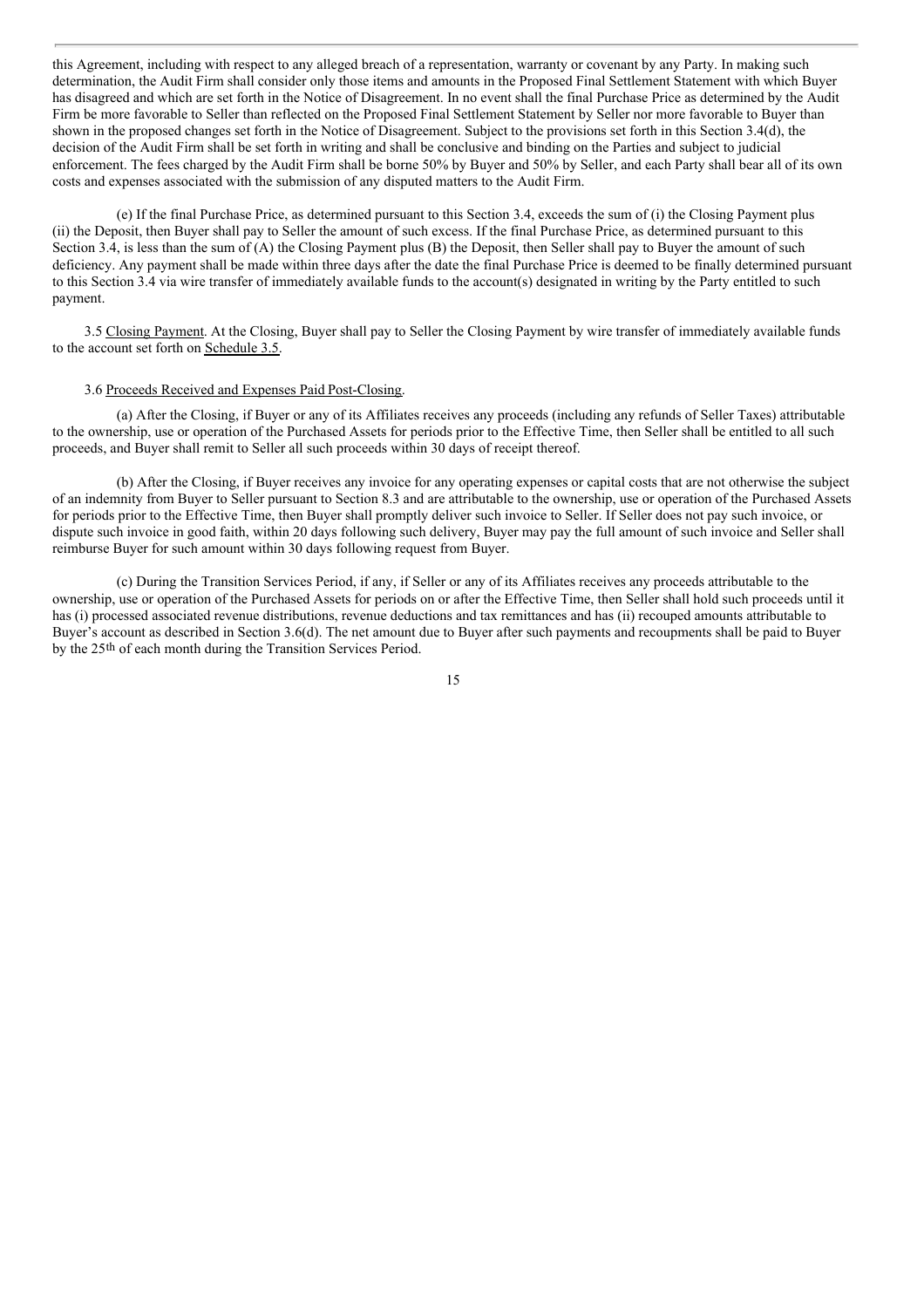this Agreement, including with respect to any alleged breach of a representation, warranty or covenant by any Party. In making such determination, the Audit Firm shall consider only those items and amounts in the Proposed Final Settlement Statement with which Buyer has disagreed and which are set forth in the Notice of Disagreement. In no event shall the final Purchase Price as determined by the Audit Firm be more favorable to Seller than reflected on the Proposed Final Settlement Statement by Seller nor more favorable to Buyer than shown in the proposed changes set forth in the Notice of Disagreement. Subject to the provisions set forth in this Section 3.4(d), the decision of the Audit Firm shall be set forth in writing and shall be conclusive and binding on the Parties and subject to judicial enforcement. The fees charged by the Audit Firm shall be borne 50% by Buyer and 50% by Seller, and each Party shall bear all of its own costs and expenses associated with the submission of any disputed matters to the Audit Firm.

(e) If the final Purchase Price, as determined pursuant to this Section 3.4, exceeds the sum of (i) the Closing Payment plus (ii) the Deposit, then Buyer shall pay to Seller the amount of such excess. If the final Purchase Price, as determined pursuant to this Section 3.4, is less than the sum of (A) the Closing Payment plus (B) the Deposit, then Seller shall pay to Buyer the amount of such deficiency. Any payment shall be made within three days after the date the final Purchase Price is deemed to be finally determined pursuant to this Section 3.4 via wire transfer of immediately available funds to the account(s) designated in writing by the Party entitled to such payment.

3.5 Closing Payment. At the Closing, Buyer shall pay to Seller the Closing Payment by wire transfer of immediately available funds to the account set forth on Schedule 3.5.

3.6 Proceeds Received and Expenses Paid Post-Closing.

(a) After the Closing, if Buyer or any of its Affiliates receives any proceeds (including any refunds of Seller Taxes) attributable to the ownership, use or operation of the Purchased Assets for periods prior to the Effective Time, then Seller shall be entitled to all such proceeds, and Buyer shall remit to Seller all such proceeds within 30 days of receipt thereof.

(b) After the Closing, if Buyer receives any invoice for any operating expenses or capital costs that are not otherwise the subject of an indemnity from Buyer to Seller pursuant to Section 8.3 and are attributable to the ownership, use or operation of the Purchased Assets for periods prior to the Effective Time, then Buyer shall promptly deliver such invoice to Seller. If Seller does not pay such invoice, or dispute such invoice in good faith, within 20 days following such delivery, Buyer may pay the full amount of such invoice and Seller shall reimburse Buyer for such amount within 30 days following request from Buyer.

(c) During the Transition Services Period, if any, if Seller or any of its Affiliates receives any proceeds attributable to the ownership, use or operation of the Purchased Assets for periods on or after the Effective Time, then Seller shall hold such proceeds until it has (i) processed associated revenue distributions, revenue deductions and tax remittances and has (ii) recouped amounts attributable to Buyer's account as described in Section 3.6(d). The net amount due to Buyer after such payments and recoupments shall be paid to Buyer by the 25th of each month during the Transition Services Period.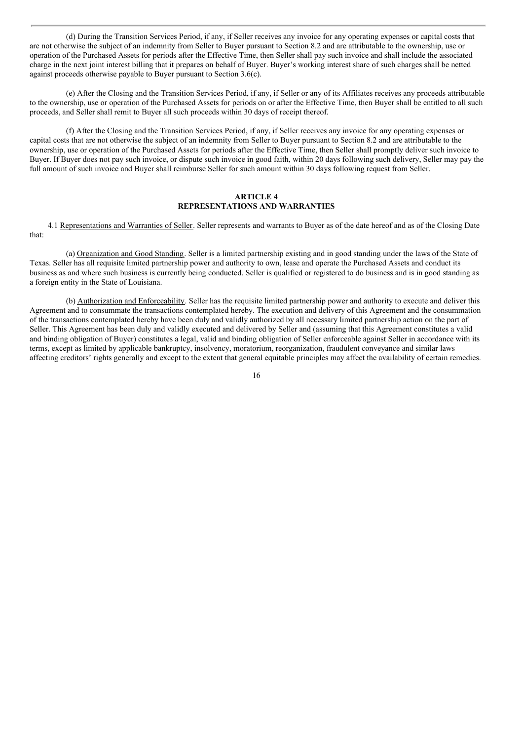(d) During the Transition Services Period, if any, if Seller receives any invoice for any operating expenses or capital costs that are not otherwise the subject of an indemnity from Seller to Buyer pursuant to Section 8.2 and are attributable to the ownership, use or operation of the Purchased Assets for periods after the Effective Time, then Seller shall pay such invoice and shall include the associated charge in the next joint interest billing that it prepares on behalf of Buyer. Buyer's working interest share of such charges shall be netted against proceeds otherwise payable to Buyer pursuant to Section 3.6(c).

(e) After the Closing and the Transition Services Period, if any, if Seller or any of its Affiliates receives any proceeds attributable to the ownership, use or operation of the Purchased Assets for periods on or after the Effective Time, then Buyer shall be entitled to all such proceeds, and Seller shall remit to Buyer all such proceeds within 30 days of receipt thereof.

(f) After the Closing and the Transition Services Period, if any, if Seller receives any invoice for any operating expenses or capital costs that are not otherwise the subject of an indemnity from Seller to Buyer pursuant to Section 8.2 and are attributable to the ownership, use or operation of the Purchased Assets for periods after the Effective Time, then Seller shall promptly deliver such invoice to Buyer. If Buyer does not pay such invoice, or dispute such invoice in good faith, within 20 days following such delivery, Seller may pay the full amount of such invoice and Buyer shall reimburse Seller for such amount within 30 days following request from Seller.

## ARTICLE 4
## REPRESENTATIONS AND WARRANTIES

4.1 Representations and Warranties of Seller. Seller represents and warrants to Buyer as of the date hereof and as of the Closing Date that:

(a) Organization and Good Standing. Seller is a limited partnership existing and in good standing under the laws of the State of Texas. Seller has all requisite limited partnership power and authority to own, lease and operate the Purchased Assets and conduct its business as and where such business is currently being conducted. Seller is qualified or registered to do business and is in good standing as a foreign entity in the State of Louisiana.

(b) Authorization and Enforceability. Seller has the requisite limited partnership power and authority to execute and deliver this Agreement and to consummate the transactions contemplated hereby. The execution and delivery of this Agreement and the consummation of the transactions contemplated hereby have been duly and validly authorized by all necessary limited partnership action on the part of Seller. This Agreement has been duly and validly executed and delivered by Seller and (assuming that this Agreement constitutes a valid and binding obligation of Buyer) constitutes a legal, valid and binding obligation of Seller enforceable against Seller in accordance with its terms, except as limited by applicable bankruptcy, insolvency, moratorium, reorganization, fraudulent conveyance and similar laws affecting creditors' rights generally and except to the extent that general equitable principles may affect the availability of certain remedies.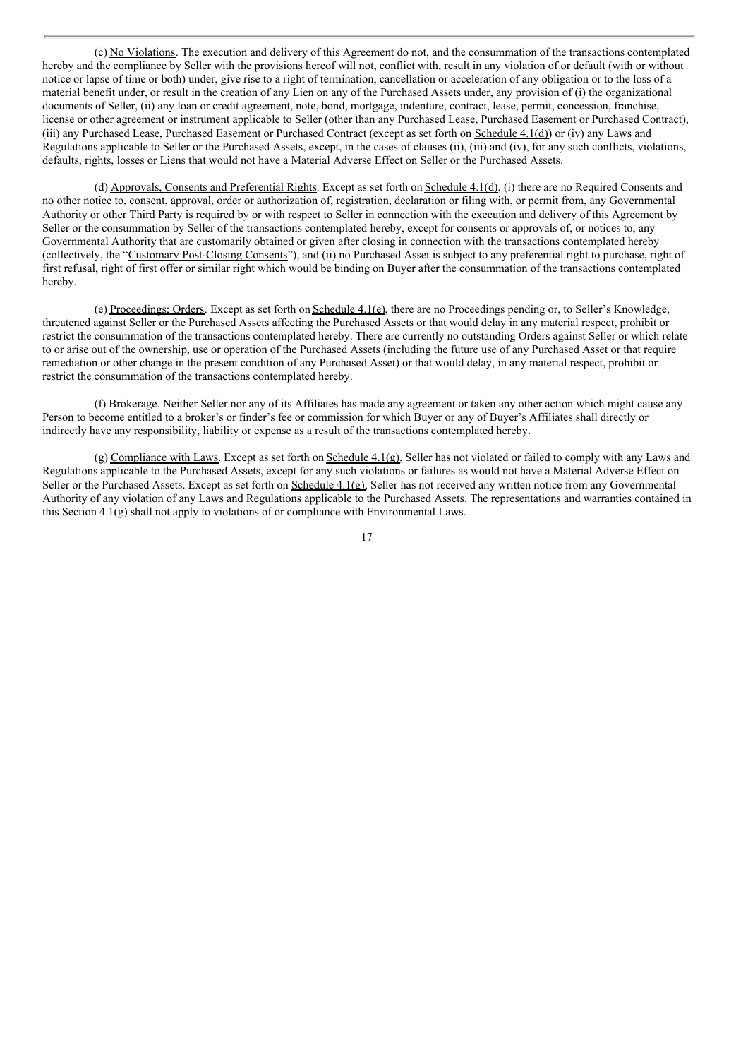(c) No Violations. The execution and delivery of this Agreement do not, and the consummation of the transactions contemplated hereby and the compliance by Seller with the provisions hereof will not, conflict with, result in any violation of or default (with or without notice or lapse of time or both) under, give rise to a right of termination, cancellation or acceleration of any obligation or to the loss of a material benefit under, or result in the creation of any Lien on any of the Purchased Assets under, any provision of (i) the organizational documents of Seller, (ii) any loan or credit agreement, note, bond, mortgage, indenture, contract, lease, permit, concession, franchise, license or other agreement or instrument applicable to Seller (other than any Purchased Lease, Purchased Easement or Purchased Contract), (iii) any Purchased Lease, Purchased Easement or Purchased Contract (except as set forth on Schedule 4.1(d)) or (iv) any Laws and Regulations applicable to Seller or the Purchased Assets, except, in the cases of clauses (ii), (iii) and (iv), for any such conflicts, violations, defaults, rights, losses or Liens that would not have a Material Adverse Effect on Seller or the Purchased Assets.

(d) Approvals, Consents and Preferential Rights. Except as set forth on Schedule 4.1(d), (i) there are no Required Consents and no other notice to, consent, approval, order or authorization of, registration, declaration or filing with, or permit from, any Governmental Authority or other Third Party is required by or with respect to Seller in connection with the execution and delivery of this Agreement by Seller or the consummation by Seller of the transactions contemplated hereby, except for consents or approvals of, or notices to, any Governmental Authority that are customarily obtained or given after closing in connection with the transactions contemplated hereby (collectively, the "Customary Post-Closing Consents"), and (ii) no Purchased Asset is subject to any preferential right to purchase, right of first refusal, right of first offer or similar right which would be binding on Buyer after the consummation of the transactions contemplated hereby.

(e) Proceedings; Orders. Except as set forth on Schedule 4.1(e), there are no Proceedings pending or, to Seller's Knowledge, threatened against Seller or the Purchased Assets affecting the Purchased Assets or that would delay in any material respect, prohibit or restrict the consummation of the transactions contemplated hereby. There are currently no outstanding Orders against Seller or which relate to or arise out of the ownership, use or operation of the Purchased Assets (including the future use of any Purchased Asset or that require remediation or other change in the present condition of any Purchased Asset) or that would delay, in any material respect, prohibit or restrict the consummation of the transactions contemplated hereby.

(f) Brokerage. Neither Seller nor any of its Affiliates has made any agreement or taken any other action which might cause any Person to become entitled to a broker's or finder's fee or commission for which Buyer or any of Buyer's Affiliates shall directly or indirectly have any responsibility, liability or expense as a result of the transactions contemplated hereby.

(g) Compliance with Laws. Except as set forth on Schedule 4.1(g), Seller has not violated or failed to comply with any Laws and Regulations applicable to the Purchased Assets, except for any such violations or failures as would not have a Material Adverse Effect on Seller or the Purchased Assets. Except as set forth on Schedule 4.1(g), Seller has not received any written notice from any Governmental Authority of any violation of any Laws and Regulations applicable to the Purchased Assets. The representations and warranties contained in this Section 4.1(g) shall not apply to violations of or compliance with Environmental Laws.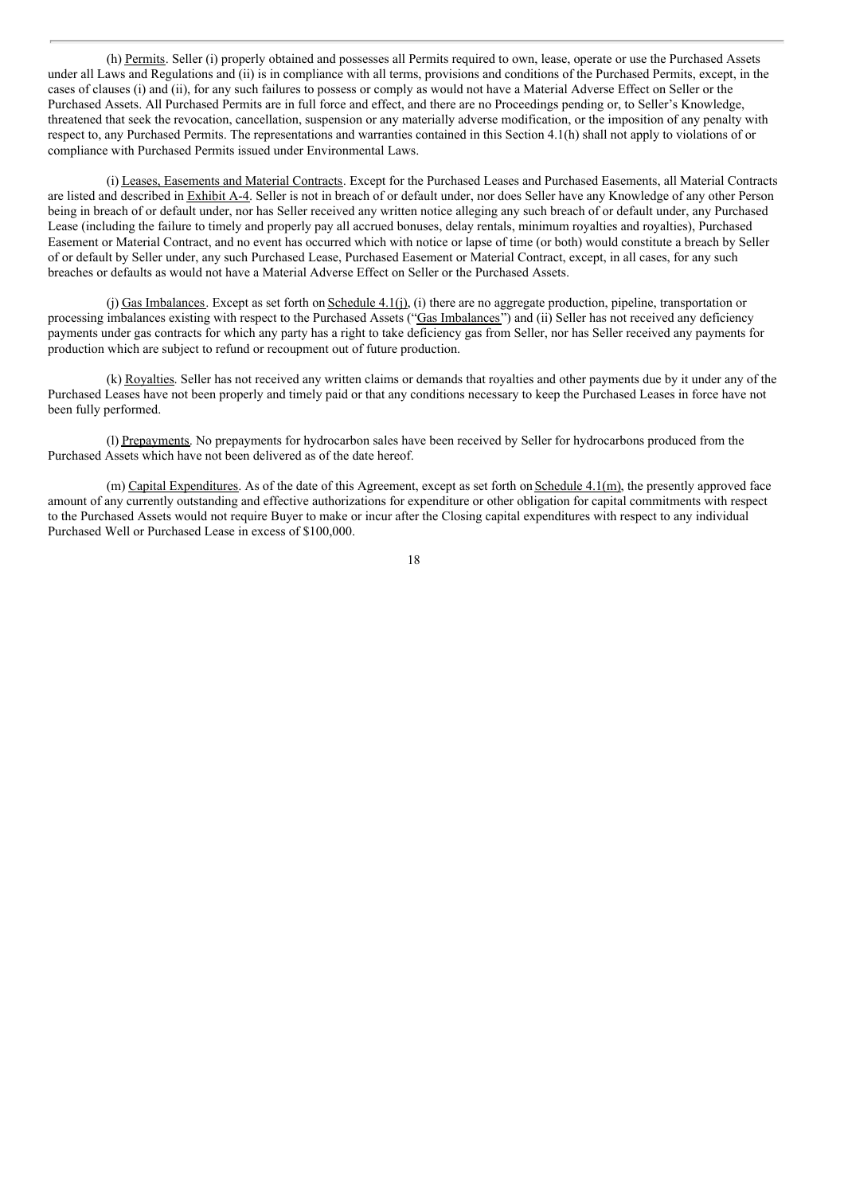(h) Permits. Seller (i) properly obtained and possesses all Permits required to own, lease, operate or use the Purchased Assets under all Laws and Regulations and (ii) is in compliance with all terms, provisions and conditions of the Purchased Permits, except, in the cases of clauses (i) and (ii), for any such failures to possess or comply as would not have a Material Adverse Effect on Seller or the Purchased Assets. All Purchased Permits are in full force and effect, and there are no Proceedings pending or, to Seller's Knowledge, threatened that seek the revocation, cancellation, suspension or any materially adverse modification, or the imposition of any penalty with respect to, any Purchased Permits. The representations and warranties contained in this Section 4.1(h) shall not apply to violations of or compliance with Purchased Permits issued under Environmental Laws.

(i) Leases, Easements and Material Contracts. Except for the Purchased Leases and Purchased Easements, all Material Contracts are listed and described in Exhibit A-4. Seller is not in breach of or default under, nor does Seller have any Knowledge of any other Person being in breach of or default under, nor has Seller received any written notice alleging any such breach of or default under, any Purchased Lease (including the failure to timely and properly pay all accrued bonuses, delay rentals, minimum royalties and royalties), Purchased Easement or Material Contract, and no event has occurred which with notice or lapse of time (or both) would constitute a breach by Seller of or default by Seller under, any such Purchased Lease, Purchased Easement or Material Contract, except, in all cases, for any such breaches or defaults as would not have a Material Adverse Effect on Seller or the Purchased Assets.

(j) Gas Imbalances. Except as set forth on Schedule 4.1(j), (i) there are no aggregate production, pipeline, transportation or processing imbalances existing with respect to the Purchased Assets ("Gas Imbalances") and (ii) Seller has not received any deficiency payments under gas contracts for which any party has a right to take deficiency gas from Seller, nor has Seller received any payments for production which are subject to refund or recoupment out of future production.

(k) Royalties. Seller has not received any written claims or demands that royalties and other payments due by it under any of the Purchased Leases have not been properly and timely paid or that any conditions necessary to keep the Purchased Leases in force have not been fully performed.

(l) Prepayments. No prepayments for hydrocarbon sales have been received by Seller for hydrocarbons produced from the Purchased Assets which have not been delivered as of the date hereof.

(m) Capital Expenditures. As of the date of this Agreement, except as set forth on Schedule 4.1(m), the presently approved face amount of any currently outstanding and effective authorizations for expenditure or other obligation for capital commitments with respect to the Purchased Assets would not require Buyer to make or incur after the Closing capital expenditures with respect to any individual Purchased Well or Purchased Lease in excess of $100,000.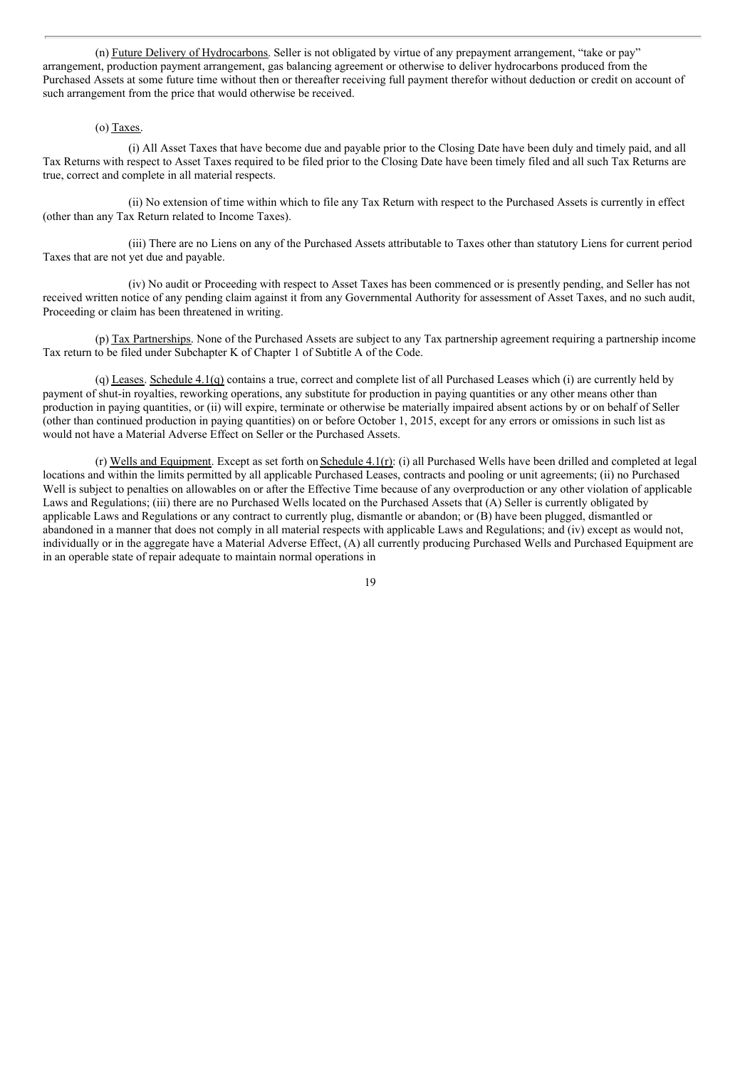(n) <u>Future Delivery of Hydrocarbons</u>. Seller is not obligated by virtue of any prepayment arrangement, "take or pay" arrangement, production payment arrangement, gas balancing agreement or otherwise to deliver hydrocarbons produced from the Purchased Assets at some future time without then or thereafter receiving full payment therefor without deduction or credit on account of such arrangement from the price that would otherwise be received.

(o) <u>Taxes</u>.

(i) All Asset Taxes that have become due and payable prior to the Closing Date have been duly and timely paid, and all Tax Returns with respect to Asset Taxes required to be filed prior to the Closing Date have been timely filed and all such Tax Returns are true, correct and complete in all material respects.

(ii) No extension of time within which to file any Tax Return with respect to the Purchased Assets is currently in effect (other than any Tax Return related to Income Taxes).

(iii) There are no Liens on any of the Purchased Assets attributable to Taxes other than statutory Liens for current period Taxes that are not yet due and payable.

(iv) No audit or Proceeding with respect to Asset Taxes has been commenced or is presently pending, and Seller has not received written notice of any pending claim against it from any Governmental Authority for assessment of Asset Taxes, and no such audit, Proceeding or claim has been threatened in writing.

(p) <u>Tax Partnerships</u>. None of the Purchased Assets are subject to any Tax partnership agreement requiring a partnership income Tax return to be filed under Subchapter K of Chapter 1 of Subtitle A of the Code.

(q) <u>Leases</u>. <u>Schedule 4.1(q)</u> contains a true, correct and complete list of all Purchased Leases which (i) are currently held by payment of shut-in royalties, reworking operations, any substitute for production in paying quantities or any other means other than production in paying quantities, or (ii) will expire, terminate or otherwise be materially impaired absent actions by or on behalf of Seller (other than continued production in paying quantities) on or before October 1, 2015, except for any errors or omissions in such list as would not have a Material Adverse Effect on Seller or the Purchased Assets.

(r) <u>Wells and Equipment</u>. Except as set forth on <u>Schedule 4.1(r)</u>: (i) all Purchased Wells have been drilled and completed at legal locations and within the limits permitted by all applicable Purchased Leases, contracts and pooling or unit agreements; (ii) no Purchased Well is subject to penalties on allowables on or after the Effective Time because of any overproduction or any other violation of applicable Laws and Regulations; (iii) there are no Purchased Wells located on the Purchased Assets that (A) Seller is currently obligated by applicable Laws and Regulations or any contract to currently plug, dismantle or abandon; or (B) have been plugged, dismantled or abandoned in a manner that does not comply in all material respects with applicable Laws and Regulations; and (iv) except as would not, individually or in the aggregate have a Material Adverse Effect, (A) all currently producing Purchased Wells and Purchased Equipment are in an operable state of repair adequate to maintain normal operations in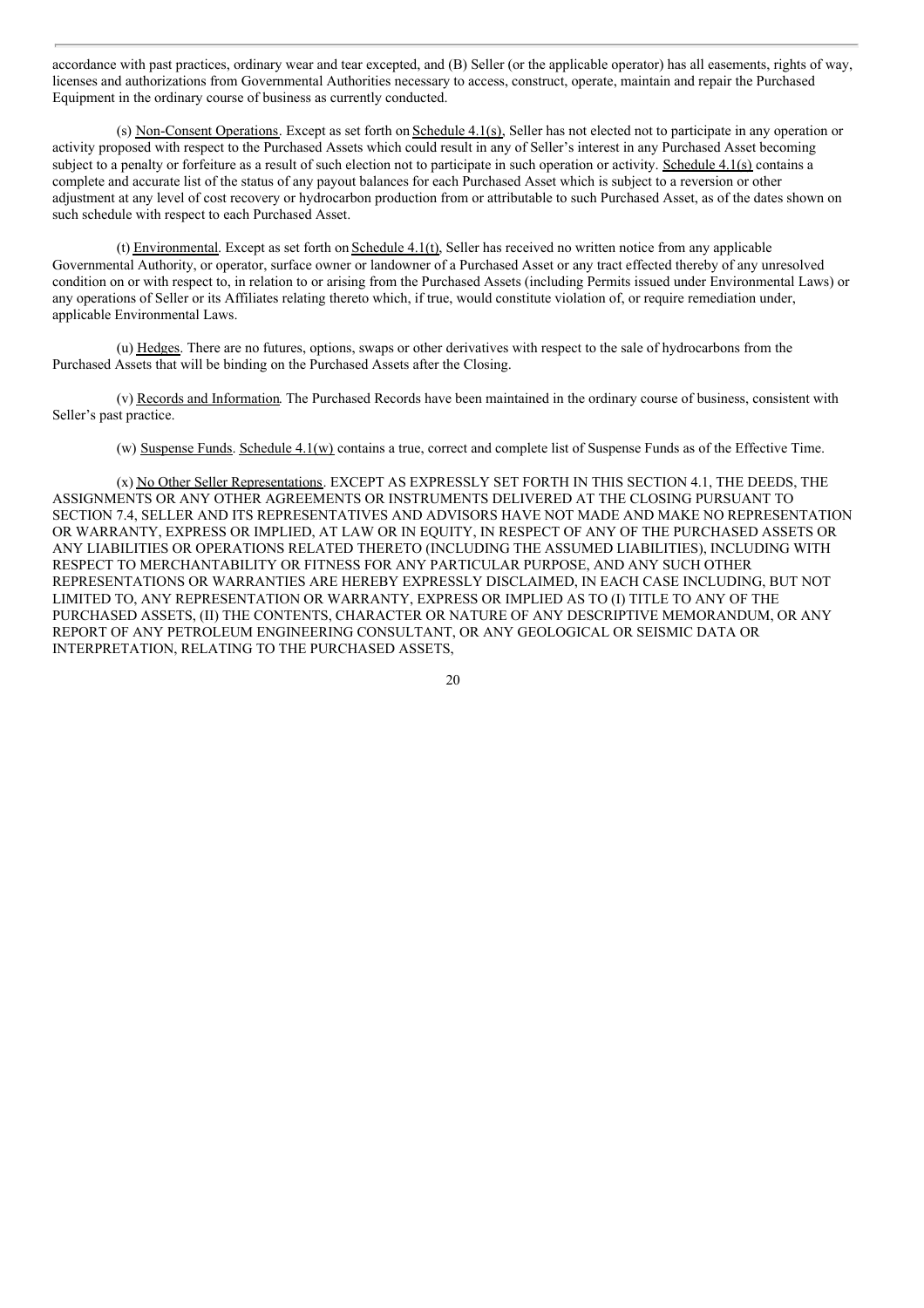accordance with past practices, ordinary wear and tear excepted, and (B) Seller (or the applicable operator) has all easements, rights of way, licenses and authorizations from Governmental Authorities necessary to access, construct, operate, maintain and repair the Purchased Equipment in the ordinary course of business as currently conducted.

(s) Non-Consent Operations. Except as set forth on Schedule 4.1(s), Seller has not elected not to participate in any operation or activity proposed with respect to the Purchased Assets which could result in any of Seller's interest in any Purchased Asset becoming subject to a penalty or forfeiture as a result of such election not to participate in such operation or activity. Schedule 4.1(s) contains a complete and accurate list of the status of any payout balances for each Purchased Asset which is subject to a reversion or other adjustment at any level of cost recovery or hydrocarbon production from or attributable to such Purchased Asset, as of the dates shown on such schedule with respect to each Purchased Asset.

(t) Environmental. Except as set forth on Schedule 4.1(t), Seller has received no written notice from any applicable Governmental Authority, or operator, surface owner or landowner of a Purchased Asset or any tract effected thereby of any unresolved condition on or with respect to, in relation to or arising from the Purchased Assets (including Permits issued under Environmental Laws) or any operations of Seller or its Affiliates relating thereto which, if true, would constitute violation of, or require remediation under, applicable Environmental Laws.

(u) Hedges. There are no futures, options, swaps or other derivatives with respect to the sale of hydrocarbons from the Purchased Assets that will be binding on the Purchased Assets after the Closing.

(v) Records and Information. The Purchased Records have been maintained in the ordinary course of business, consistent with Seller's past practice.

(w) Suspense Funds. Schedule 4.1(w) contains a true, correct and complete list of Suspense Funds as of the Effective Time.

(x) No Other Seller Representations. EXCEPT AS EXPRESSLY SET FORTH IN THIS SECTION 4.1, THE DEEDS, THE ASSIGNMENTS OR ANY OTHER AGREEMENTS OR INSTRUMENTS DELIVERED AT THE CLOSING PURSUANT TO SECTION 7.4, SELLER AND ITS REPRESENTATIVES AND ADVISORS HAVE NOT MADE AND MAKE NO REPRESENTATION OR WARRANTY, EXPRESS OR IMPLIED, AT LAW OR IN EQUITY, IN RESPECT OF ANY OF THE PURCHASED ASSETS OR ANY LIABILITIES OR OPERATIONS RELATED THERETO (INCLUDING THE ASSUMED LIABILITIES), INCLUDING WITH RESPECT TO MERCHANTABILITY OR FITNESS FOR ANY PARTICULAR PURPOSE, AND ANY SUCH OTHER REPRESENTATIONS OR WARRANTIES ARE HEREBY EXPRESSLY DISCLAIMED, IN EACH CASE INCLUDING, BUT NOT LIMITED TO, ANY REPRESENTATION OR WARRANTY, EXPRESS OR IMPLIED AS TO (I) TITLE TO ANY OF THE PURCHASED ASSETS, (II) THE CONTENTS, CHARACTER OR NATURE OF ANY DESCRIPTIVE MEMORANDUM, OR ANY REPORT OF ANY PETROLEUM ENGINEERING CONSULTANT, OR ANY GEOLOGICAL OR SEISMIC DATA OR INTERPRETATION, RELATING TO THE PURCHASED ASSETS,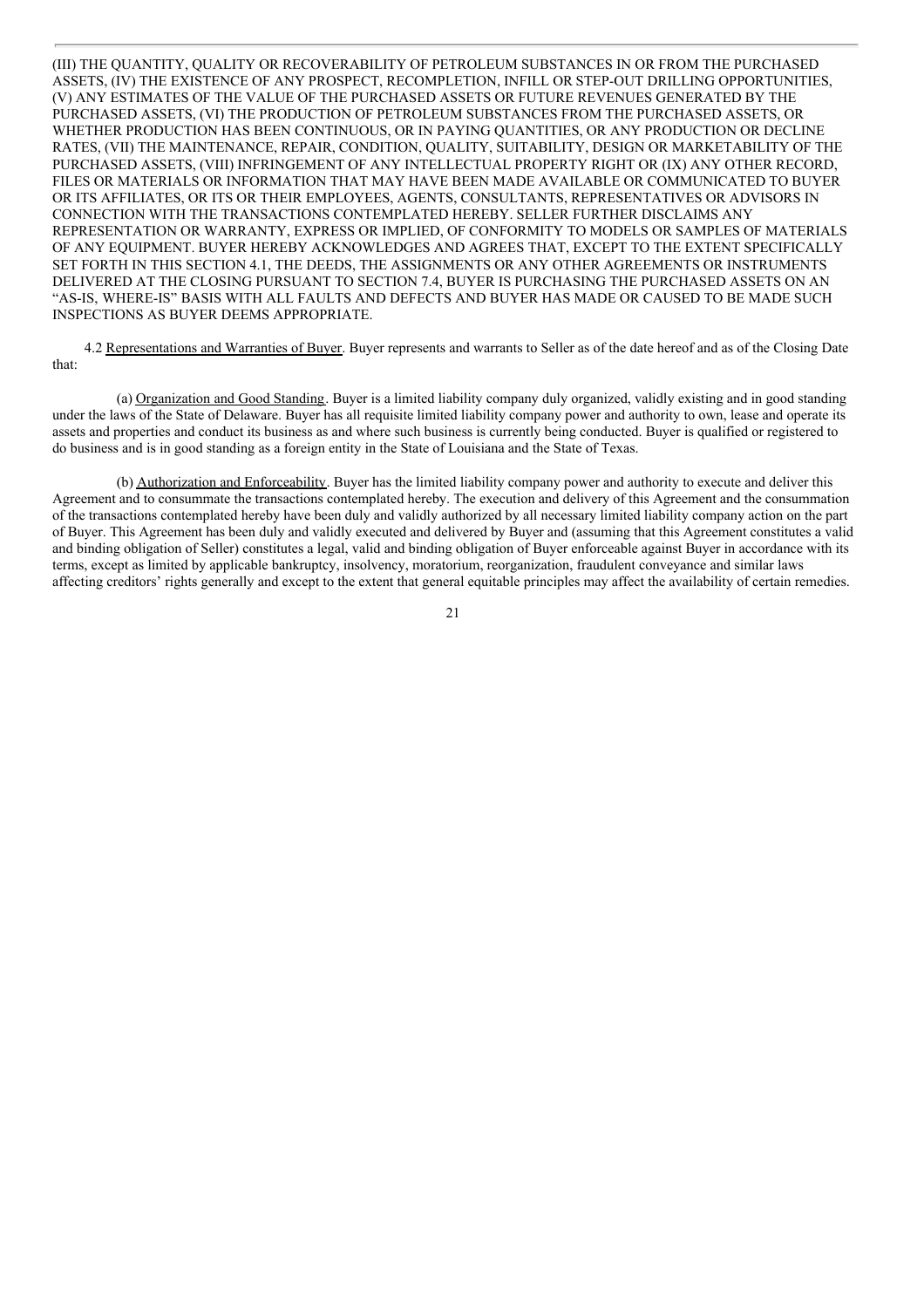(III) THE QUANTITY, QUALITY OR RECOVERABILITY OF PETROLEUM SUBSTANCES IN OR FROM THE PURCHASED ASSETS, (IV) THE EXISTENCE OF ANY PROSPECT, RECOMPLETION, INFILL OR STEP-OUT DRILLING OPPORTUNITIES, (V) ANY ESTIMATES OF THE VALUE OF THE PURCHASED ASSETS OR FUTURE REVENUES GENERATED BY THE PURCHASED ASSETS, (VI) THE PRODUCTION OF PETROLEUM SUBSTANCES FROM THE PURCHASED ASSETS, OR WHETHER PRODUCTION HAS BEEN CONTINUOUS, OR IN PAYING QUANTITIES, OR ANY PRODUCTION OR DECLINE RATES, (VII) THE MAINTENANCE, REPAIR, CONDITION, QUALITY, SUITABILITY, DESIGN OR MARKETABILITY OF THE PURCHASED ASSETS, (VIII) INFRINGEMENT OF ANY INTELLECTUAL PROPERTY RIGHT OR (IX) ANY OTHER RECORD, FILES OR MATERIALS OR INFORMATION THAT MAY HAVE BEEN MADE AVAILABLE OR COMMUNICATED TO BUYER OR ITS AFFILIATES, OR ITS OR THEIR EMPLOYEES, AGENTS, CONSULTANTS, REPRESENTATIVES OR ADVISORS IN CONNECTION WITH THE TRANSACTIONS CONTEMPLATED HEREBY. SELLER FURTHER DISCLAIMS ANY REPRESENTATION OR WARRANTY, EXPRESS OR IMPLIED, OF CONFORMITY TO MODELS OR SAMPLES OF MATERIALS OF ANY EQUIPMENT. BUYER HEREBY ACKNOWLEDGES AND AGREES THAT, EXCEPT TO THE EXTENT SPECIFICALLY SET FORTH IN THIS SECTION 4.1, THE DEEDS, THE ASSIGNMENTS OR ANY OTHER AGREEMENTS OR INSTRUMENTS DELIVERED AT THE CLOSING PURSUANT TO SECTION 7.4, BUYER IS PURCHASING THE PURCHASED ASSETS ON AN "AS-IS, WHERE-IS" BASIS WITH ALL FAULTS AND DEFECTS AND BUYER HAS MADE OR CAUSED TO BE MADE SUCH INSPECTIONS AS BUYER DEEMS APPROPRIATE.

4.2 Representations and Warranties of Buyer. Buyer represents and warrants to Seller as of the date hereof and as of the Closing Date that:

(a) Organization and Good Standing. Buyer is a limited liability company duly organized, validly existing and in good standing under the laws of the State of Delaware. Buyer has all requisite limited liability company power and authority to own, lease and operate its assets and properties and conduct its business as and where such business is currently being conducted. Buyer is qualified or registered to do business and is in good standing as a foreign entity in the State of Louisiana and the State of Texas.

(b) Authorization and Enforceability. Buyer has the limited liability company power and authority to execute and deliver this Agreement and to consummate the transactions contemplated hereby. The execution and delivery of this Agreement and the consummation of the transactions contemplated hereby have been duly and validly authorized by all necessary limited liability company action on the part of Buyer. This Agreement has been duly and validly executed and delivered by Buyer and (assuming that this Agreement constitutes a valid and binding obligation of Seller) constitutes a legal, valid and binding obligation of Buyer enforceable against Buyer in accordance with its terms, except as limited by applicable bankruptcy, insolvency, moratorium, reorganization, fraudulent conveyance and similar laws affecting creditors' rights generally and except to the extent that general equitable principles may affect the availability of certain remedies.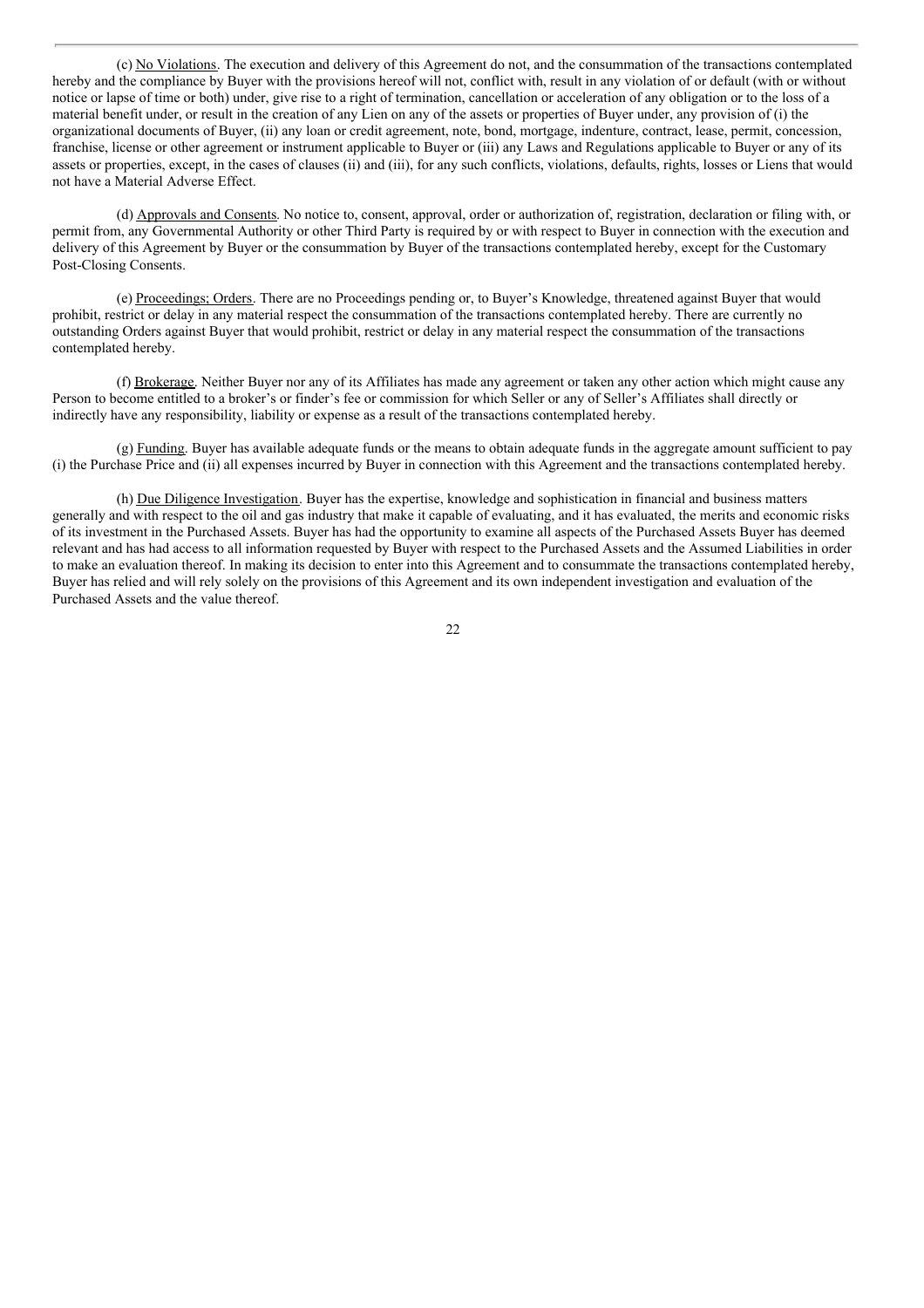(c) No Violations. The execution and delivery of this Agreement do not, and the consummation of the transactions contemplated hereby and the compliance by Buyer with the provisions hereof will not, conflict with, result in any violation of or default (with or without notice or lapse of time or both) under, give rise to a right of termination, cancellation or acceleration of any obligation or to the loss of a material benefit under, or result in the creation of any Lien on any of the assets or properties of Buyer under, any provision of (i) the organizational documents of Buyer, (ii) any loan or credit agreement, note, bond, mortgage, indenture, contract, lease, permit, concession, franchise, license or other agreement or instrument applicable to Buyer or (iii) any Laws and Regulations applicable to Buyer or any of its assets or properties, except, in the cases of clauses (ii) and (iii), for any such conflicts, violations, defaults, rights, losses or Liens that would not have a Material Adverse Effect.

(d) Approvals and Consents. No notice to, consent, approval, order or authorization of, registration, declaration or filing with, or permit from, any Governmental Authority or other Third Party is required by or with respect to Buyer in connection with the execution and delivery of this Agreement by Buyer or the consummation by Buyer of the transactions contemplated hereby, except for the Customary Post-Closing Consents.

(e) Proceedings; Orders. There are no Proceedings pending or, to Buyer's Knowledge, threatened against Buyer that would prohibit, restrict or delay in any material respect the consummation of the transactions contemplated hereby. There are currently no outstanding Orders against Buyer that would prohibit, restrict or delay in any material respect the consummation of the transactions contemplated hereby.

(f) Brokerage. Neither Buyer nor any of its Affiliates has made any agreement or taken any other action which might cause any Person to become entitled to a broker's or finder's fee or commission for which Seller or any of Seller's Affiliates shall directly or indirectly have any responsibility, liability or expense as a result of the transactions contemplated hereby.

(g) Funding. Buyer has available adequate funds or the means to obtain adequate funds in the aggregate amount sufficient to pay (i) the Purchase Price and (ii) all expenses incurred by Buyer in connection with this Agreement and the transactions contemplated hereby.

(h) Due Diligence Investigation. Buyer has the expertise, knowledge and sophistication in financial and business matters generally and with respect to the oil and gas industry that make it capable of evaluating, and it has evaluated, the merits and economic risks of its investment in the Purchased Assets. Buyer has had the opportunity to examine all aspects of the Purchased Assets Buyer has deemed relevant and has had access to all information requested by Buyer with respect to the Purchased Assets and the Assumed Liabilities in order to make an evaluation thereof. In making its decision to enter into this Agreement and to consummate the transactions contemplated hereby, Buyer has relied and will rely solely on the provisions of this Agreement and its own independent investigation and evaluation of the Purchased Assets and the value thereof.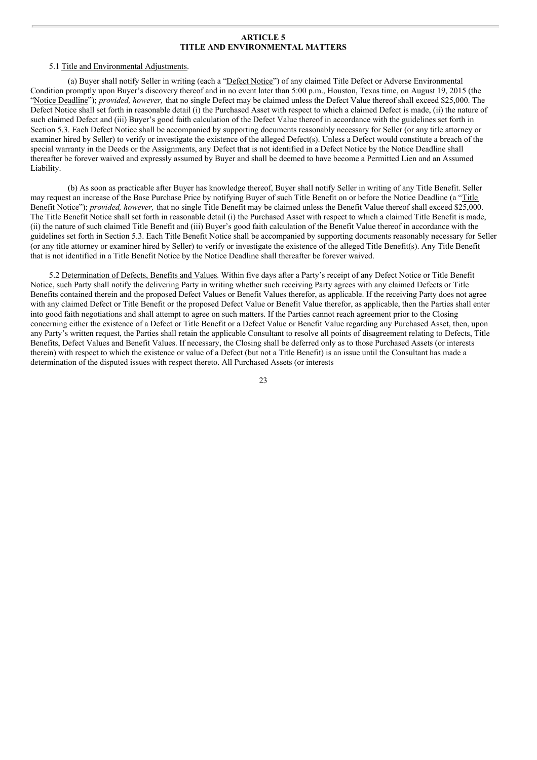## ARTICLE 5
## TITLE AND ENVIRONMENTAL MATTERS

5.1 Title and Environmental Adjustments.

(a) Buyer shall notify Seller in writing (each a "Defect Notice") of any claimed Title Defect or Adverse Environmental Condition promptly upon Buyer's discovery thereof and in no event later than 5:00 p.m., Houston, Texas time, on August 19, 2015 (the "Notice Deadline"); *provided, however,* that no single Defect may be claimed unless the Defect Value thereof shall exceed $25,000. The Defect Notice shall set forth in reasonable detail (i) the Purchased Asset with respect to which a claimed Defect is made, (ii) the nature of such claimed Defect and (iii) Buyer's good faith calculation of the Defect Value thereof in accordance with the guidelines set forth in Section 5.3. Each Defect Notice shall be accompanied by supporting documents reasonably necessary for Seller (or any title attorney or examiner hired by Seller) to verify or investigate the existence of the alleged Defect(s). Unless a Defect would constitute a breach of the special warranty in the Deeds or the Assignments, any Defect that is not identified in a Defect Notice by the Notice Deadline shall thereafter be forever waived and expressly assumed by Buyer and shall be deemed to have become a Permitted Lien and an Assumed Liability.

(b) As soon as practicable after Buyer has knowledge thereof, Buyer shall notify Seller in writing of any Title Benefit. Seller may request an increase of the Base Purchase Price by notifying Buyer of such Title Benefit on or before the Notice Deadline (a "Title Benefit Notice"); *provided, however,* that no single Title Benefit may be claimed unless the Benefit Value thereof shall exceed $25,000. The Title Benefit Notice shall set forth in reasonable detail (i) the Purchased Asset with respect to which a claimed Title Benefit is made, (ii) the nature of such claimed Title Benefit and (iii) Buyer's good faith calculation of the Benefit Value thereof in accordance with the guidelines set forth in Section 5.3. Each Title Benefit Notice shall be accompanied by supporting documents reasonably necessary for Seller (or any title attorney or examiner hired by Seller) to verify or investigate the existence of the alleged Title Benefit(s). Any Title Benefit that is not identified in a Title Benefit Notice by the Notice Deadline shall thereafter be forever waived.

5.2 Determination of Defects, Benefits and Values. Within five days after a Party's receipt of any Defect Notice or Title Benefit Notice, such Party shall notify the delivering Party in writing whether such receiving Party agrees with any claimed Defects or Title Benefits contained therein and the proposed Defect Values or Benefit Values therefor, as applicable. If the receiving Party does not agree with any claimed Defect or Title Benefit or the proposed Defect Value or Benefit Value therefor, as applicable, then the Parties shall enter into good faith negotiations and shall attempt to agree on such matters. If the Parties cannot reach agreement prior to the Closing concerning either the existence of a Defect or Title Benefit or a Defect Value or Benefit Value regarding any Purchased Asset, then, upon any Party's written request, the Parties shall retain the applicable Consultant to resolve all points of disagreement relating to Defects, Title Benefits, Defect Values and Benefit Values. If necessary, the Closing shall be deferred only as to those Purchased Assets (or interests therein) with respect to which the existence or value of a Defect (but not a Title Benefit) is an issue until the Consultant has made a determination of the disputed issues with respect thereto. All Purchased Assets (or interests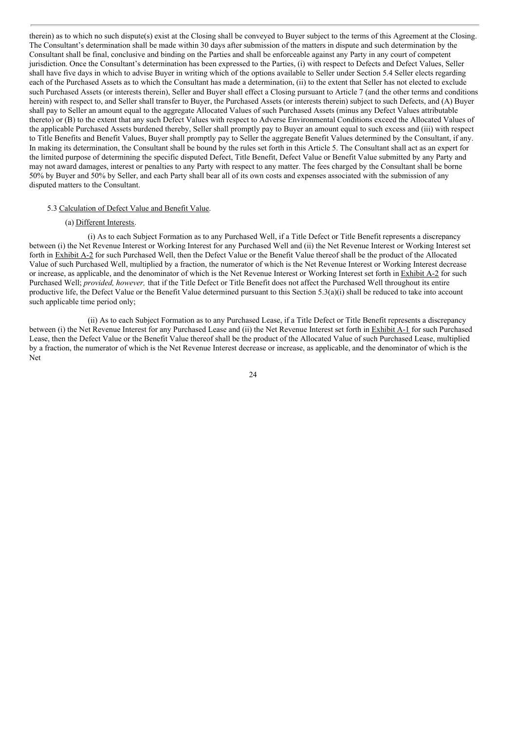therein) as to which no such dispute(s) exist at the Closing shall be conveyed to Buyer subject to the terms of this Agreement at the Closing. The Consultant's determination shall be made within 30 days after submission of the matters in dispute and such determination by the Consultant shall be final, conclusive and binding on the Parties and shall be enforceable against any Party in any court of competent jurisdiction. Once the Consultant's determination has been expressed to the Parties, (i) with respect to Defects and Defect Values, Seller shall have five days in which to advise Buyer in writing which of the options available to Seller under Section 5.4 Seller elects regarding each of the Purchased Assets as to which the Consultant has made a determination, (ii) to the extent that Seller has not elected to exclude such Purchased Assets (or interests therein), Seller and Buyer shall effect a Closing pursuant to Article 7 (and the other terms and conditions herein) with respect to, and Seller shall transfer to Buyer, the Purchased Assets (or interests therein) subject to such Defects, and (A) Buyer shall pay to Seller an amount equal to the aggregate Allocated Values of such Purchased Assets (minus any Defect Values attributable thereto) or (B) to the extent that any such Defect Values with respect to Adverse Environmental Conditions exceed the Allocated Values of the applicable Purchased Assets burdened thereby, Seller shall promptly pay to Buyer an amount equal to such excess and (iii) with respect to Title Benefits and Benefit Values, Buyer shall promptly pay to Seller the aggregate Benefit Values determined by the Consultant, if any. In making its determination, the Consultant shall be bound by the rules set forth in this Article 5. The Consultant shall act as an expert for the limited purpose of determining the specific disputed Defect, Title Benefit, Defect Value or Benefit Value submitted by any Party and may not award damages, interest or penalties to any Party with respect to any matter. The fees charged by the Consultant shall be borne 50% by Buyer and 50% by Seller, and each Party shall bear all of its own costs and expenses associated with the submission of any disputed matters to the Consultant.

5.3 Calculation of Defect Value and Benefit Value.

(a) Different Interests.

(i) As to each Subject Formation as to any Purchased Well, if a Title Defect or Title Benefit represents a discrepancy between (i) the Net Revenue Interest or Working Interest for any Purchased Well and (ii) the Net Revenue Interest or Working Interest set forth in Exhibit A-2 for such Purchased Well, then the Defect Value or the Benefit Value thereof shall be the product of the Allocated Value of such Purchased Well, multiplied by a fraction, the numerator of which is the Net Revenue Interest or Working Interest decrease or increase, as applicable, and the denominator of which is the Net Revenue Interest or Working Interest set forth in Exhibit A-2 for such Purchased Well; *provided, however,* that if the Title Defect or Title Benefit does not affect the Purchased Well throughout its entire productive life, the Defect Value or the Benefit Value determined pursuant to this Section 5.3(a)(i) shall be reduced to take into account such applicable time period only;

(ii) As to each Subject Formation as to any Purchased Lease, if a Title Defect or Title Benefit represents a discrepancy between (i) the Net Revenue Interest for any Purchased Lease and (ii) the Net Revenue Interest set forth in Exhibit A-1 for such Purchased Lease, then the Defect Value or the Benefit Value thereof shall be the product of the Allocated Value of such Purchased Lease, multiplied by a fraction, the numerator of which is the Net Revenue Interest decrease or increase, as applicable, and the denominator of which is the Net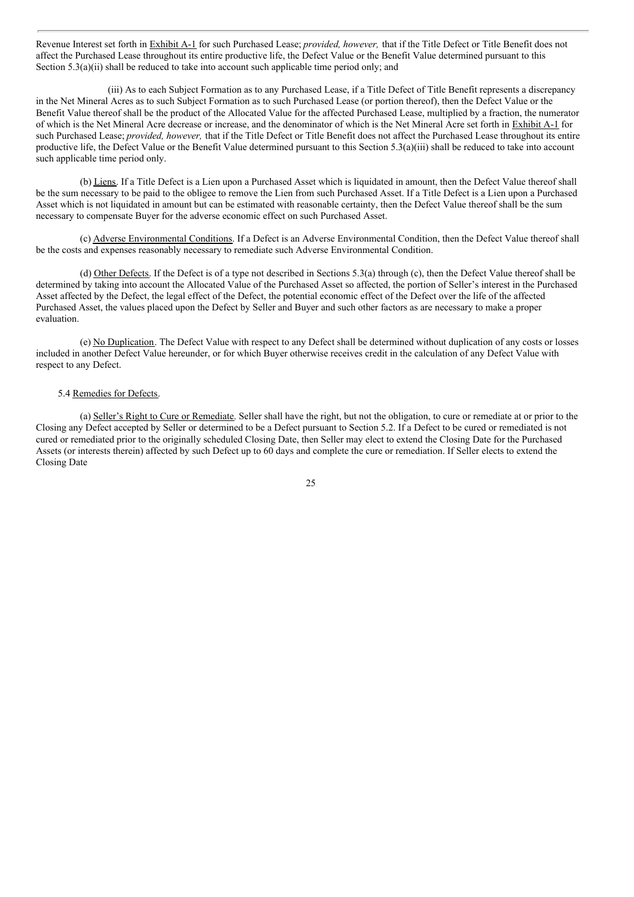Revenue Interest set forth in Exhibit A-1 for such Purchased Lease; *provided, however,* that if the Title Defect or Title Benefit does not affect the Purchased Lease throughout its entire productive life, the Defect Value or the Benefit Value determined pursuant to this Section 5.3(a)(ii) shall be reduced to take into account such applicable time period only; and

(iii) As to each Subject Formation as to any Purchased Lease, if a Title Defect of Title Benefit represents a discrepancy in the Net Mineral Acres as to such Subject Formation as to such Purchased Lease (or portion thereof), then the Defect Value or the Benefit Value thereof shall be the product of the Allocated Value for the affected Purchased Lease, multiplied by a fraction, the numerator of which is the Net Mineral Acre decrease or increase, and the denominator of which is the Net Mineral Acre set forth in Exhibit A-1 for such Purchased Lease; *provided, however,* that if the Title Defect or Title Benefit does not affect the Purchased Lease throughout its entire productive life, the Defect Value or the Benefit Value determined pursuant to this Section 5.3(a)(iii) shall be reduced to take into account such applicable time period only.

(b) Liens. If a Title Defect is a Lien upon a Purchased Asset which is liquidated in amount, then the Defect Value thereof shall be the sum necessary to be paid to the obligee to remove the Lien from such Purchased Asset. If a Title Defect is a Lien upon a Purchased Asset which is not liquidated in amount but can be estimated with reasonable certainty, then the Defect Value thereof shall be the sum necessary to compensate Buyer for the adverse economic effect on such Purchased Asset.

(c) Adverse Environmental Conditions. If a Defect is an Adverse Environmental Condition, then the Defect Value thereof shall be the costs and expenses reasonably necessary to remediate such Adverse Environmental Condition.

(d) Other Defects. If the Defect is of a type not described in Sections 5.3(a) through (c), then the Defect Value thereof shall be determined by taking into account the Allocated Value of the Purchased Asset so affected, the portion of Seller's interest in the Purchased Asset affected by the Defect, the legal effect of the Defect, the potential economic effect of the Defect over the life of the affected Purchased Asset, the values placed upon the Defect by Seller and Buyer and such other factors as are necessary to make a proper evaluation.

(e) No Duplication. The Defect Value with respect to any Defect shall be determined without duplication of any costs or losses included in another Defect Value hereunder, or for which Buyer otherwise receives credit in the calculation of any Defect Value with respect to any Defect.

5.4 Remedies for Defects.

(a) Seller's Right to Cure or Remediate. Seller shall have the right, but not the obligation, to cure or remediate at or prior to the Closing any Defect accepted by Seller or determined to be a Defect pursuant to Section 5.2. If a Defect to be cured or remediated is not cured or remediated prior to the originally scheduled Closing Date, then Seller may elect to extend the Closing Date for the Purchased Assets (or interests therein) affected by such Defect up to 60 days and complete the cure or remediation. If Seller elects to extend the Closing Date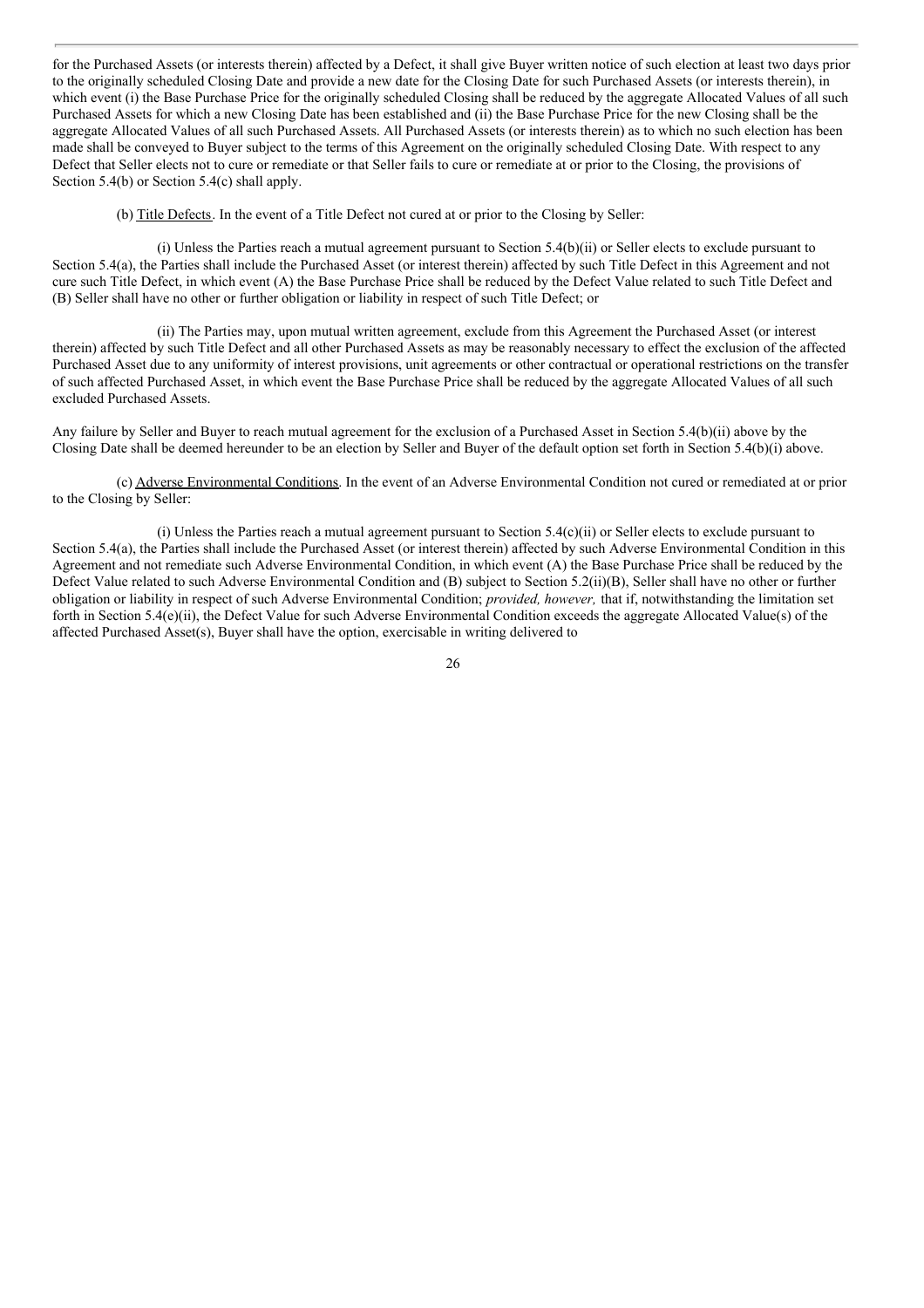for the Purchased Assets (or interests therein) affected by a Defect, it shall give Buyer written notice of such election at least two days prior to the originally scheduled Closing Date and provide a new date for the Closing Date for such Purchased Assets (or interests therein), in which event (i) the Base Purchase Price for the originally scheduled Closing shall be reduced by the aggregate Allocated Values of all such Purchased Assets for which a new Closing Date has been established and (ii) the Base Purchase Price for the new Closing shall be the aggregate Allocated Values of all such Purchased Assets. All Purchased Assets (or interests therein) as to which no such election has been made shall be conveyed to Buyer subject to the terms of this Agreement on the originally scheduled Closing Date. With respect to any Defect that Seller elects not to cure or remediate or that Seller fails to cure or remediate at or prior to the Closing, the provisions of Section 5.4(b) or Section 5.4(c) shall apply.

(b) Title Defects. In the event of a Title Defect not cured at or prior to the Closing by Seller:

(i) Unless the Parties reach a mutual agreement pursuant to Section 5.4(b)(ii) or Seller elects to exclude pursuant to Section 5.4(a), the Parties shall include the Purchased Asset (or interest therein) affected by such Title Defect in this Agreement and not cure such Title Defect, in which event (A) the Base Purchase Price shall be reduced by the Defect Value related to such Title Defect and (B) Seller shall have no other or further obligation or liability in respect of such Title Defect; or

(ii) The Parties may, upon mutual written agreement, exclude from this Agreement the Purchased Asset (or interest therein) affected by such Title Defect and all other Purchased Assets as may be reasonably necessary to effect the exclusion of the affected Purchased Asset due to any uniformity of interest provisions, unit agreements or other contractual or operational restrictions on the transfer of such affected Purchased Asset, in which event the Base Purchase Price shall be reduced by the aggregate Allocated Values of all such excluded Purchased Assets.

Any failure by Seller and Buyer to reach mutual agreement for the exclusion of a Purchased Asset in Section 5.4(b)(ii) above by the Closing Date shall be deemed hereunder to be an election by Seller and Buyer of the default option set forth in Section 5.4(b)(i) above.

(c) Adverse Environmental Conditions. In the event of an Adverse Environmental Condition not cured or remediated at or prior to the Closing by Seller:

(i) Unless the Parties reach a mutual agreement pursuant to Section 5.4(c)(ii) or Seller elects to exclude pursuant to Section 5.4(a), the Parties shall include the Purchased Asset (or interest therein) affected by such Adverse Environmental Condition in this Agreement and not remediate such Adverse Environmental Condition, in which event (A) the Base Purchase Price shall be reduced by the Defect Value related to such Adverse Environmental Condition and (B) subject to Section 5.2(ii)(B), Seller shall have no other or further obligation or liability in respect of such Adverse Environmental Condition; *provided, however,* that if, notwithstanding the limitation set forth in Section 5.4(e)(ii), the Defect Value for such Adverse Environmental Condition exceeds the aggregate Allocated Value(s) of the affected Purchased Asset(s), Buyer shall have the option, exercisable in writing delivered to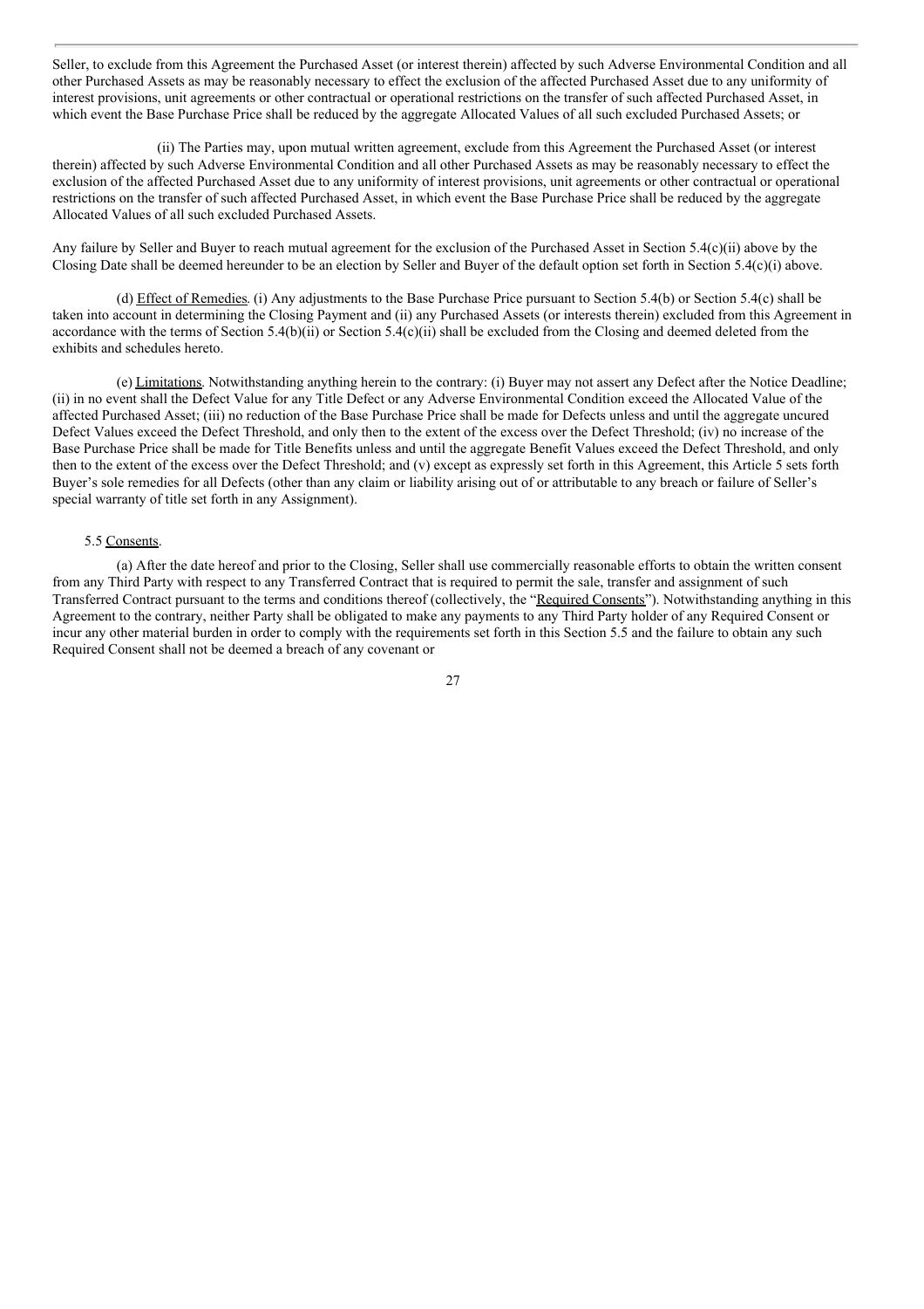Seller, to exclude from this Agreement the Purchased Asset (or interest therein) affected by such Adverse Environmental Condition and all other Purchased Assets as may be reasonably necessary to effect the exclusion of the affected Purchased Asset due to any uniformity of interest provisions, unit agreements or other contractual or operational restrictions on the transfer of such affected Purchased Asset, in which event the Base Purchase Price shall be reduced by the aggregate Allocated Values of all such excluded Purchased Assets; or

(ii) The Parties may, upon mutual written agreement, exclude from this Agreement the Purchased Asset (or interest therein) affected by such Adverse Environmental Condition and all other Purchased Assets as may be reasonably necessary to effect the exclusion of the affected Purchased Asset due to any uniformity of interest provisions, unit agreements or other contractual or operational restrictions on the transfer of such affected Purchased Asset, in which event the Base Purchase Price shall be reduced by the aggregate Allocated Values of all such excluded Purchased Assets.

Any failure by Seller and Buyer to reach mutual agreement for the exclusion of the Purchased Asset in Section 5.4(c)(ii) above by the Closing Date shall be deemed hereunder to be an election by Seller and Buyer of the default option set forth in Section 5.4(c)(i) above.

(d) Effect of Remedies. (i) Any adjustments to the Base Purchase Price pursuant to Section 5.4(b) or Section 5.4(c) shall be taken into account in determining the Closing Payment and (ii) any Purchased Assets (or interests therein) excluded from this Agreement in accordance with the terms of Section 5.4(b)(ii) or Section 5.4(c)(ii) shall be excluded from the Closing and deemed deleted from the exhibits and schedules hereto.

(e) Limitations. Notwithstanding anything herein to the contrary: (i) Buyer may not assert any Defect after the Notice Deadline; (ii) in no event shall the Defect Value for any Title Defect or any Adverse Environmental Condition exceed the Allocated Value of the affected Purchased Asset; (iii) no reduction of the Base Purchase Price shall be made for Defects unless and until the aggregate uncured Defect Values exceed the Defect Threshold, and only then to the extent of the excess over the Defect Threshold; (iv) no increase of the Base Purchase Price shall be made for Title Benefits unless and until the aggregate Benefit Values exceed the Defect Threshold, and only then to the extent of the excess over the Defect Threshold; and (v) except as expressly set forth in this Agreement, this Article 5 sets forth Buyer's sole remedies for all Defects (other than any claim or liability arising out of or attributable to any breach or failure of Seller's special warranty of title set forth in any Assignment).

5.5 Consents.

(a) After the date hereof and prior to the Closing, Seller shall use commercially reasonable efforts to obtain the written consent from any Third Party with respect to any Transferred Contract that is required to permit the sale, transfer and assignment of such Transferred Contract pursuant to the terms and conditions thereof (collectively, the "Required Consents"). Notwithstanding anything in this Agreement to the contrary, neither Party shall be obligated to make any payments to any Third Party holder of any Required Consent or incur any other material burden in order to comply with the requirements set forth in this Section 5.5 and the failure to obtain any such Required Consent shall not be deemed a breach of any covenant or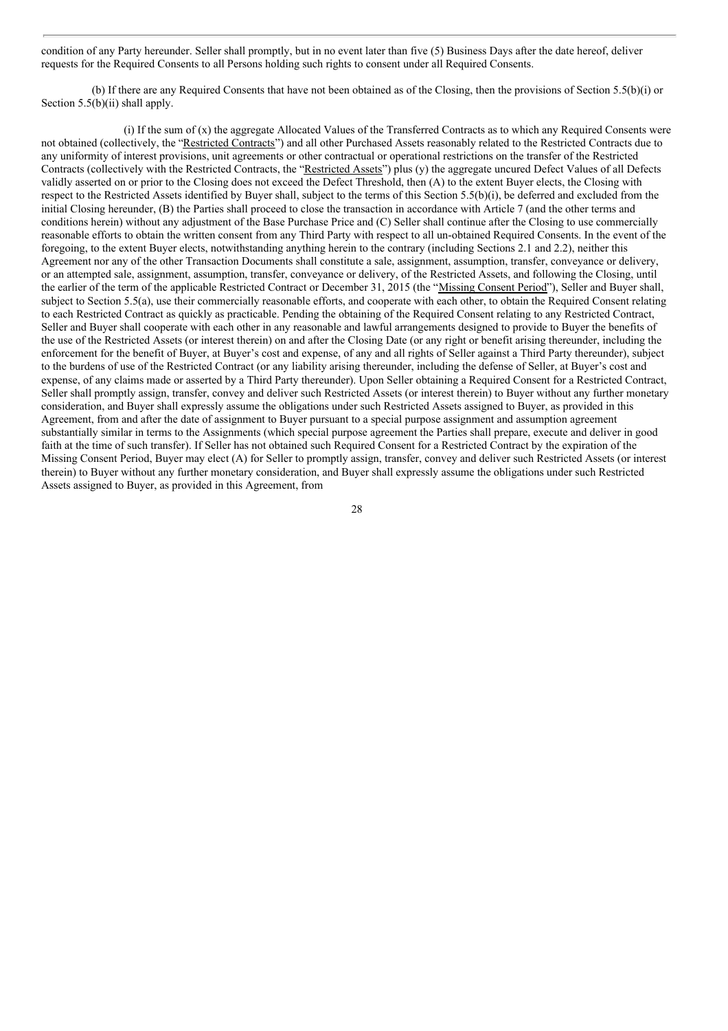condition of any Party hereunder. Seller shall promptly, but in no event later than five (5) Business Days after the date hereof, deliver requests for the Required Consents to all Persons holding such rights to consent under all Required Consents.

(b) If there are any Required Consents that have not been obtained as of the Closing, then the provisions of Section 5.5(b)(i) or Section 5.5(b)(ii) shall apply.

(i) If the sum of (x) the aggregate Allocated Values of the Transferred Contracts as to which any Required Consents were not obtained (collectively, the "Restricted Contracts") and all other Purchased Assets reasonably related to the Restricted Contracts due to any uniformity of interest provisions, unit agreements or other contractual or operational restrictions on the transfer of the Restricted Contracts (collectively with the Restricted Contracts, the "Restricted Assets") plus (y) the aggregate uncured Defect Values of all Defects validly asserted on or prior to the Closing does not exceed the Defect Threshold, then (A) to the extent Buyer elects, the Closing with respect to the Restricted Assets identified by Buyer shall, subject to the terms of this Section 5.5(b)(i), be deferred and excluded from the initial Closing hereunder, (B) the Parties shall proceed to close the transaction in accordance with Article 7 (and the other terms and conditions herein) without any adjustment of the Base Purchase Price and (C) Seller shall continue after the Closing to use commercially reasonable efforts to obtain the written consent from any Third Party with respect to all un-obtained Required Consents. In the event of the foregoing, to the extent Buyer elects, notwithstanding anything herein to the contrary (including Sections 2.1 and 2.2), neither this Agreement nor any of the other Transaction Documents shall constitute a sale, assignment, assumption, transfer, conveyance or delivery, or an attempted sale, assignment, assumption, transfer, conveyance or delivery, of the Restricted Assets, and following the Closing, until the earlier of the term of the applicable Restricted Contract or December 31, 2015 (the "Missing Consent Period"), Seller and Buyer shall, subject to Section 5.5(a), use their commercially reasonable efforts, and cooperate with each other, to obtain the Required Consent relating to each Restricted Contract as quickly as practicable. Pending the obtaining of the Required Consent relating to any Restricted Contract, Seller and Buyer shall cooperate with each other in any reasonable and lawful arrangements designed to provide to Buyer the benefits of the use of the Restricted Assets (or interest therein) on and after the Closing Date (or any right or benefit arising thereunder, including the enforcement for the benefit of Buyer, at Buyer's cost and expense, of any and all rights of Seller against a Third Party thereunder), subject to the burdens of use of the Restricted Contract (or any liability arising thereunder, including the defense of Seller, at Buyer's cost and expense, of any claims made or asserted by a Third Party thereunder). Upon Seller obtaining a Required Consent for a Restricted Contract, Seller shall promptly assign, transfer, convey and deliver such Restricted Assets (or interest therein) to Buyer without any further monetary consideration, and Buyer shall expressly assume the obligations under such Restricted Assets assigned to Buyer, as provided in this Agreement, from and after the date of assignment to Buyer pursuant to a special purpose assignment and assumption agreement substantially similar in terms to the Assignments (which special purpose agreement the Parties shall prepare, execute and deliver in good faith at the time of such transfer). If Seller has not obtained such Required Consent for a Restricted Contract by the expiration of the Missing Consent Period, Buyer may elect (A) for Seller to promptly assign, transfer, convey and deliver such Restricted Assets (or interest therein) to Buyer without any further monetary consideration, and Buyer shall expressly assume the obligations under such Restricted Assets assigned to Buyer, as provided in this Agreement, from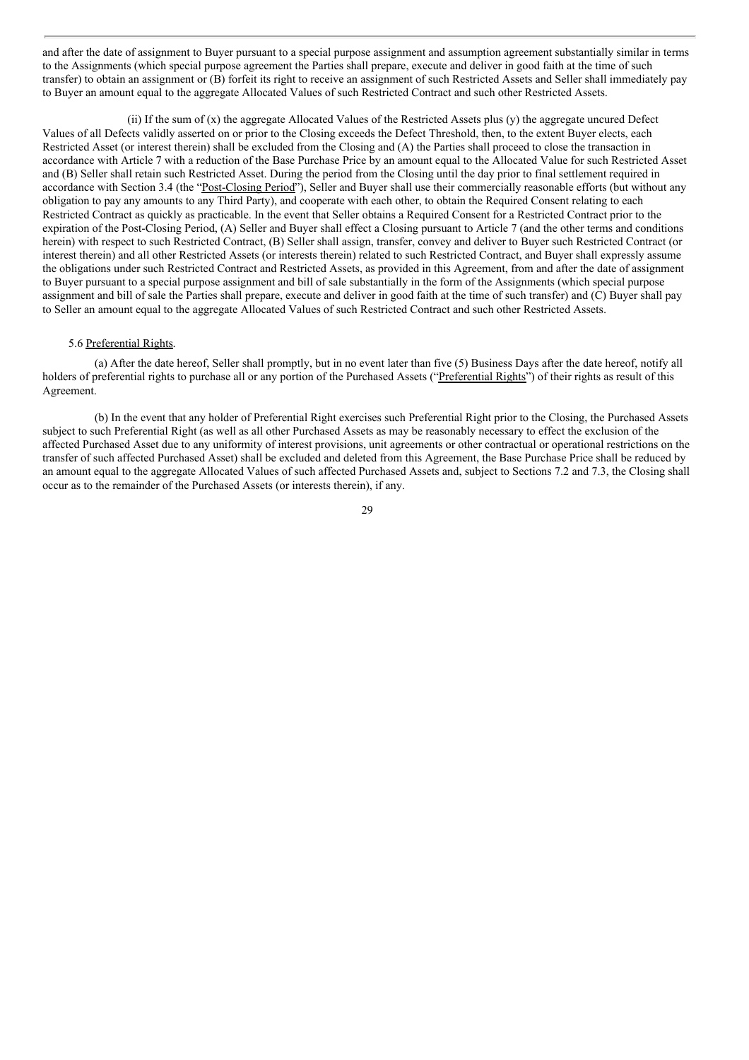and after the date of assignment to Buyer pursuant to a special purpose assignment and assumption agreement substantially similar in terms to the Assignments (which special purpose agreement the Parties shall prepare, execute and deliver in good faith at the time of such transfer) to obtain an assignment or (B) forfeit its right to receive an assignment of such Restricted Assets and Seller shall immediately pay to Buyer an amount equal to the aggregate Allocated Values of such Restricted Contract and such other Restricted Assets.

(ii) If the sum of (x) the aggregate Allocated Values of the Restricted Assets plus (y) the aggregate uncured Defect Values of all Defects validly asserted on or prior to the Closing exceeds the Defect Threshold, then, to the extent Buyer elects, each Restricted Asset (or interest therein) shall be excluded from the Closing and (A) the Parties shall proceed to close the transaction in accordance with Article 7 with a reduction of the Base Purchase Price by an amount equal to the Allocated Value for such Restricted Asset and (B) Seller shall retain such Restricted Asset. During the period from the Closing until the day prior to final settlement required in accordance with Section 3.4 (the "Post-Closing Period"), Seller and Buyer shall use their commercially reasonable efforts (but without any obligation to pay any amounts to any Third Party), and cooperate with each other, to obtain the Required Consent relating to each Restricted Contract as quickly as practicable. In the event that Seller obtains a Required Consent for a Restricted Contract prior to the expiration of the Post-Closing Period, (A) Seller and Buyer shall effect a Closing pursuant to Article 7 (and the other terms and conditions herein) with respect to such Restricted Contract, (B) Seller shall assign, transfer, convey and deliver to Buyer such Restricted Contract (or interest therein) and all other Restricted Assets (or interests therein) related to such Restricted Contract, and Buyer shall expressly assume the obligations under such Restricted Contract and Restricted Assets, as provided in this Agreement, from and after the date of assignment to Buyer pursuant to a special purpose assignment and bill of sale substantially in the form of the Assignments (which special purpose assignment and bill of sale the Parties shall prepare, execute and deliver in good faith at the time of such transfer) and (C) Buyer shall pay to Seller an amount equal to the aggregate Allocated Values of such Restricted Contract and such other Restricted Assets.

5.6 Preferential Rights.

(a) After the date hereof, Seller shall promptly, but in no event later than five (5) Business Days after the date hereof, notify all holders of preferential rights to purchase all or any portion of the Purchased Assets ("Preferential Rights") of their rights as result of this Agreement.

(b) In the event that any holder of Preferential Right exercises such Preferential Right prior to the Closing, the Purchased Assets subject to such Preferential Right (as well as all other Purchased Assets as may be reasonably necessary to effect the exclusion of the affected Purchased Asset due to any uniformity of interest provisions, unit agreements or other contractual or operational restrictions on the transfer of such affected Purchased Asset) shall be excluded and deleted from this Agreement, the Base Purchase Price shall be reduced by an amount equal to the aggregate Allocated Values of such affected Purchased Assets and, subject to Sections 7.2 and 7.3, the Closing shall occur as to the remainder of the Purchased Assets (or interests therein), if any.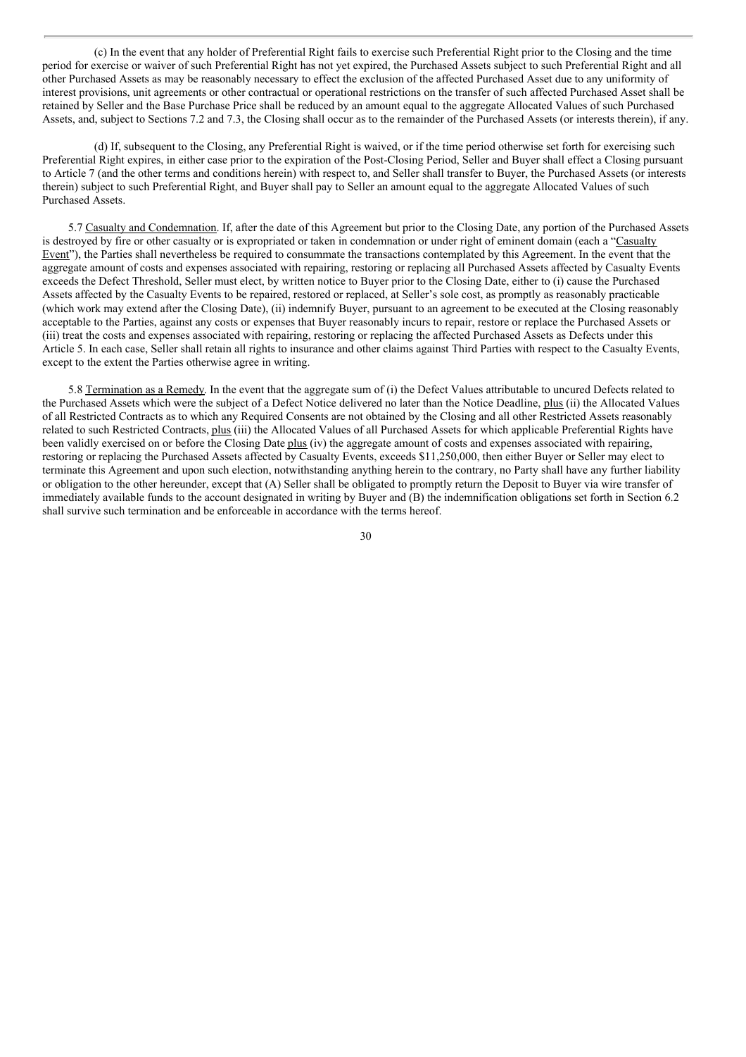(c) In the event that any holder of Preferential Right fails to exercise such Preferential Right prior to the Closing and the time period for exercise or waiver of such Preferential Right has not yet expired, the Purchased Assets subject to such Preferential Right and all other Purchased Assets as may be reasonably necessary to effect the exclusion of the affected Purchased Asset due to any uniformity of interest provisions, unit agreements or other contractual or operational restrictions on the transfer of such affected Purchased Asset shall be retained by Seller and the Base Purchase Price shall be reduced by an amount equal to the aggregate Allocated Values of such Purchased Assets, and, subject to Sections 7.2 and 7.3, the Closing shall occur as to the remainder of the Purchased Assets (or interests therein), if any.

(d) If, subsequent to the Closing, any Preferential Right is waived, or if the time period otherwise set forth for exercising such Preferential Right expires, in either case prior to the expiration of the Post-Closing Period, Seller and Buyer shall effect a Closing pursuant to Article 7 (and the other terms and conditions herein) with respect to, and Seller shall transfer to Buyer, the Purchased Assets (or interests therein) subject to such Preferential Right, and Buyer shall pay to Seller an amount equal to the aggregate Allocated Values of such Purchased Assets.

5.7 Casualty and Condemnation. If, after the date of this Agreement but prior to the Closing Date, any portion of the Purchased Assets is destroyed by fire or other casualty or is expropriated or taken in condemnation or under right of eminent domain (each a "Casualty Event"), the Parties shall nevertheless be required to consummate the transactions contemplated by this Agreement. In the event that the aggregate amount of costs and expenses associated with repairing, restoring or replacing all Purchased Assets affected by Casualty Events exceeds the Defect Threshold, Seller must elect, by written notice to Buyer prior to the Closing Date, either to (i) cause the Purchased Assets affected by the Casualty Events to be repaired, restored or replaced, at Seller's sole cost, as promptly as reasonably practicable (which work may extend after the Closing Date), (ii) indemnify Buyer, pursuant to an agreement to be executed at the Closing reasonably acceptable to the Parties, against any costs or expenses that Buyer reasonably incurs to repair, restore or replace the Purchased Assets or (iii) treat the costs and expenses associated with repairing, restoring or replacing the affected Purchased Assets as Defects under this Article 5. In each case, Seller shall retain all rights to insurance and other claims against Third Parties with respect to the Casualty Events, except to the extent the Parties otherwise agree in writing.

5.8 Termination as a Remedy. In the event that the aggregate sum of (i) the Defect Values attributable to uncured Defects related to the Purchased Assets which were the subject of a Defect Notice delivered no later than the Notice Deadline, plus (ii) the Allocated Values of all Restricted Contracts as to which any Required Consents are not obtained by the Closing and all other Restricted Assets reasonably related to such Restricted Contracts, plus (iii) the Allocated Values of all Purchased Assets for which applicable Preferential Rights have been validly exercised on or before the Closing Date plus (iv) the aggregate amount of costs and expenses associated with repairing, restoring or replacing the Purchased Assets affected by Casualty Events, exceeds $11,250,000, then either Buyer or Seller may elect to terminate this Agreement and upon such election, notwithstanding anything herein to the contrary, no Party shall have any further liability or obligation to the other hereunder, except that (A) Seller shall be obligated to promptly return the Deposit to Buyer via wire transfer of immediately available funds to the account designated in writing by Buyer and (B) the indemnification obligations set forth in Section 6.2 shall survive such termination and be enforceable in accordance with the terms hereof.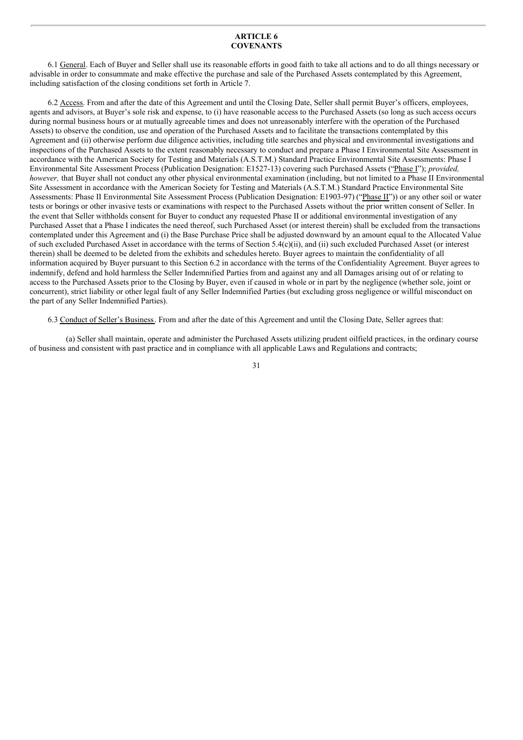## ARTICLE 6
## COVENANTS

6.1 General. Each of Buyer and Seller shall use its reasonable efforts in good faith to take all actions and to do all things necessary or advisable in order to consummate and make effective the purchase and sale of the Purchased Assets contemplated by this Agreement, including satisfaction of the closing conditions set forth in Article 7.

6.2 Access. From and after the date of this Agreement and until the Closing Date, Seller shall permit Buyer's officers, employees, agents and advisors, at Buyer's sole risk and expense, to (i) have reasonable access to the Purchased Assets (so long as such access occurs during normal business hours or at mutually agreeable times and does not unreasonably interfere with the operation of the Purchased Assets) to observe the condition, use and operation of the Purchased Assets and to facilitate the transactions contemplated by this Agreement and (ii) otherwise perform due diligence activities, including title searches and physical and environmental investigations and inspections of the Purchased Assets to the extent reasonably necessary to conduct and prepare a Phase I Environmental Site Assessment in accordance with the American Society for Testing and Materials (A.S.T.M.) Standard Practice Environmental Site Assessments: Phase I Environmental Site Assessment Process (Publication Designation: E1527-13) covering such Purchased Assets ("Phase I"); *provided, however,* that Buyer shall not conduct any other physical environmental examination (including, but not limited to a Phase II Environmental Site Assessment in accordance with the American Society for Testing and Materials (A.S.T.M.) Standard Practice Environmental Site Assessments: Phase II Environmental Site Assessment Process (Publication Designation: E1903-97) ("Phase II")) or any other soil or water tests or borings or other invasive tests or examinations with respect to the Purchased Assets without the prior written consent of Seller. In the event that Seller withholds consent for Buyer to conduct any requested Phase II or additional environmental investigation of any Purchased Asset that a Phase I indicates the need thereof, such Purchased Asset (or interest therein) shall be excluded from the transactions contemplated under this Agreement and (i) the Base Purchase Price shall be adjusted downward by an amount equal to the Allocated Value of such excluded Purchased Asset in accordance with the terms of Section 5.4(c)(ii), and (ii) such excluded Purchased Asset (or interest therein) shall be deemed to be deleted from the exhibits and schedules hereto. Buyer agrees to maintain the confidentiality of all information acquired by Buyer pursuant to this Section 6.2 in accordance with the terms of the Confidentiality Agreement. Buyer agrees to indemnify, defend and hold harmless the Seller Indemnified Parties from and against any and all Damages arising out of or relating to access to the Purchased Assets prior to the Closing by Buyer, even if caused in whole or in part by the negligence (whether sole, joint or concurrent), strict liability or other legal fault of any Seller Indemnified Parties (but excluding gross negligence or willful misconduct on the part of any Seller Indemnified Parties).

6.3 Conduct of Seller's Business. From and after the date of this Agreement and until the Closing Date, Seller agrees that:

(a) Seller shall maintain, operate and administer the Purchased Assets utilizing prudent oilfield practices, in the ordinary course of business and consistent with past practice and in compliance with all applicable Laws and Regulations and contracts;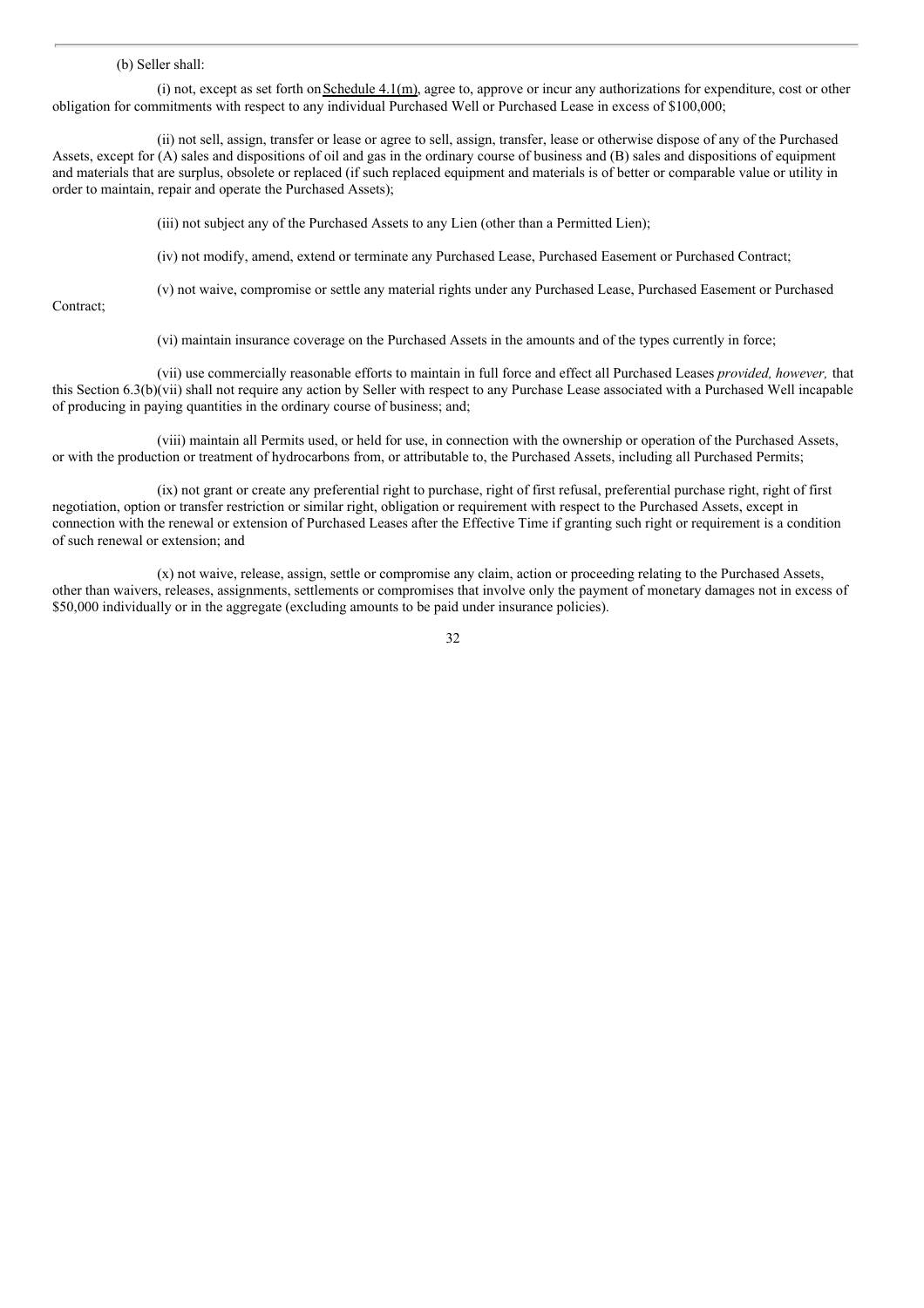(b) Seller shall:

(i) not, except as set forth on Schedule 4.1(m), agree to, approve or incur any authorizations for expenditure, cost or other obligation for commitments with respect to any individual Purchased Well or Purchased Lease in excess of $100,000;

(ii) not sell, assign, transfer or lease or agree to sell, assign, transfer, lease or otherwise dispose of any of the Purchased Assets, except for (A) sales and dispositions of oil and gas in the ordinary course of business and (B) sales and dispositions of equipment and materials that are surplus, obsolete or replaced (if such replaced equipment and materials is of better or comparable value or utility in order to maintain, repair and operate the Purchased Assets);

(iii) not subject any of the Purchased Assets to any Lien (other than a Permitted Lien);

(iv) not modify, amend, extend or terminate any Purchased Lease, Purchased Easement or Purchased Contract;

(v) not waive, compromise or settle any material rights under any Purchased Lease, Purchased Easement or Purchased Contract;

(vi) maintain insurance coverage on the Purchased Assets in the amounts and of the types currently in force;

(vii) use commercially reasonable efforts to maintain in full force and effect all Purchased Leases *provided, however,* that this Section 6.3(b)(vii) shall not require any action by Seller with respect to any Purchase Lease associated with a Purchased Well incapable of producing in paying quantities in the ordinary course of business; and;

(viii) maintain all Permits used, or held for use, in connection with the ownership or operation of the Purchased Assets, or with the production or treatment of hydrocarbons from, or attributable to, the Purchased Assets, including all Purchased Permits;

(ix) not grant or create any preferential right to purchase, right of first refusal, preferential purchase right, right of first negotiation, option or transfer restriction or similar right, obligation or requirement with respect to the Purchased Assets, except in connection with the renewal or extension of Purchased Leases after the Effective Time if granting such right or requirement is a condition of such renewal or extension; and

(x) not waive, release, assign, settle or compromise any claim, action or proceeding relating to the Purchased Assets, other than waivers, releases, assignments, settlements or compromises that involve only the payment of monetary damages not in excess of $50,000 individually or in the aggregate (excluding amounts to be paid under insurance policies).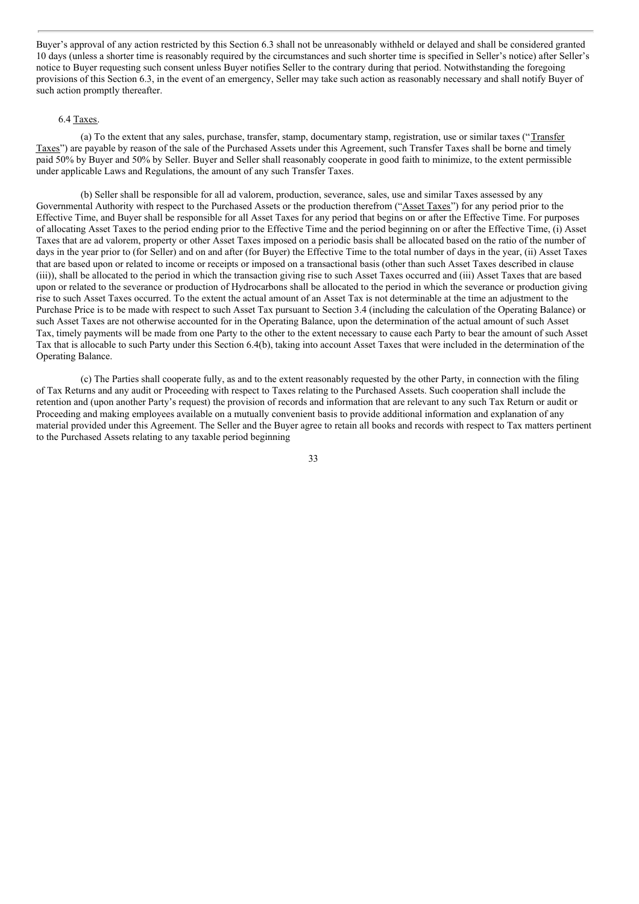Buyer's approval of any action restricted by this Section 6.3 shall not be unreasonably withheld or delayed and shall be considered granted 10 days (unless a shorter time is reasonably required by the circumstances and such shorter time is specified in Seller's notice) after Seller's notice to Buyer requesting such consent unless Buyer notifies Seller to the contrary during that period. Notwithstanding the foregoing provisions of this Section 6.3, in the event of an emergency, Seller may take such action as reasonably necessary and shall notify Buyer of such action promptly thereafter.

6.4 Taxes.

(a) To the extent that any sales, purchase, transfer, stamp, documentary stamp, registration, use or similar taxes ("Transfer Taxes") are payable by reason of the sale of the Purchased Assets under this Agreement, such Transfer Taxes shall be borne and timely paid 50% by Buyer and 50% by Seller. Buyer and Seller shall reasonably cooperate in good faith to minimize, to the extent permissible under applicable Laws and Regulations, the amount of any such Transfer Taxes.

(b) Seller shall be responsible for all ad valorem, production, severance, sales, use and similar Taxes assessed by any Governmental Authority with respect to the Purchased Assets or the production therefrom ("Asset Taxes") for any period prior to the Effective Time, and Buyer shall be responsible for all Asset Taxes for any period that begins on or after the Effective Time. For purposes of allocating Asset Taxes to the period ending prior to the Effective Time and the period beginning on or after the Effective Time, (i) Asset Taxes that are ad valorem, property or other Asset Taxes imposed on a periodic basis shall be allocated based on the ratio of the number of days in the year prior to (for Seller) and on and after (for Buyer) the Effective Time to the total number of days in the year, (ii) Asset Taxes that are based upon or related to income or receipts or imposed on a transactional basis (other than such Asset Taxes described in clause (iii)), shall be allocated to the period in which the transaction giving rise to such Asset Taxes occurred and (iii) Asset Taxes that are based upon or related to the severance or production of Hydrocarbons shall be allocated to the period in which the severance or production giving rise to such Asset Taxes occurred. To the extent the actual amount of an Asset Tax is not determinable at the time an adjustment to the Purchase Price is to be made with respect to such Asset Tax pursuant to Section 3.4 (including the calculation of the Operating Balance) or such Asset Taxes are not otherwise accounted for in the Operating Balance, upon the determination of the actual amount of such Asset Tax, timely payments will be made from one Party to the other to the extent necessary to cause each Party to bear the amount of such Asset Tax that is allocable to such Party under this Section 6.4(b), taking into account Asset Taxes that were included in the determination of the Operating Balance.

(c) The Parties shall cooperate fully, as and to the extent reasonably requested by the other Party, in connection with the filing of Tax Returns and any audit or Proceeding with respect to Taxes relating to the Purchased Assets. Such cooperation shall include the retention and (upon another Party's request) the provision of records and information that are relevant to any such Tax Return or audit or Proceeding and making employees available on a mutually convenient basis to provide additional information and explanation of any material provided under this Agreement. The Seller and the Buyer agree to retain all books and records with respect to Tax matters pertinent to the Purchased Assets relating to any taxable period beginning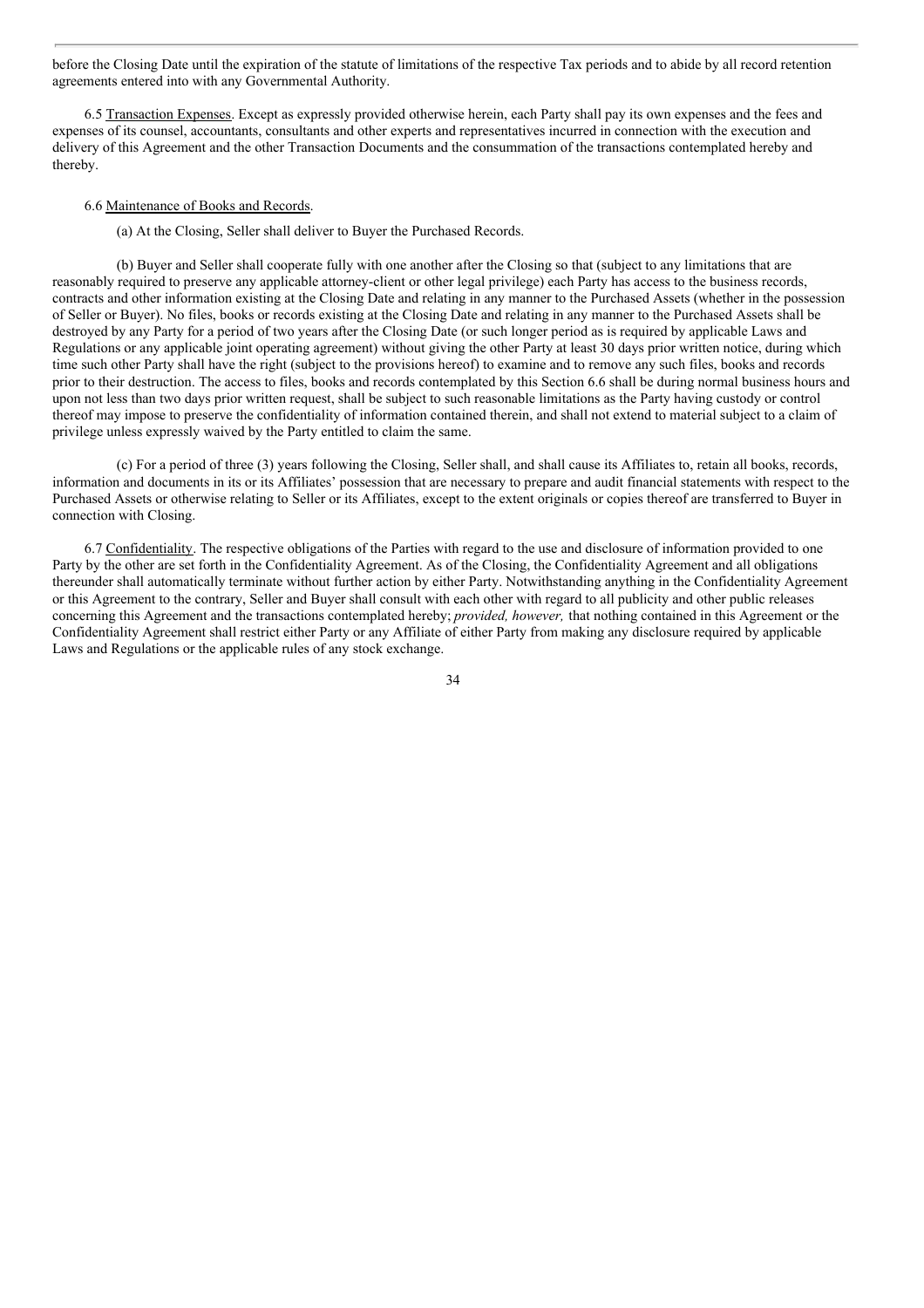before the Closing Date until the expiration of the statute of limitations of the respective Tax periods and to abide by all record retention agreements entered into with any Governmental Authority.

6.5 Transaction Expenses. Except as expressly provided otherwise herein, each Party shall pay its own expenses and the fees and expenses of its counsel, accountants, consultants and other experts and representatives incurred in connection with the execution and delivery of this Agreement and the other Transaction Documents and the consummation of the transactions contemplated hereby and thereby.

6.6 Maintenance of Books and Records.

(a) At the Closing, Seller shall deliver to Buyer the Purchased Records.

(b) Buyer and Seller shall cooperate fully with one another after the Closing so that (subject to any limitations that are reasonably required to preserve any applicable attorney-client or other legal privilege) each Party has access to the business records, contracts and other information existing at the Closing Date and relating in any manner to the Purchased Assets (whether in the possession of Seller or Buyer). No files, books or records existing at the Closing Date and relating in any manner to the Purchased Assets shall be destroyed by any Party for a period of two years after the Closing Date (or such longer period as is required by applicable Laws and Regulations or any applicable joint operating agreement) without giving the other Party at least 30 days prior written notice, during which time such other Party shall have the right (subject to the provisions hereof) to examine and to remove any such files, books and records prior to their destruction. The access to files, books and records contemplated by this Section 6.6 shall be during normal business hours and upon not less than two days prior written request, shall be subject to such reasonable limitations as the Party having custody or control thereof may impose to preserve the confidentiality of information contained therein, and shall not extend to material subject to a claim of privilege unless expressly waived by the Party entitled to claim the same.

(c) For a period of three (3) years following the Closing, Seller shall, and shall cause its Affiliates to, retain all books, records, information and documents in its or its Affiliates' possession that are necessary to prepare and audit financial statements with respect to the Purchased Assets or otherwise relating to Seller or its Affiliates, except to the extent originals or copies thereof are transferred to Buyer in connection with Closing.

6.7 Confidentiality. The respective obligations of the Parties with regard to the use and disclosure of information provided to one Party by the other are set forth in the Confidentiality Agreement. As of the Closing, the Confidentiality Agreement and all obligations thereunder shall automatically terminate without further action by either Party. Notwithstanding anything in the Confidentiality Agreement or this Agreement to the contrary, Seller and Buyer shall consult with each other with regard to all publicity and other public releases concerning this Agreement and the transactions contemplated hereby; *provided, however,* that nothing contained in this Agreement or the Confidentiality Agreement shall restrict either Party or any Affiliate of either Party from making any disclosure required by applicable Laws and Regulations or the applicable rules of any stock exchange.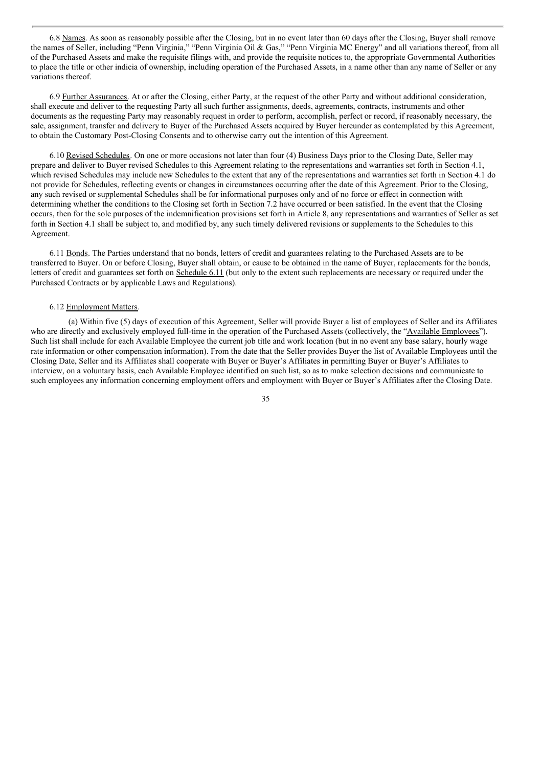6.8 Names. As soon as reasonably possible after the Closing, but in no event later than 60 days after the Closing, Buyer shall remove the names of Seller, including "Penn Virginia," "Penn Virginia Oil & Gas," "Penn Virginia MC Energy" and all variations thereof, from all of the Purchased Assets and make the requisite filings with, and provide the requisite notices to, the appropriate Governmental Authorities to place the title or other indicia of ownership, including operation of the Purchased Assets, in a name other than any name of Seller or any variations thereof.

6.9 Further Assurances. At or after the Closing, either Party, at the request of the other Party and without additional consideration, shall execute and deliver to the requesting Party all such further assignments, deeds, agreements, contracts, instruments and other documents as the requesting Party may reasonably request in order to perform, accomplish, perfect or record, if reasonably necessary, the sale, assignment, transfer and delivery to Buyer of the Purchased Assets acquired by Buyer hereunder as contemplated by this Agreement, to obtain the Customary Post-Closing Consents and to otherwise carry out the intention of this Agreement.

6.10 Revised Schedules. On one or more occasions not later than four (4) Business Days prior to the Closing Date, Seller may prepare and deliver to Buyer revised Schedules to this Agreement relating to the representations and warranties set forth in Section 4.1, which revised Schedules may include new Schedules to the extent that any of the representations and warranties set forth in Section 4.1 do not provide for Schedules, reflecting events or changes in circumstances occurring after the date of this Agreement. Prior to the Closing, any such revised or supplemental Schedules shall be for informational purposes only and of no force or effect in connection with determining whether the conditions to the Closing set forth in Section 7.2 have occurred or been satisfied. In the event that the Closing occurs, then for the sole purposes of the indemnification provisions set forth in Article 8, any representations and warranties of Seller as set forth in Section 4.1 shall be subject to, and modified by, any such timely delivered revisions or supplements to the Schedules to this Agreement.

6.11 Bonds. The Parties understand that no bonds, letters of credit and guarantees relating to the Purchased Assets are to be transferred to Buyer. On or before Closing, Buyer shall obtain, or cause to be obtained in the name of Buyer, replacements for the bonds, letters of credit and guarantees set forth on Schedule 6.11 (but only to the extent such replacements are necessary or required under the Purchased Contracts or by applicable Laws and Regulations).

6.12 Employment Matters.

(a) Within five (5) days of execution of this Agreement, Seller will provide Buyer a list of employees of Seller and its Affiliates who are directly and exclusively employed full-time in the operation of the Purchased Assets (collectively, the "Available Employees"). Such list shall include for each Available Employee the current job title and work location (but in no event any base salary, hourly wage rate information or other compensation information). From the date that the Seller provides Buyer the list of Available Employees until the Closing Date, Seller and its Affiliates shall cooperate with Buyer or Buyer's Affiliates in permitting Buyer or Buyer's Affiliates to interview, on a voluntary basis, each Available Employee identified on such list, so as to make selection decisions and communicate to such employees any information concerning employment offers and employment with Buyer or Buyer's Affiliates after the Closing Date.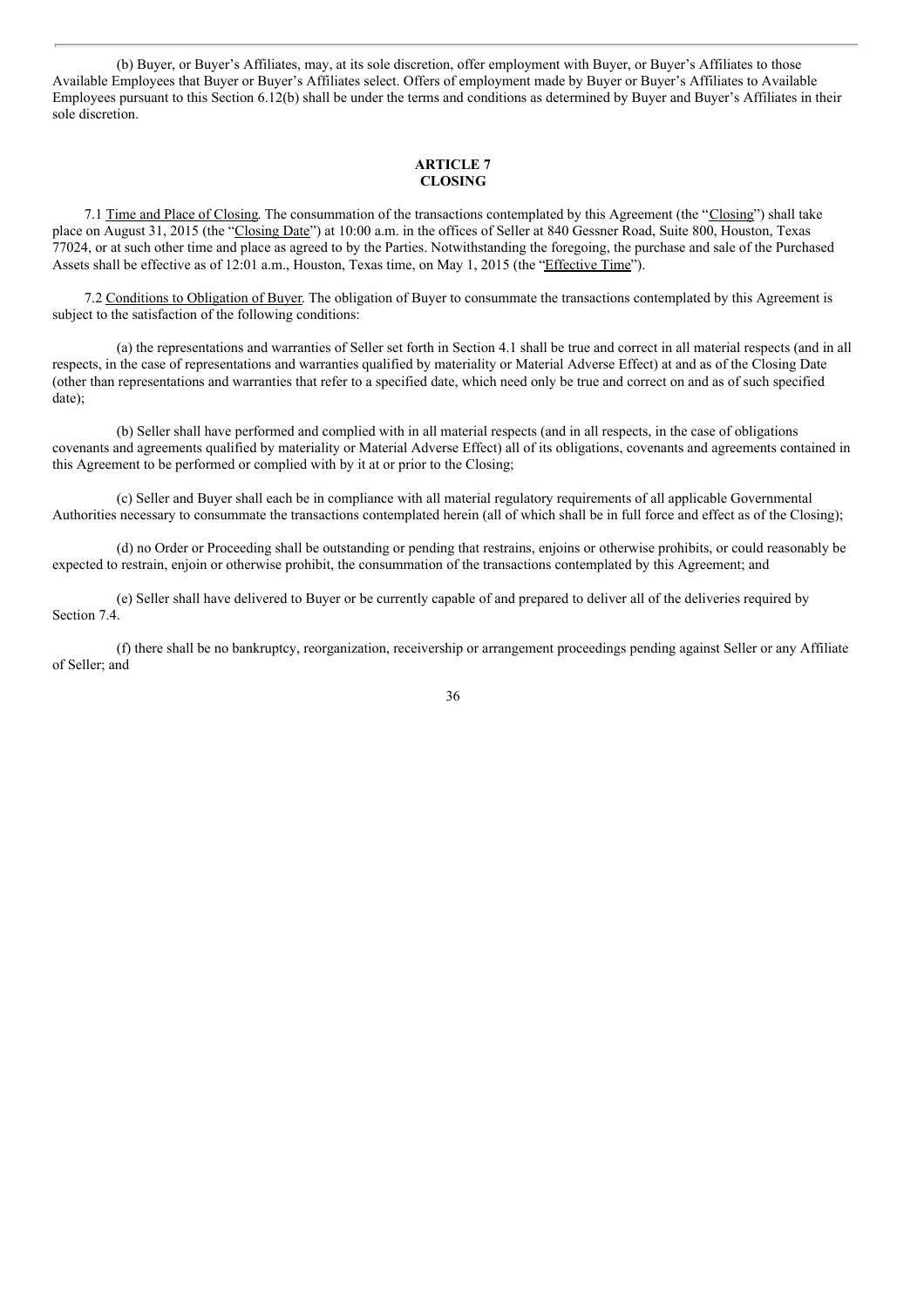(b) Buyer, or Buyer's Affiliates, may, at its sole discretion, offer employment with Buyer, or Buyer's Affiliates to those Available Employees that Buyer or Buyer's Affiliates select. Offers of employment made by Buyer or Buyer's Affiliates to Available Employees pursuant to this Section 6.12(b) shall be under the terms and conditions as determined by Buyer and Buyer's Affiliates in their sole discretion.

## ARTICLE 7
## CLOSING

7.1 Time and Place of Closing. The consummation of the transactions contemplated by this Agreement (the "Closing") shall take place on August 31, 2015 (the "Closing Date") at 10:00 a.m. in the offices of Seller at 840 Gessner Road, Suite 800, Houston, Texas 77024, or at such other time and place as agreed to by the Parties. Notwithstanding the foregoing, the purchase and sale of the Purchased Assets shall be effective as of 12:01 a.m., Houston, Texas time, on May 1, 2015 (the "Effective Time").

7.2 Conditions to Obligation of Buyer. The obligation of Buyer to consummate the transactions contemplated by this Agreement is subject to the satisfaction of the following conditions:

(a) the representations and warranties of Seller set forth in Section 4.1 shall be true and correct in all material respects (and in all respects, in the case of representations and warranties qualified by materiality or Material Adverse Effect) at and as of the Closing Date (other than representations and warranties that refer to a specified date, which need only be true and correct on and as of such specified date);

(b) Seller shall have performed and complied with in all material respects (and in all respects, in the case of obligations covenants and agreements qualified by materiality or Material Adverse Effect) all of its obligations, covenants and agreements contained in this Agreement to be performed or complied with by it at or prior to the Closing;

(c) Seller and Buyer shall each be in compliance with all material regulatory requirements of all applicable Governmental Authorities necessary to consummate the transactions contemplated herein (all of which shall be in full force and effect as of the Closing);

(d) no Order or Proceeding shall be outstanding or pending that restrains, enjoins or otherwise prohibits, or could reasonably be expected to restrain, enjoin or otherwise prohibit, the consummation of the transactions contemplated by this Agreement; and

(e) Seller shall have delivered to Buyer or be currently capable of and prepared to deliver all of the deliveries required by Section 7.4.

(f) there shall be no bankruptcy, reorganization, receivership or arrangement proceedings pending against Seller or any Affiliate of Seller; and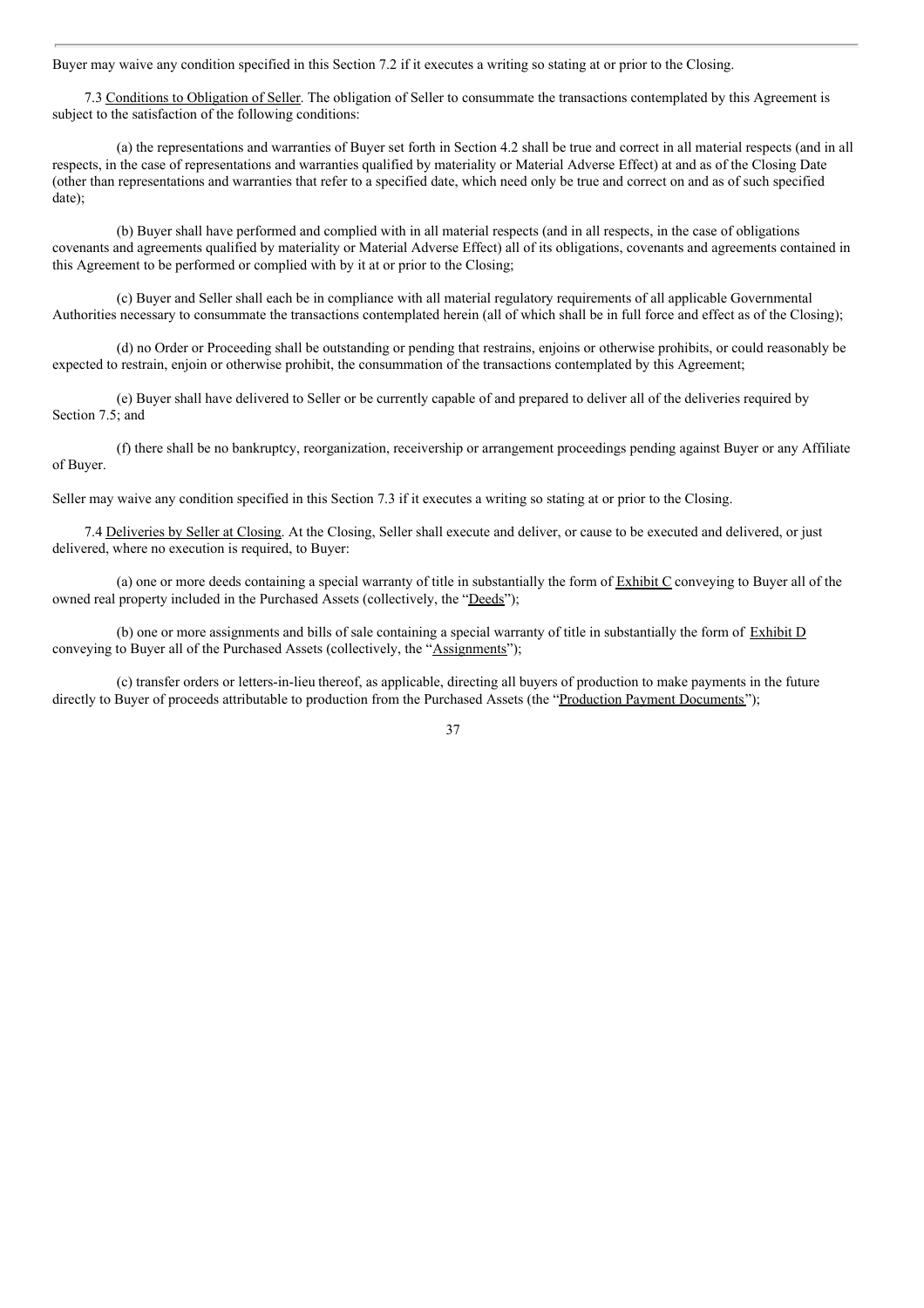Buyer may waive any condition specified in this Section 7.2 if it executes a writing so stating at or prior to the Closing.

7.3 Conditions to Obligation of Seller. The obligation of Seller to consummate the transactions contemplated by this Agreement is subject to the satisfaction of the following conditions:

(a) the representations and warranties of Buyer set forth in Section 4.2 shall be true and correct in all material respects (and in all respects, in the case of representations and warranties qualified by materiality or Material Adverse Effect) at and as of the Closing Date (other than representations and warranties that refer to a specified date, which need only be true and correct on and as of such specified date);

(b) Buyer shall have performed and complied with in all material respects (and in all respects, in the case of obligations covenants and agreements qualified by materiality or Material Adverse Effect) all of its obligations, covenants and agreements contained in this Agreement to be performed or complied with by it at or prior to the Closing;

(c) Buyer and Seller shall each be in compliance with all material regulatory requirements of all applicable Governmental Authorities necessary to consummate the transactions contemplated herein (all of which shall be in full force and effect as of the Closing);

(d) no Order or Proceeding shall be outstanding or pending that restrains, enjoins or otherwise prohibits, or could reasonably be expected to restrain, enjoin or otherwise prohibit, the consummation of the transactions contemplated by this Agreement;

(e) Buyer shall have delivered to Seller or be currently capable of and prepared to deliver all of the deliveries required by Section 7.5; and

(f) there shall be no bankruptcy, reorganization, receivership or arrangement proceedings pending against Buyer or any Affiliate of Buyer.

Seller may waive any condition specified in this Section 7.3 if it executes a writing so stating at or prior to the Closing.

7.4 Deliveries by Seller at Closing. At the Closing, Seller shall execute and deliver, or cause to be executed and delivered, or just delivered, where no execution is required, to Buyer:

(a) one or more deeds containing a special warranty of title in substantially the form of Exhibit C conveying to Buyer all of the owned real property included in the Purchased Assets (collectively, the "Deeds");

(b) one or more assignments and bills of sale containing a special warranty of title in substantially the form of Exhibit D conveying to Buyer all of the Purchased Assets (collectively, the "Assignments");

(c) transfer orders or letters-in-lieu thereof, as applicable, directing all buyers of production to make payments in the future directly to Buyer of proceeds attributable to production from the Purchased Assets (the "Production Payment Documents");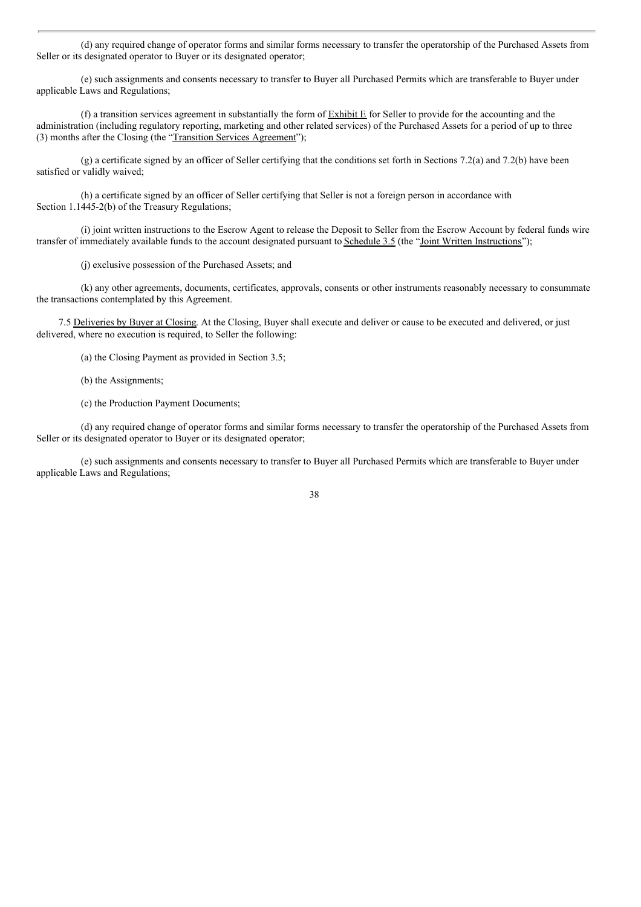(d) any required change of operator forms and similar forms necessary to transfer the operatorship of the Purchased Assets from Seller or its designated operator to Buyer or its designated operator;

(e) such assignments and consents necessary to transfer to Buyer all Purchased Permits which are transferable to Buyer under applicable Laws and Regulations;

(f) a transition services agreement in substantially the form of Exhibit E for Seller to provide for the accounting and the administration (including regulatory reporting, marketing and other related services) of the Purchased Assets for a period of up to three (3) months after the Closing (the "Transition Services Agreement");

(g) a certificate signed by an officer of Seller certifying that the conditions set forth in Sections 7.2(a) and 7.2(b) have been satisfied or validly waived;

(h) a certificate signed by an officer of Seller certifying that Seller is not a foreign person in accordance with Section 1.1445-2(b) of the Treasury Regulations;

(i) joint written instructions to the Escrow Agent to release the Deposit to Seller from the Escrow Account by federal funds wire transfer of immediately available funds to the account designated pursuant to Schedule 3.5 (the "Joint Written Instructions");

(j) exclusive possession of the Purchased Assets; and

(k) any other agreements, documents, certificates, approvals, consents or other instruments reasonably necessary to consummate the transactions contemplated by this Agreement.

7.5 Deliveries by Buyer at Closing. At the Closing, Buyer shall execute and deliver or cause to be executed and delivered, or just delivered, where no execution is required, to Seller the following:

(a) the Closing Payment as provided in Section 3.5;

(b) the Assignments;

(c) the Production Payment Documents;

(d) any required change of operator forms and similar forms necessary to transfer the operatorship of the Purchased Assets from Seller or its designated operator to Buyer or its designated operator;

(e) such assignments and consents necessary to transfer to Buyer all Purchased Permits which are transferable to Buyer under applicable Laws and Regulations;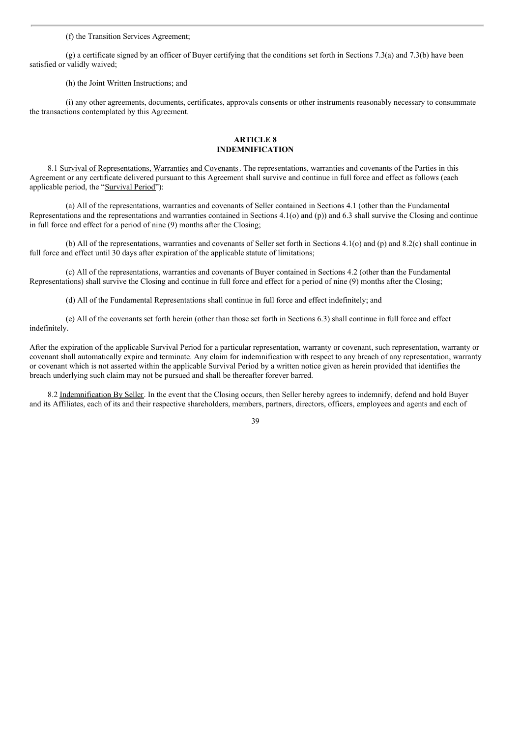(f) the Transition Services Agreement;

(g) a certificate signed by an officer of Buyer certifying that the conditions set forth in Sections 7.3(a) and 7.3(b) have been satisfied or validly waived;

(h) the Joint Written Instructions; and

(i) any other agreements, documents, certificates, approvals consents or other instruments reasonably necessary to consummate the transactions contemplated by this Agreement.

## ARTICLE 8
## INDEMNIFICATION

8.1 Survival of Representations, Warranties and Covenants. The representations, warranties and covenants of the Parties in this Agreement or any certificate delivered pursuant to this Agreement shall survive and continue in full force and effect as follows (each applicable period, the "Survival Period"):

(a) All of the representations, warranties and covenants of Seller contained in Sections 4.1 (other than the Fundamental Representations and the representations and warranties contained in Sections 4.1(o) and (p)) and 6.3 shall survive the Closing and continue in full force and effect for a period of nine (9) months after the Closing;

(b) All of the representations, warranties and covenants of Seller set forth in Sections 4.1(o) and (p) and 8.2(c) shall continue in full force and effect until 30 days after expiration of the applicable statute of limitations;

(c) All of the representations, warranties and covenants of Buyer contained in Sections 4.2 (other than the Fundamental Representations) shall survive the Closing and continue in full force and effect for a period of nine (9) months after the Closing;

(d) All of the Fundamental Representations shall continue in full force and effect indefinitely; and

(e) All of the covenants set forth herein (other than those set forth in Sections 6.3) shall continue in full force and effect indefinitely.

After the expiration of the applicable Survival Period for a particular representation, warranty or covenant, such representation, warranty or covenant shall automatically expire and terminate. Any claim for indemnification with respect to any breach of any representation, warranty or covenant which is not asserted within the applicable Survival Period by a written notice given as herein provided that identifies the breach underlying such claim may not be pursued and shall be thereafter forever barred.

8.2 Indemnification By Seller. In the event that the Closing occurs, then Seller hereby agrees to indemnify, defend and hold Buyer and its Affiliates, each of its and their respective shareholders, members, partners, directors, officers, employees and agents and each of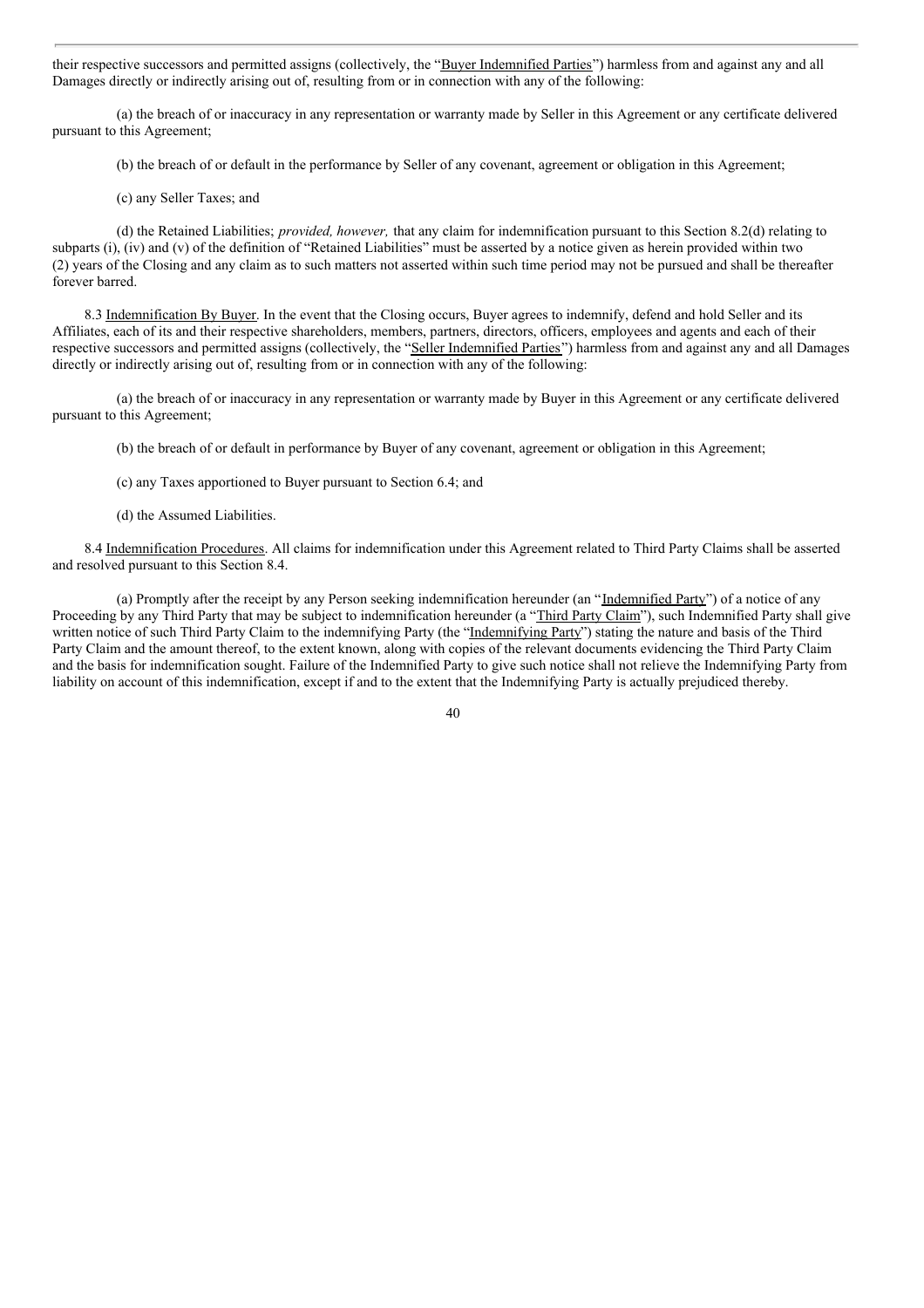their respective successors and permitted assigns (collectively, the "Buyer Indemnified Parties") harmless from and against any and all Damages directly or indirectly arising out of, resulting from or in connection with any of the following:

(a) the breach of or inaccuracy in any representation or warranty made by Seller in this Agreement or any certificate delivered pursuant to this Agreement;

(b) the breach of or default in the performance by Seller of any covenant, agreement or obligation in this Agreement;

(c) any Seller Taxes; and

(d) the Retained Liabilities; *provided, however,* that any claim for indemnification pursuant to this Section 8.2(d) relating to subparts (i), (iv) and (v) of the definition of "Retained Liabilities" must be asserted by a notice given as herein provided within two (2) years of the Closing and any claim as to such matters not asserted within such time period may not be pursued and shall be thereafter forever barred.

8.3 Indemnification By Buyer. In the event that the Closing occurs, Buyer agrees to indemnify, defend and hold Seller and its Affiliates, each of its and their respective shareholders, members, partners, directors, officers, employees and agents and each of their respective successors and permitted assigns (collectively, the "Seller Indemnified Parties") harmless from and against any and all Damages directly or indirectly arising out of, resulting from or in connection with any of the following:

(a) the breach of or inaccuracy in any representation or warranty made by Buyer in this Agreement or any certificate delivered pursuant to this Agreement;

(b) the breach of or default in performance by Buyer of any covenant, agreement or obligation in this Agreement;

(c) any Taxes apportioned to Buyer pursuant to Section 6.4; and

(d) the Assumed Liabilities.

8.4 Indemnification Procedures. All claims for indemnification under this Agreement related to Third Party Claims shall be asserted and resolved pursuant to this Section 8.4.

(a) Promptly after the receipt by any Person seeking indemnification hereunder (an "Indemnified Party") of a notice of any Proceeding by any Third Party that may be subject to indemnification hereunder (a "Third Party Claim"), such Indemnified Party shall give written notice of such Third Party Claim to the indemnifying Party (the "Indemnifying Party") stating the nature and basis of the Third Party Claim and the amount thereof, to the extent known, along with copies of the relevant documents evidencing the Third Party Claim and the basis for indemnification sought. Failure of the Indemnified Party to give such notice shall not relieve the Indemnifying Party from liability on account of this indemnification, except if and to the extent that the Indemnifying Party is actually prejudiced thereby.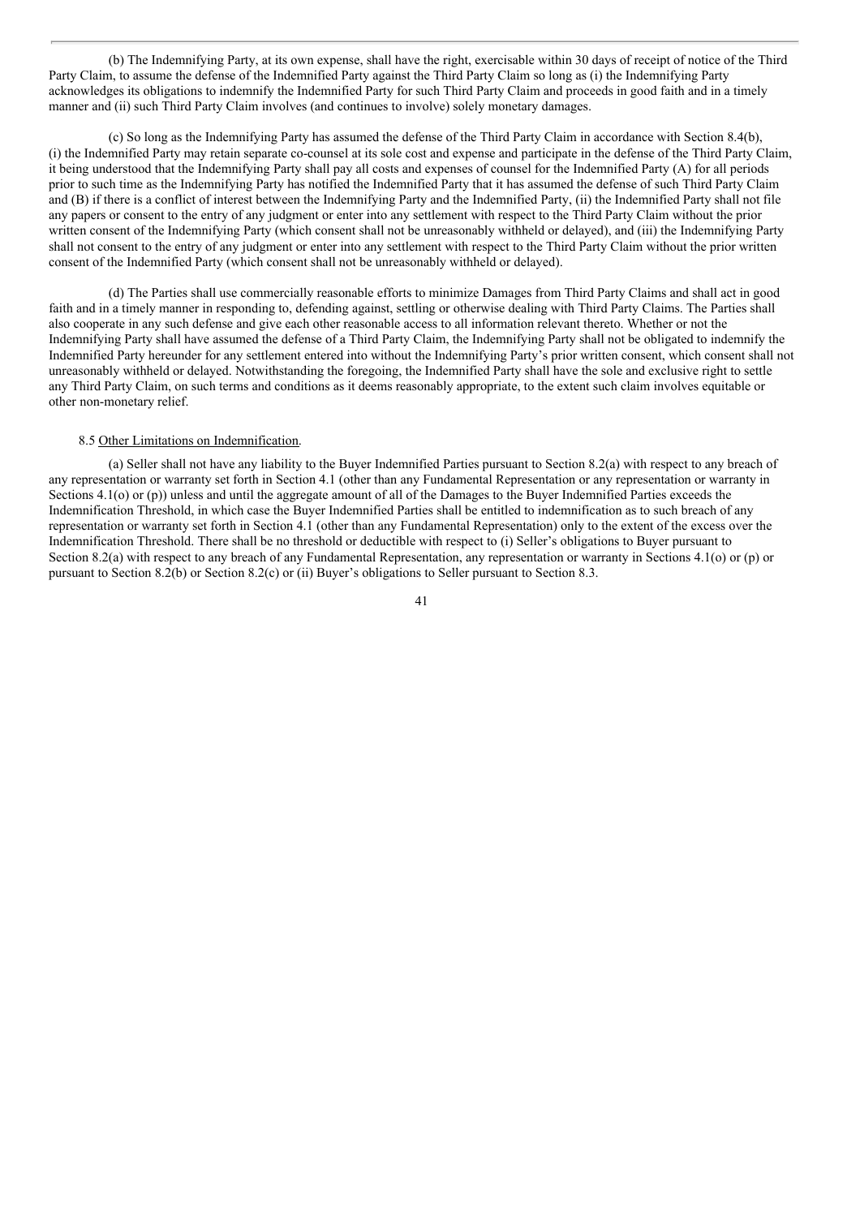(b) The Indemnifying Party, at its own expense, shall have the right, exercisable within 30 days of receipt of notice of the Third Party Claim, to assume the defense of the Indemnified Party against the Third Party Claim so long as (i) the Indemnifying Party acknowledges its obligations to indemnify the Indemnified Party for such Third Party Claim and proceeds in good faith and in a timely manner and (ii) such Third Party Claim involves (and continues to involve) solely monetary damages.

(c) So long as the Indemnifying Party has assumed the defense of the Third Party Claim in accordance with Section 8.4(b), (i) the Indemnified Party may retain separate co-counsel at its sole cost and expense and participate in the defense of the Third Party Claim, it being understood that the Indemnifying Party shall pay all costs and expenses of counsel for the Indemnified Party (A) for all periods prior to such time as the Indemnifying Party has notified the Indemnified Party that it has assumed the defense of such Third Party Claim and (B) if there is a conflict of interest between the Indemnifying Party and the Indemnified Party, (ii) the Indemnified Party shall not file any papers or consent to the entry of any judgment or enter into any settlement with respect to the Third Party Claim without the prior written consent of the Indemnifying Party (which consent shall not be unreasonably withheld or delayed), and (iii) the Indemnifying Party shall not consent to the entry of any judgment or enter into any settlement with respect to the Third Party Claim without the prior written consent of the Indemnified Party (which consent shall not be unreasonably withheld or delayed).

(d) The Parties shall use commercially reasonable efforts to minimize Damages from Third Party Claims and shall act in good faith and in a timely manner in responding to, defending against, settling or otherwise dealing with Third Party Claims. The Parties shall also cooperate in any such defense and give each other reasonable access to all information relevant thereto. Whether or not the Indemnifying Party shall have assumed the defense of a Third Party Claim, the Indemnifying Party shall not be obligated to indemnify the Indemnified Party hereunder for any settlement entered into without the Indemnifying Party's prior written consent, which consent shall not unreasonably withheld or delayed. Notwithstanding the foregoing, the Indemnified Party shall have the sole and exclusive right to settle any Third Party Claim, on such terms and conditions as it deems reasonably appropriate, to the extent such claim involves equitable or other non-monetary relief.

8.5 Other Limitations on Indemnification.

(a) Seller shall not have any liability to the Buyer Indemnified Parties pursuant to Section 8.2(a) with respect to any breach of any representation or warranty set forth in Section 4.1 (other than any Fundamental Representation or any representation or warranty in Sections 4.1(o) or (p)) unless and until the aggregate amount of all of the Damages to the Buyer Indemnified Parties exceeds the Indemnification Threshold, in which case the Buyer Indemnified Parties shall be entitled to indemnification as to such breach of any representation or warranty set forth in Section 4.1 (other than any Fundamental Representation) only to the extent of the excess over the Indemnification Threshold. There shall be no threshold or deductible with respect to (i) Seller's obligations to Buyer pursuant to Section 8.2(a) with respect to any breach of any Fundamental Representation, any representation or warranty in Sections 4.1(o) or (p) or pursuant to Section 8.2(b) or Section 8.2(c) or (ii) Buyer's obligations to Seller pursuant to Section 8.3.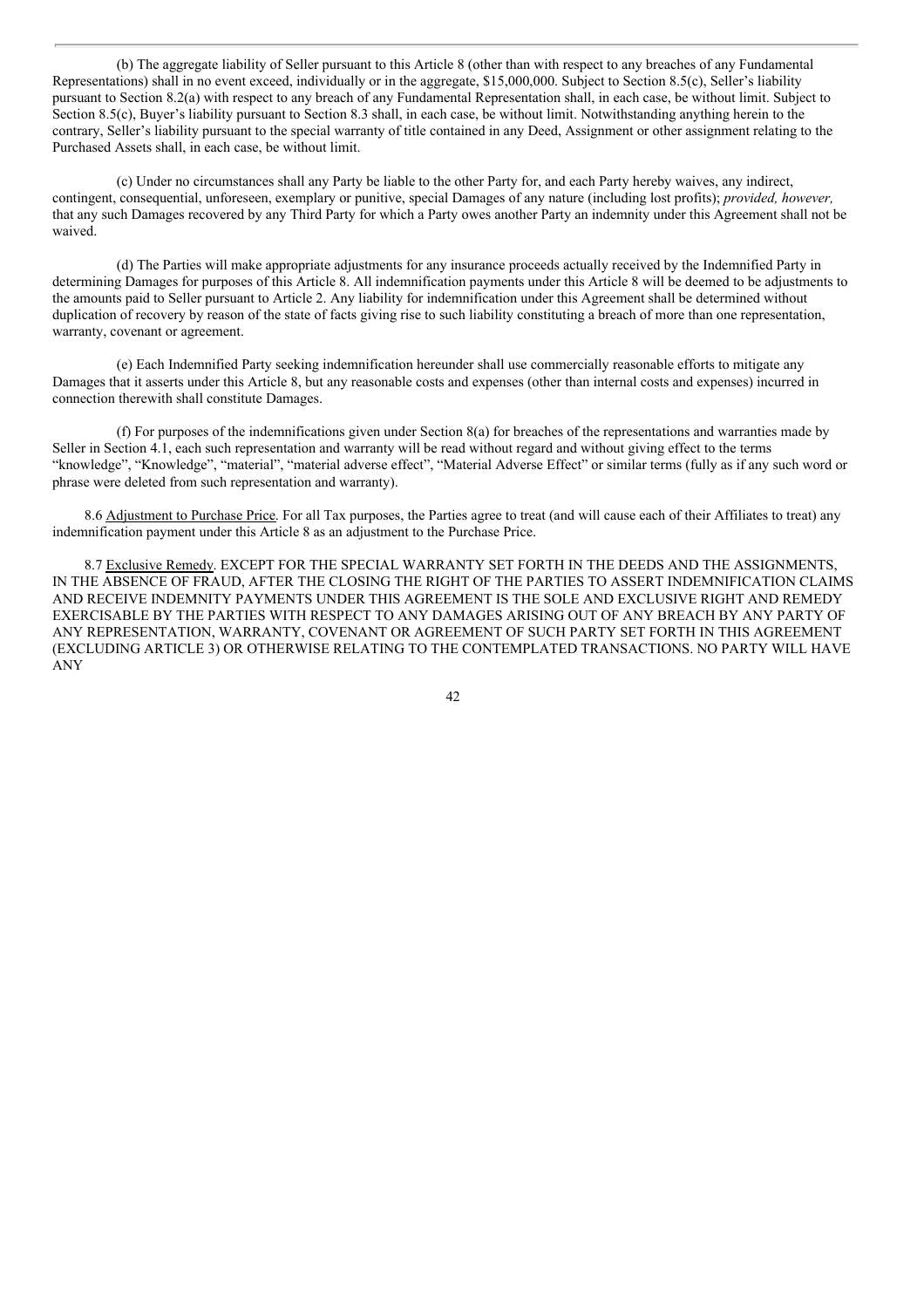(b) The aggregate liability of Seller pursuant to this Article 8 (other than with respect to any breaches of any Fundamental Representations) shall in no event exceed, individually or in the aggregate, $15,000,000. Subject to Section 8.5(c), Seller's liability pursuant to Section 8.2(a) with respect to any breach of any Fundamental Representation shall, in each case, be without limit. Subject to Section 8.5(c), Buyer's liability pursuant to Section 8.3 shall, in each case, be without limit. Notwithstanding anything herein to the contrary, Seller's liability pursuant to the special warranty of title contained in any Deed, Assignment or other assignment relating to the Purchased Assets shall, in each case, be without limit.

(c) Under no circumstances shall any Party be liable to the other Party for, and each Party hereby waives, any indirect, contingent, consequential, unforeseen, exemplary or punitive, special Damages of any nature (including lost profits); *provided, however,* that any such Damages recovered by any Third Party for which a Party owes another Party an indemnity under this Agreement shall not be waived.

(d) The Parties will make appropriate adjustments for any insurance proceeds actually received by the Indemnified Party in determining Damages for purposes of this Article 8. All indemnification payments under this Article 8 will be deemed to be adjustments to the amounts paid to Seller pursuant to Article 2. Any liability for indemnification under this Agreement shall be determined without duplication of recovery by reason of the state of facts giving rise to such liability constituting a breach of more than one representation, warranty, covenant or agreement.

(e) Each Indemnified Party seeking indemnification hereunder shall use commercially reasonable efforts to mitigate any Damages that it asserts under this Article 8, but any reasonable costs and expenses (other than internal costs and expenses) incurred in connection therewith shall constitute Damages.

(f) For purposes of the indemnifications given under Section 8(a) for breaches of the representations and warranties made by Seller in Section 4.1, each such representation and warranty will be read without regard and without giving effect to the terms "knowledge", "Knowledge", "material", "material adverse effect", "Material Adverse Effect" or similar terms (fully as if any such word or phrase were deleted from such representation and warranty).

8.6 Adjustment to Purchase Price. For all Tax purposes, the Parties agree to treat (and will cause each of their Affiliates to treat) any indemnification payment under this Article 8 as an adjustment to the Purchase Price.

8.7 Exclusive Remedy. EXCEPT FOR THE SPECIAL WARRANTY SET FORTH IN THE DEEDS AND THE ASSIGNMENTS, IN THE ABSENCE OF FRAUD, AFTER THE CLOSING THE RIGHT OF THE PARTIES TO ASSERT INDEMNIFICATION CLAIMS AND RECEIVE INDEMNITY PAYMENTS UNDER THIS AGREEMENT IS THE SOLE AND EXCLUSIVE RIGHT AND REMEDY EXERCISABLE BY THE PARTIES WITH RESPECT TO ANY DAMAGES ARISING OUT OF ANY BREACH BY ANY PARTY OF ANY REPRESENTATION, WARRANTY, COVENANT OR AGREEMENT OF SUCH PARTY SET FORTH IN THIS AGREEMENT (EXCLUDING ARTICLE 3) OR OTHERWISE RELATING TO THE CONTEMPLATED TRANSACTIONS. NO PARTY WILL HAVE ANY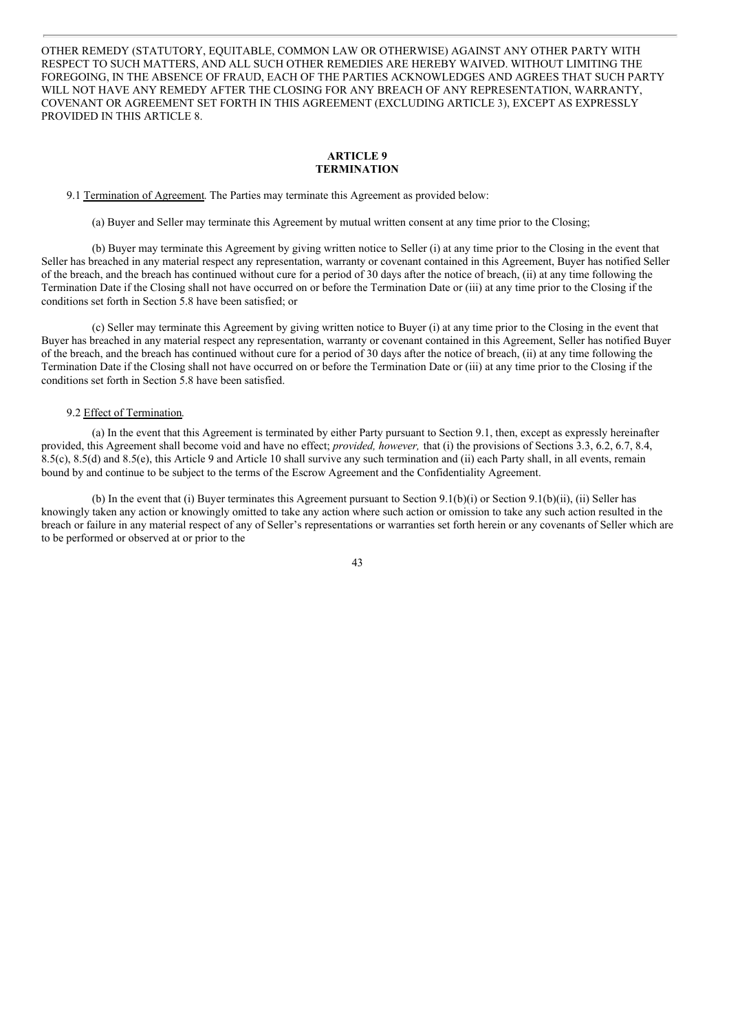OTHER REMEDY (STATUTORY, EQUITABLE, COMMON LAW OR OTHERWISE) AGAINST ANY OTHER PARTY WITH RESPECT TO SUCH MATTERS, AND ALL SUCH OTHER REMEDIES ARE HEREBY WAIVED. WITHOUT LIMITING THE FOREGOING, IN THE ABSENCE OF FRAUD, EACH OF THE PARTIES ACKNOWLEDGES AND AGREES THAT SUCH PARTY WILL NOT HAVE ANY REMEDY AFTER THE CLOSING FOR ANY BREACH OF ANY REPRESENTATION, WARRANTY, COVENANT OR AGREEMENT SET FORTH IN THIS AGREEMENT (EXCLUDING ARTICLE 3), EXCEPT AS EXPRESSLY PROVIDED IN THIS ARTICLE 8.

## ARTICLE 9
## TERMINATION

9.1 Termination of Agreement. The Parties may terminate this Agreement as provided below:

(a) Buyer and Seller may terminate this Agreement by mutual written consent at any time prior to the Closing;

(b) Buyer may terminate this Agreement by giving written notice to Seller (i) at any time prior to the Closing in the event that Seller has breached in any material respect any representation, warranty or covenant contained in this Agreement, Buyer has notified Seller of the breach, and the breach has continued without cure for a period of 30 days after the notice of breach, (ii) at any time following the Termination Date if the Closing shall not have occurred on or before the Termination Date or (iii) at any time prior to the Closing if the conditions set forth in Section 5.8 have been satisfied; or

(c) Seller may terminate this Agreement by giving written notice to Buyer (i) at any time prior to the Closing in the event that Buyer has breached in any material respect any representation, warranty or covenant contained in this Agreement, Seller has notified Buyer of the breach, and the breach has continued without cure for a period of 30 days after the notice of breach, (ii) at any time following the Termination Date if the Closing shall not have occurred on or before the Termination Date or (iii) at any time prior to the Closing if the conditions set forth in Section 5.8 have been satisfied.

9.2 Effect of Termination.

(a) In the event that this Agreement is terminated by either Party pursuant to Section 9.1, then, except as expressly hereinafter provided, this Agreement shall become void and have no effect; *provided, however,* that (i) the provisions of Sections 3.3, 6.2, 6.7, 8.4, 8.5(c), 8.5(d) and 8.5(e), this Article 9 and Article 10 shall survive any such termination and (ii) each Party shall, in all events, remain bound by and continue to be subject to the terms of the Escrow Agreement and the Confidentiality Agreement.

(b) In the event that (i) Buyer terminates this Agreement pursuant to Section 9.1(b)(i) or Section 9.1(b)(ii), (ii) Seller has knowingly taken any action or knowingly omitted to take any action where such action or omission to take any such action resulted in the breach or failure in any material respect of any of Seller's representations or warranties set forth herein or any covenants of Seller which are to be performed or observed at or prior to the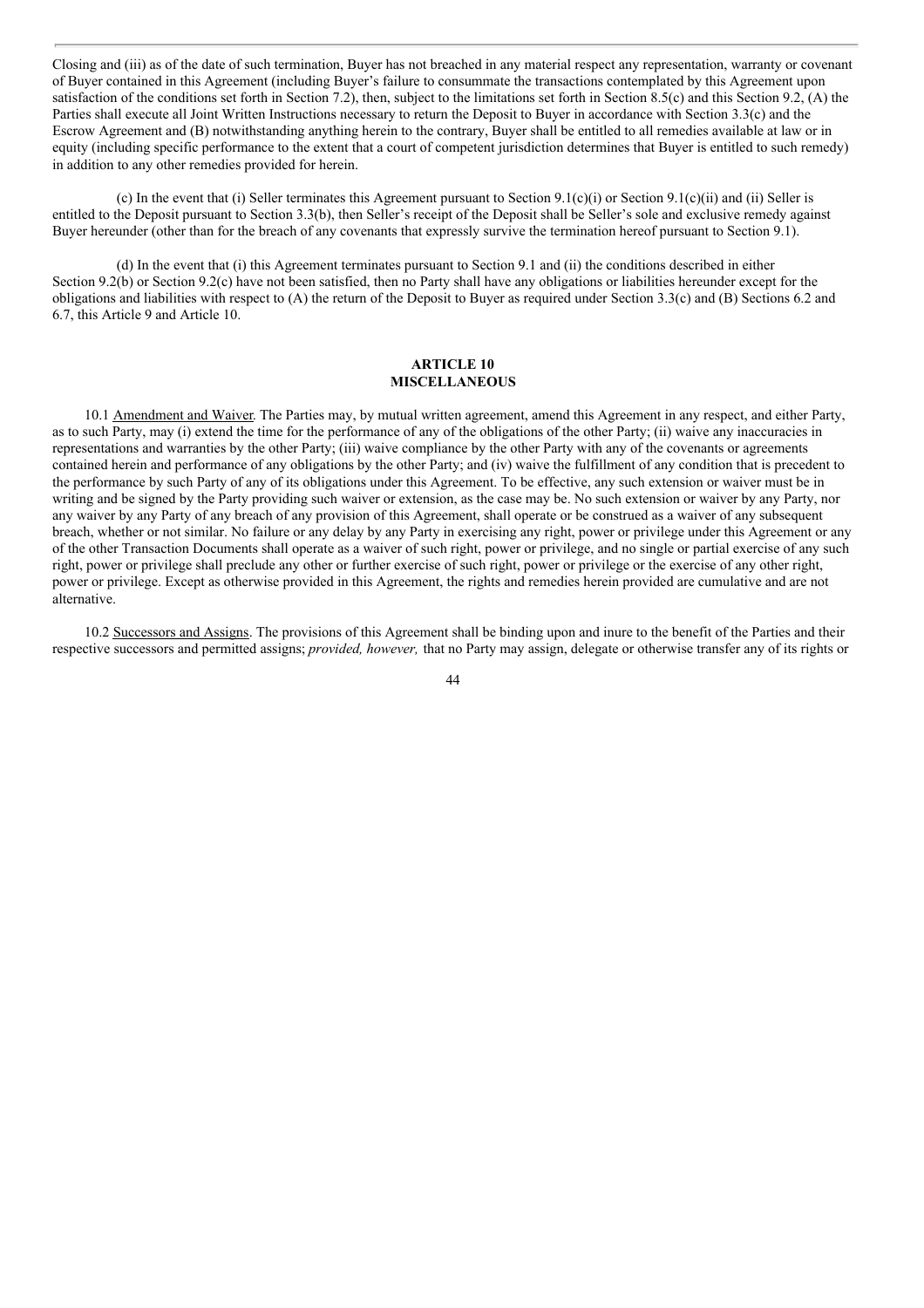Closing and (iii) as of the date of such termination, Buyer has not breached in any material respect any representation, warranty or covenant of Buyer contained in this Agreement (including Buyer's failure to consummate the transactions contemplated by this Agreement upon satisfaction of the conditions set forth in Section 7.2), then, subject to the limitations set forth in Section 8.5(c) and this Section 9.2, (A) the Parties shall execute all Joint Written Instructions necessary to return the Deposit to Buyer in accordance with Section 3.3(c) and the Escrow Agreement and (B) notwithstanding anything herein to the contrary, Buyer shall be entitled to all remedies available at law or in equity (including specific performance to the extent that a court of competent jurisdiction determines that Buyer is entitled to such remedy) in addition to any other remedies provided for herein.

(c) In the event that (i) Seller terminates this Agreement pursuant to Section 9.1(c)(i) or Section 9.1(c)(ii) and (ii) Seller is entitled to the Deposit pursuant to Section 3.3(b), then Seller's receipt of the Deposit shall be Seller's sole and exclusive remedy against Buyer hereunder (other than for the breach of any covenants that expressly survive the termination hereof pursuant to Section 9.1).

(d) In the event that (i) this Agreement terminates pursuant to Section 9.1 and (ii) the conditions described in either Section 9.2(b) or Section 9.2(c) have not been satisfied, then no Party shall have any obligations or liabilities hereunder except for the obligations and liabilities with respect to (A) the return of the Deposit to Buyer as required under Section 3.3(c) and (B) Sections 6.2 and 6.7, this Article 9 and Article 10.

## ARTICLE 10
## MISCELLANEOUS

10.1 Amendment and Waiver. The Parties may, by mutual written agreement, amend this Agreement in any respect, and either Party, as to such Party, may (i) extend the time for the performance of any of the obligations of the other Party; (ii) waive any inaccuracies in representations and warranties by the other Party; (iii) waive compliance by the other Party with any of the covenants or agreements contained herein and performance of any obligations by the other Party; and (iv) waive the fulfillment of any condition that is precedent to the performance by such Party of any of its obligations under this Agreement. To be effective, any such extension or waiver must be in writing and be signed by the Party providing such waiver or extension, as the case may be. No such extension or waiver by any Party, nor any waiver by any Party of any breach of any provision of this Agreement, shall operate or be construed as a waiver of any subsequent breach, whether or not similar. No failure or any delay by any Party in exercising any right, power or privilege under this Agreement or any of the other Transaction Documents shall operate as a waiver of such right, power or privilege, and no single or partial exercise of any such right, power or privilege shall preclude any other or further exercise of such right, power or privilege or the exercise of any other right, power or privilege. Except as otherwise provided in this Agreement, the rights and remedies herein provided are cumulative and are not alternative.

10.2 Successors and Assigns. The provisions of this Agreement shall be binding upon and inure to the benefit of the Parties and their respective successors and permitted assigns; *provided, however,* that no Party may assign, delegate or otherwise transfer any of its rights or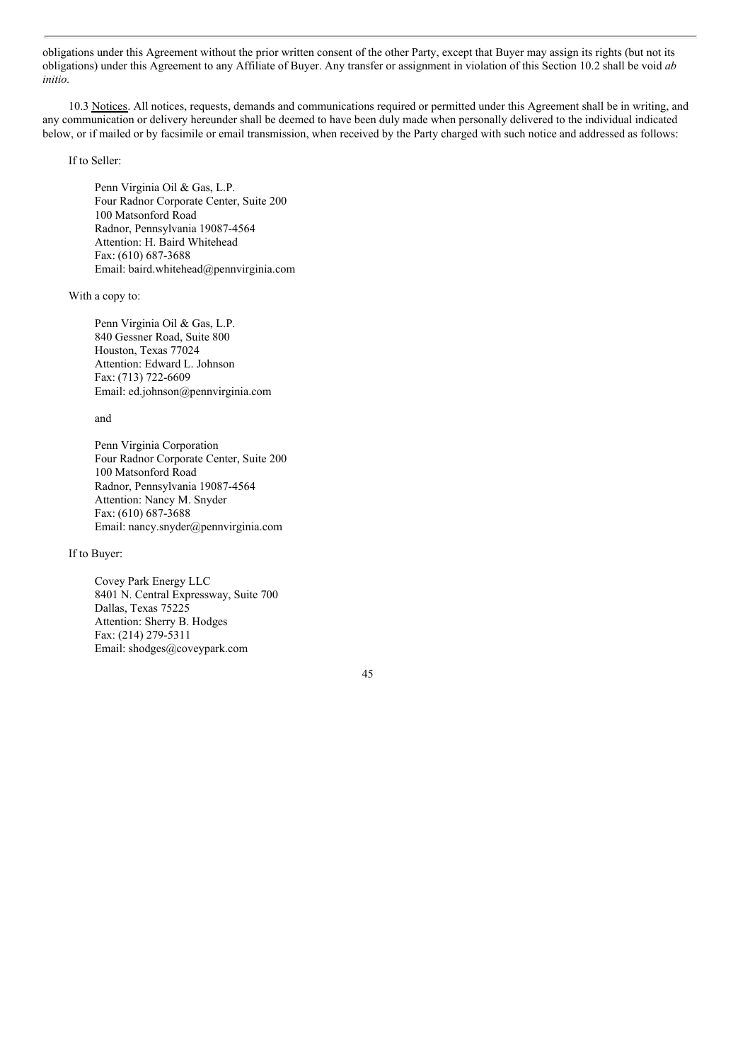obligations under this Agreement without the prior written consent of the other Party, except that Buyer may assign its rights (but not its obligations) under this Agreement to any Affiliate of Buyer. Any transfer or assignment in violation of this Section 10.2 shall be void *ab initio*.

10.3 Notices. All notices, requests, demands and communications required or permitted under this Agreement shall be in writing, and any communication or delivery hereunder shall be deemed to have been duly made when personally delivered to the individual indicated below, or if mailed or by facsimile or email transmission, when received by the Party charged with such notice and addressed as follows:

If to Seller:

Penn Virginia Oil & Gas, L.P.
Four Radnor Corporate Center, Suite 200
100 Matsonford Road
Radnor, Pennsylvania 19087-4564
Attention: H. Baird Whitehead
Fax: (610) 687-3688
Email: baird.whitehead@pennvirginia.com

With a copy to:

Penn Virginia Oil & Gas, L.P.
840 Gessner Road, Suite 800
Houston, Texas 77024
Attention: Edward L. Johnson
Fax: (713) 722-6609
Email: ed.johnson@pennvirginia.com

and

Penn Virginia Corporation
Four Radnor Corporate Center, Suite 200
100 Matsonford Road
Radnor, Pennsylvania 19087-4564
Attention: Nancy M. Snyder
Fax: (610) 687-3688
Email: nancy.snyder@pennvirginia.com

If to Buyer:

Covey Park Energy LLC
8401 N. Central Expressway, Suite 700
Dallas, Texas 75225
Attention: Sherry B. Hodges
Fax: (214) 279-5311
Email: shodges@coveypark.com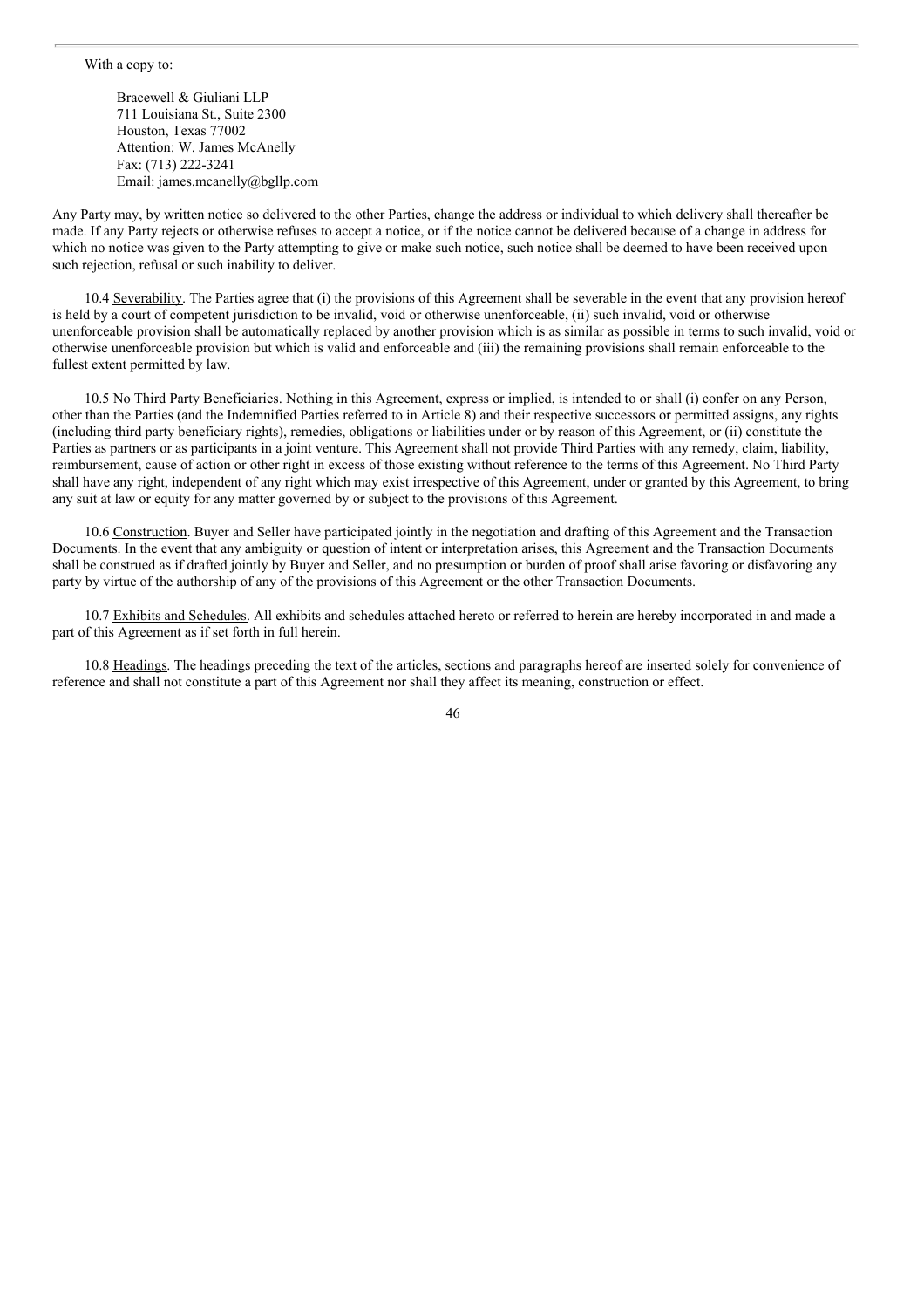With a copy to:

Bracewell & Giuliani LLP
711 Louisiana St., Suite 2300
Houston, Texas 77002
Attention: W. James McAnelly
Fax: (713) 222-3241
Email: james.mcanelly@bgllp.com

Any Party may, by written notice so delivered to the other Parties, change the address or individual to which delivery shall thereafter be made. If any Party rejects or otherwise refuses to accept a notice, or if the notice cannot be delivered because of a change in address for which no notice was given to the Party attempting to give or make such notice, such notice shall be deemed to have been received upon such rejection, refusal or such inability to deliver.

10.4 Severability. The Parties agree that (i) the provisions of this Agreement shall be severable in the event that any provision hereof is held by a court of competent jurisdiction to be invalid, void or otherwise unenforceable, (ii) such invalid, void or otherwise unenforceable provision shall be automatically replaced by another provision which is as similar as possible in terms to such invalid, void or otherwise unenforceable provision but which is valid and enforceable and (iii) the remaining provisions shall remain enforceable to the fullest extent permitted by law.

10.5 No Third Party Beneficiaries. Nothing in this Agreement, express or implied, is intended to or shall (i) confer on any Person, other than the Parties (and the Indemnified Parties referred to in Article 8) and their respective successors or permitted assigns, any rights (including third party beneficiary rights), remedies, obligations or liabilities under or by reason of this Agreement, or (ii) constitute the Parties as partners or as participants in a joint venture. This Agreement shall not provide Third Parties with any remedy, claim, liability, reimbursement, cause of action or other right in excess of those existing without reference to the terms of this Agreement. No Third Party shall have any right, independent of any right which may exist irrespective of this Agreement, under or granted by this Agreement, to bring any suit at law or equity for any matter governed by or subject to the provisions of this Agreement.

10.6 Construction. Buyer and Seller have participated jointly in the negotiation and drafting of this Agreement and the Transaction Documents. In the event that any ambiguity or question of intent or interpretation arises, this Agreement and the Transaction Documents shall be construed as if drafted jointly by Buyer and Seller, and no presumption or burden of proof shall arise favoring or disfavoring any party by virtue of the authorship of any of the provisions of this Agreement or the other Transaction Documents.

10.7 Exhibits and Schedules. All exhibits and schedules attached hereto or referred to herein are hereby incorporated in and made a part of this Agreement as if set forth in full herein.

10.8 Headings. The headings preceding the text of the articles, sections and paragraphs hereof are inserted solely for convenience of reference and shall not constitute a part of this Agreement nor shall they affect its meaning, construction or effect.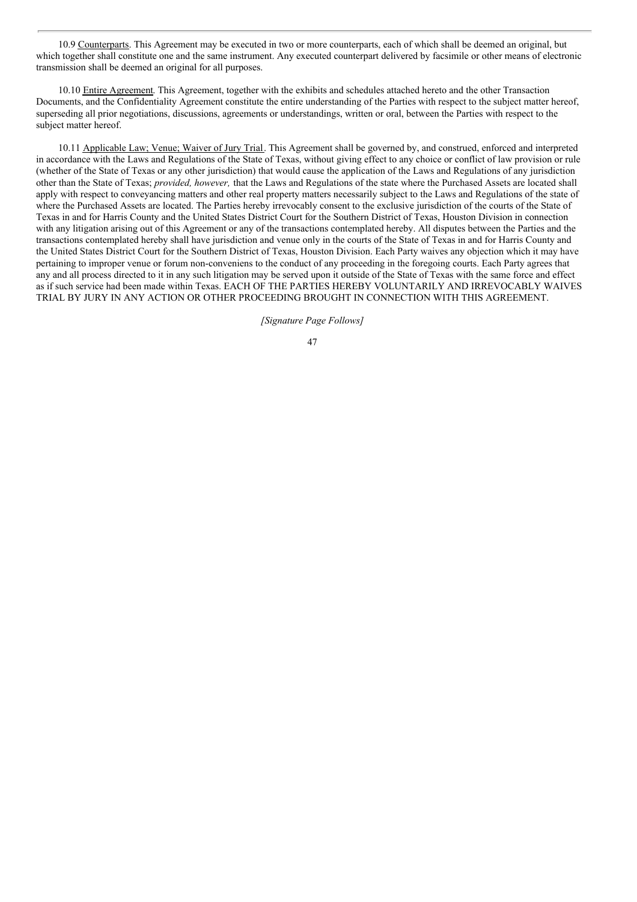10.9 Counterparts. This Agreement may be executed in two or more counterparts, each of which shall be deemed an original, but which together shall constitute one and the same instrument. Any executed counterpart delivered by facsimile or other means of electronic transmission shall be deemed an original for all purposes.

10.10 Entire Agreement. This Agreement, together with the exhibits and schedules attached hereto and the other Transaction Documents, and the Confidentiality Agreement constitute the entire understanding of the Parties with respect to the subject matter hereof, superseding all prior negotiations, discussions, agreements or understandings, written or oral, between the Parties with respect to the subject matter hereof.

10.11 Applicable Law; Venue; Waiver of Jury Trial. This Agreement shall be governed by, and construed, enforced and interpreted in accordance with the Laws and Regulations of the State of Texas, without giving effect to any choice or conflict of law provision or rule (whether of the State of Texas or any other jurisdiction) that would cause the application of the Laws and Regulations of any jurisdiction other than the State of Texas; *provided, however,* that the Laws and Regulations of the state where the Purchased Assets are located shall apply with respect to conveyancing matters and other real property matters necessarily subject to the Laws and Regulations of the state of where the Purchased Assets are located. The Parties hereby irrevocably consent to the exclusive jurisdiction of the courts of the State of Texas in and for Harris County and the United States District Court for the Southern District of Texas, Houston Division in connection with any litigation arising out of this Agreement or any of the transactions contemplated hereby. All disputes between the Parties and the transactions contemplated hereby shall have jurisdiction and venue only in the courts of the State of Texas in and for Harris County and the United States District Court for the Southern District of Texas, Houston Division. Each Party waives any objection which it may have pertaining to improper venue or forum non-conveniens to the conduct of any proceeding in the foregoing courts. Each Party agrees that any and all process directed to it in any such litigation may be served upon it outside of the State of Texas with the same force and effect as if such service had been made within Texas. EACH OF THE PARTIES HEREBY VOLUNTARILY AND IRREVOCABLY WAIVES TRIAL BY JURY IN ANY ACTION OR OTHER PROCEEDING BROUGHT IN CONNECTION WITH THIS AGREEMENT.

*[Signature Page Follows]*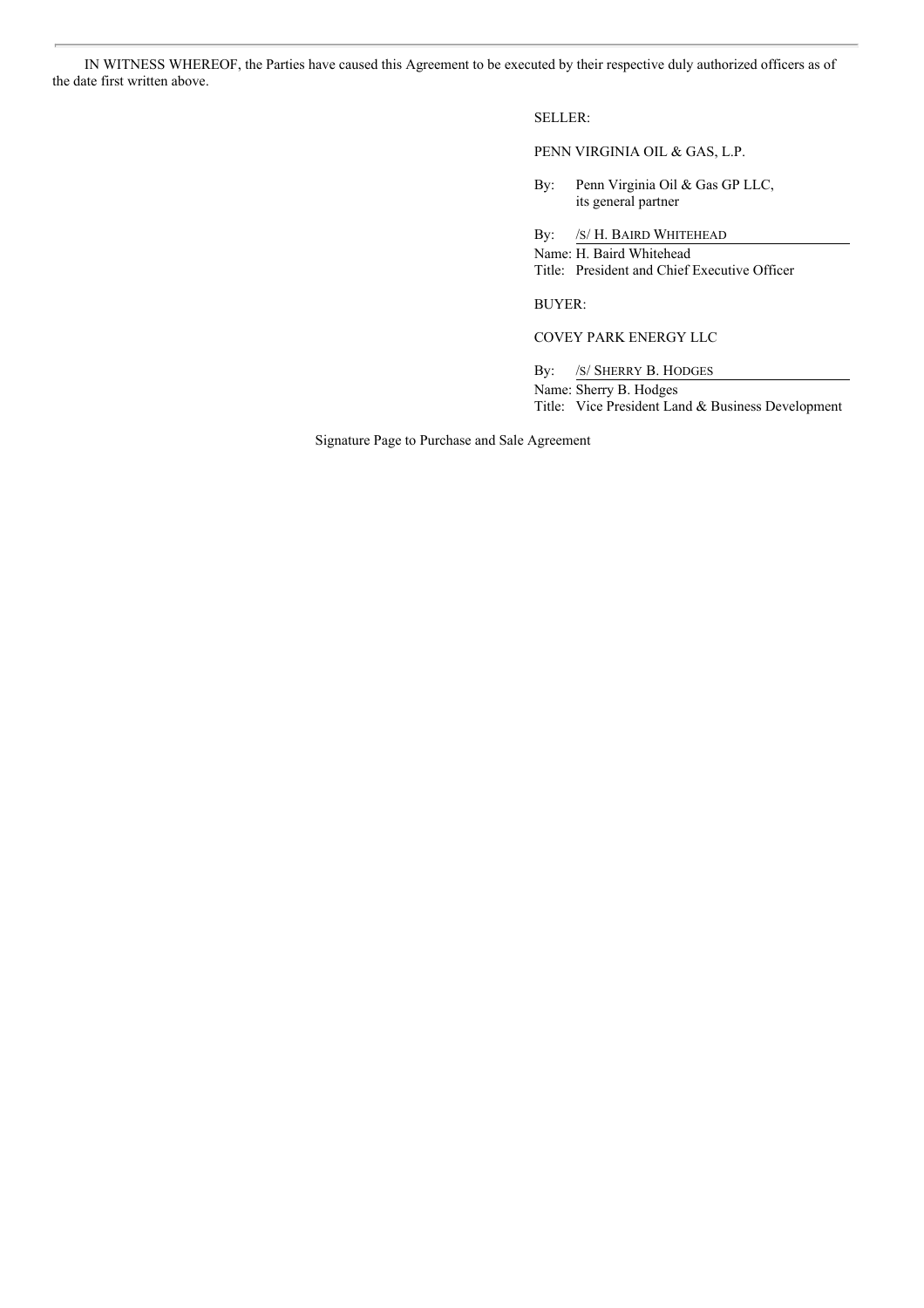IN WITNESS WHEREOF, the Parties have caused this Agreement to be executed by their respective duly authorized officers as of the date first written above.

SELLER:

PENN VIRGINIA OIL & GAS, L.P.

By: Penn Virginia Oil & Gas GP LLC,
its general partner

By: /S/ H. BAIRD WHITEHEAD
Name: H. Baird Whitehead
Title: President and Chief Executive Officer

BUYER:

COVEY PARK ENERGY LLC

By: /S/ SHERRY B. HODGES
Name: Sherry B. Hodges
Title: Vice President Land & Business Development

Signature Page to Purchase and Sale Agreement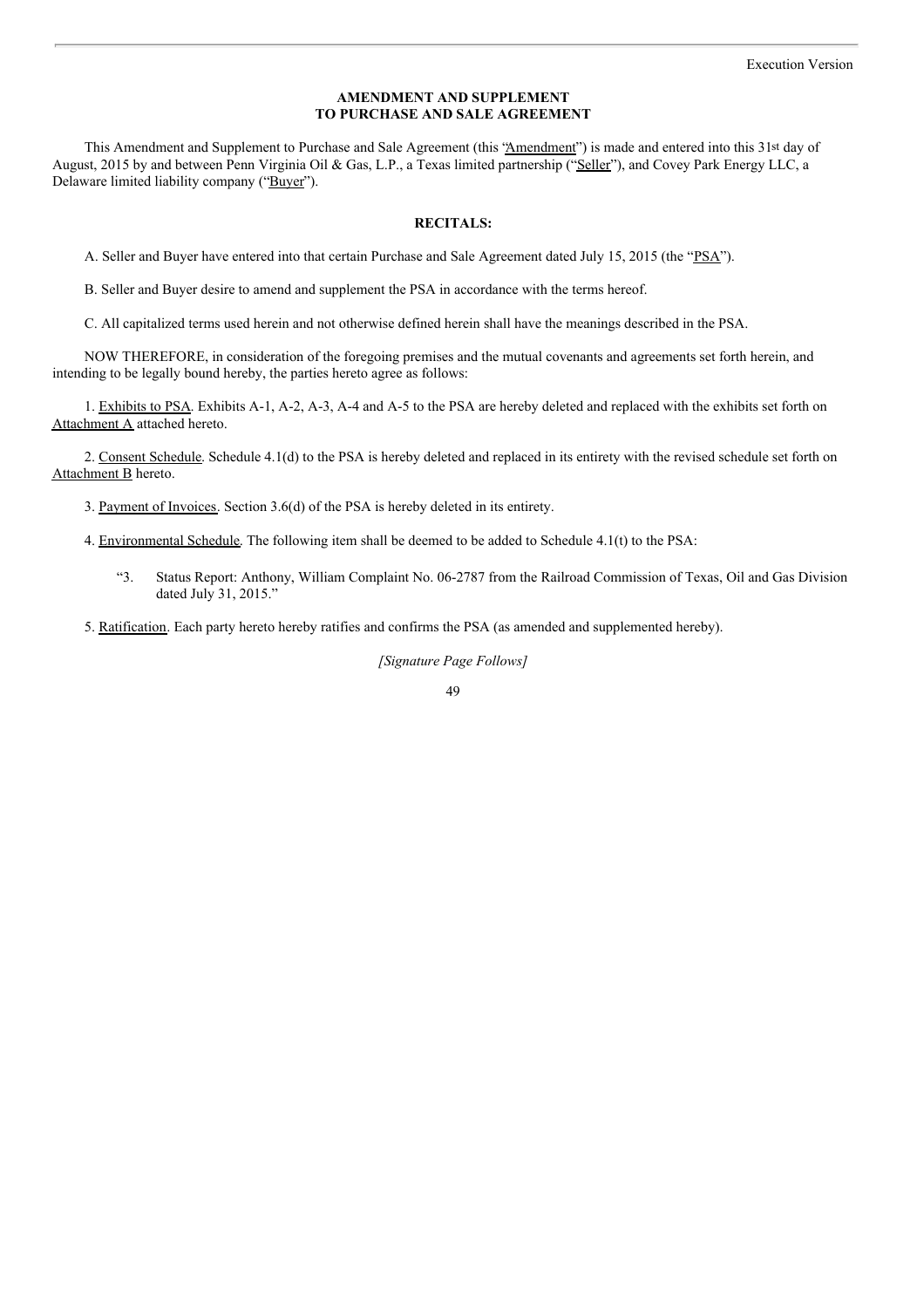Execution Version

**AMENDMENT AND SUPPLEMENT**
**TO PURCHASE AND SALE AGREEMENT**

This Amendment and Supplement to Purchase and Sale Agreement (this "Amendment") is made and entered into this 31st day of August, 2015 by and between Penn Virginia Oil & Gas, L.P., a Texas limited partnership ("Seller"), and Covey Park Energy LLC, a Delaware limited liability company ("Buyer").

**RECITALS:**

A. Seller and Buyer have entered into that certain Purchase and Sale Agreement dated July 15, 2015 (the "PSA").

B. Seller and Buyer desire to amend and supplement the PSA in accordance with the terms hereof.

C. All capitalized terms used herein and not otherwise defined herein shall have the meanings described in the PSA.

NOW THEREFORE, in consideration of the foregoing premises and the mutual covenants and agreements set forth herein, and intending to be legally bound hereby, the parties hereto agree as follows:

1. Exhibits to PSA. Exhibits A-1, A-2, A-3, A-4 and A-5 to the PSA are hereby deleted and replaced with the exhibits set forth on Attachment A attached hereto.

2. Consent Schedule. Schedule 4.1(d) to the PSA is hereby deleted and replaced in its entirety with the revised schedule set forth on Attachment B hereto.

3. Payment of Invoices. Section 3.6(d) of the PSA is hereby deleted in its entirety.

4. Environmental Schedule. The following item shall be deemed to be added to Schedule 4.1(t) to the PSA:

> "3. Status Report: Anthony, William Complaint No. 06-2787 from the Railroad Commission of Texas, Oil and Gas Division dated July 31, 2015."

5. Ratification. Each party hereto hereby ratifies and confirms the PSA (as amended and supplemented hereby).

*[Signature Page Follows]*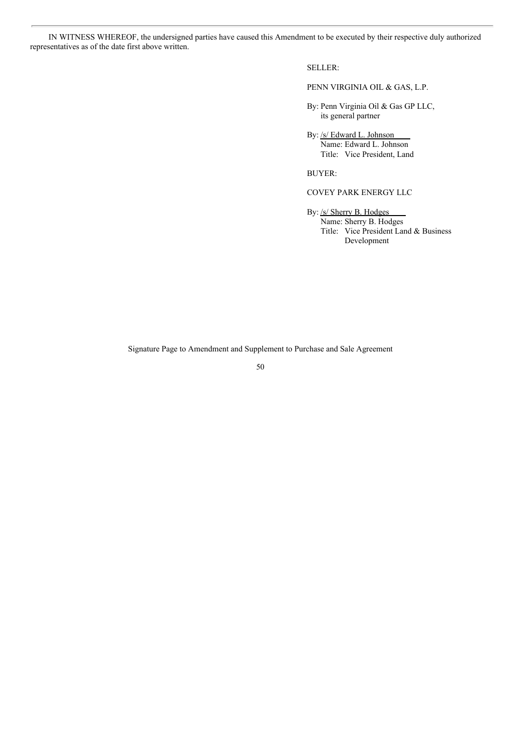IN WITNESS WHEREOF, the undersigned parties have caused this Amendment to be executed by their respective duly authorized representatives as of the date first above written.

SELLER:

PENN VIRGINIA OIL & GAS, L.P.

By: Penn Virginia Oil & Gas GP LLC,
its general partner

By: /s/ Edward L. Johnson
Name: Edward L. Johnson
Title: Vice President, Land

BUYER:

COVEY PARK ENERGY LLC

By: /s/ Sherry B. Hodges
Name: Sherry B. Hodges
Title: Vice President Land & Business Development

Signature Page to Amendment and Supplement to Purchase and Sale Agreement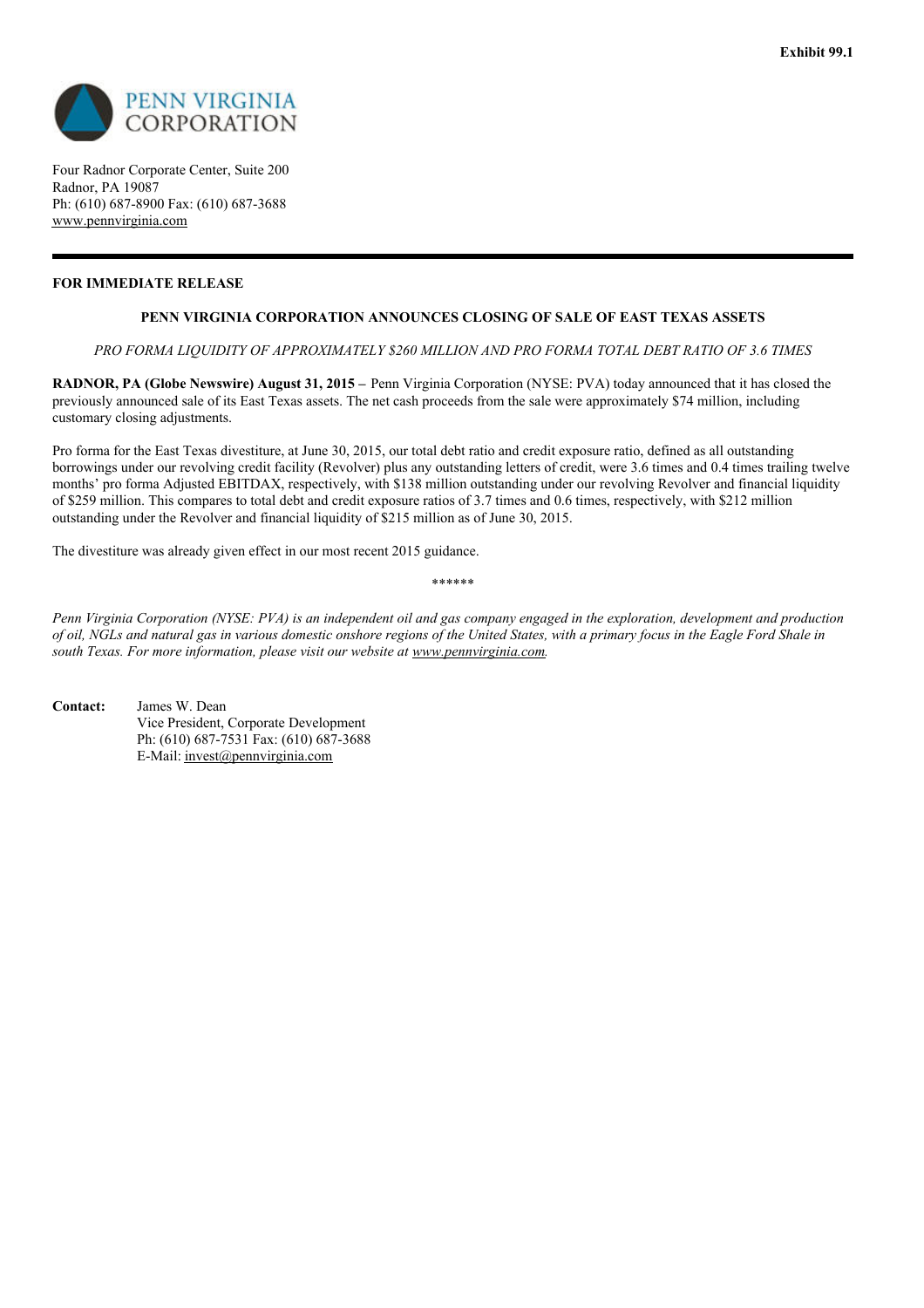**Exhibit 99.1**

PENN VIRGINIA CORPORATION

Four Radnor Corporate Center, Suite 200
Radnor, PA 19087
Ph: (610) 687-8900 Fax: (610) 687-3688
www.pennvirginia.com

---

**FOR IMMEDIATE RELEASE**

**PENN VIRGINIA CORPORATION ANNOUNCES CLOSING OF SALE OF EAST TEXAS ASSETS**

*PRO FORMA LIQUIDITY OF APPROXIMATELY $260 MILLION AND PRO FORMA TOTAL DEBT RATIO OF 3.6 TIMES*

**RADNOR, PA (Globe Newswire) August 31, 2015 –** Penn Virginia Corporation (NYSE: PVA) today announced that it has closed the previously announced sale of its East Texas assets. The net cash proceeds from the sale were approximately $74 million, including customary closing adjustments.

Pro forma for the East Texas divestiture, at June 30, 2015, our total debt ratio and credit exposure ratio, defined as all outstanding borrowings under our revolving credit facility (Revolver) plus any outstanding letters of credit, were 3.6 times and 0.4 times trailing twelve months' pro forma Adjusted EBITDAX, respectively, with $138 million outstanding under our revolving Revolver and financial liquidity of $259 million. This compares to total debt and credit exposure ratios of 3.7 times and 0.6 times, respectively, with $212 million outstanding under the Revolver and financial liquidity of $215 million as of June 30, 2015.

The divestiture was already given effect in our most recent 2015 guidance.

******

*Penn Virginia Corporation (NYSE: PVA) is an independent oil and gas company engaged in the exploration, development and production of oil, NGLs and natural gas in various domestic onshore regions of the United States, with a primary focus in the Eagle Ford Shale in south Texas. For more information, please visit our website at www.pennvirginia.com.*

**Contact:** James W. Dean
Vice President, Corporate Development
Ph: (610) 687-7531 Fax: (610) 687-3688
E-Mail: invest@pennvirginia.com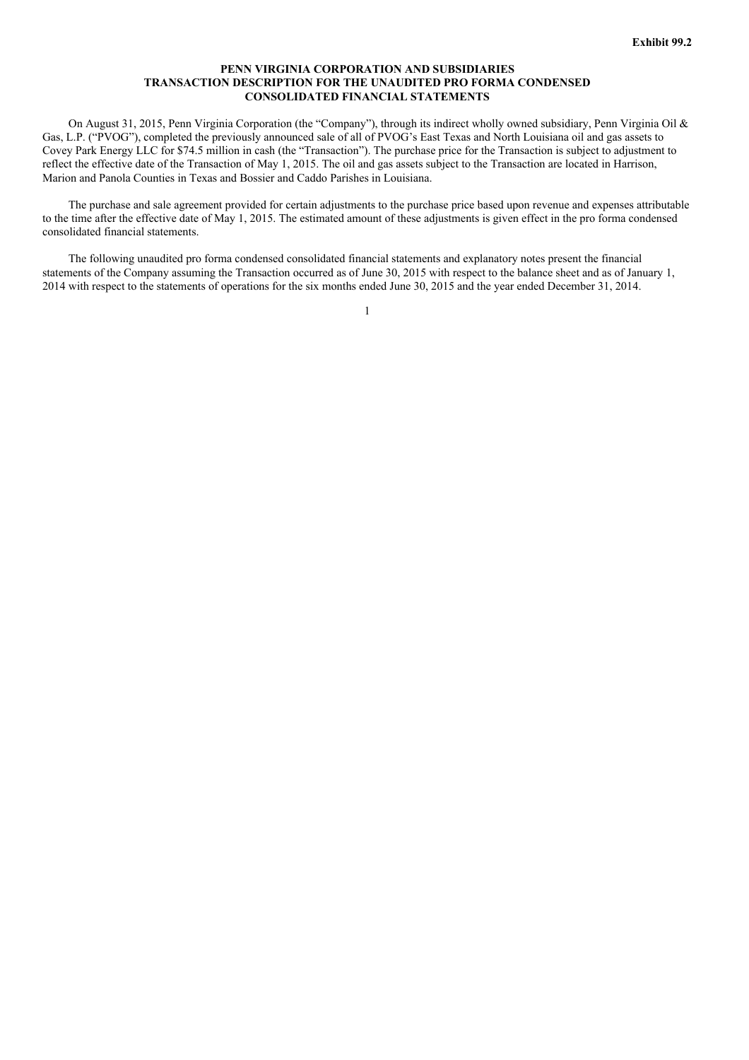**Exhibit 99.2**

# PENN VIRGINIA CORPORATION AND SUBSIDIARIES
## TRANSACTION DESCRIPTION FOR THE UNAUDITED PRO FORMA CONDENSED CONSOLIDATED FINANCIAL STATEMENTS

On August 31, 2015, Penn Virginia Corporation (the "Company"), through its indirect wholly owned subsidiary, Penn Virginia Oil & Gas, L.P. ("PVOG"), completed the previously announced sale of all of PVOG's East Texas and North Louisiana oil and gas assets to Covey Park Energy LLC for $74.5 million in cash (the "Transaction"). The purchase price for the Transaction is subject to adjustment to reflect the effective date of the Transaction of May 1, 2015. The oil and gas assets subject to the Transaction are located in Harrison, Marion and Panola Counties in Texas and Bossier and Caddo Parishes in Louisiana.

The purchase and sale agreement provided for certain adjustments to the purchase price based upon revenue and expenses attributable to the time after the effective date of May 1, 2015. The estimated amount of these adjustments is given effect in the pro forma condensed consolidated financial statements.

The following unaudited pro forma condensed consolidated financial statements and explanatory notes present the financial statements of the Company assuming the Transaction occurred as of June 30, 2015 with respect to the balance sheet and as of January 1, 2014 with respect to the statements of operations for the six months ended June 30, 2015 and the year ended December 31, 2014.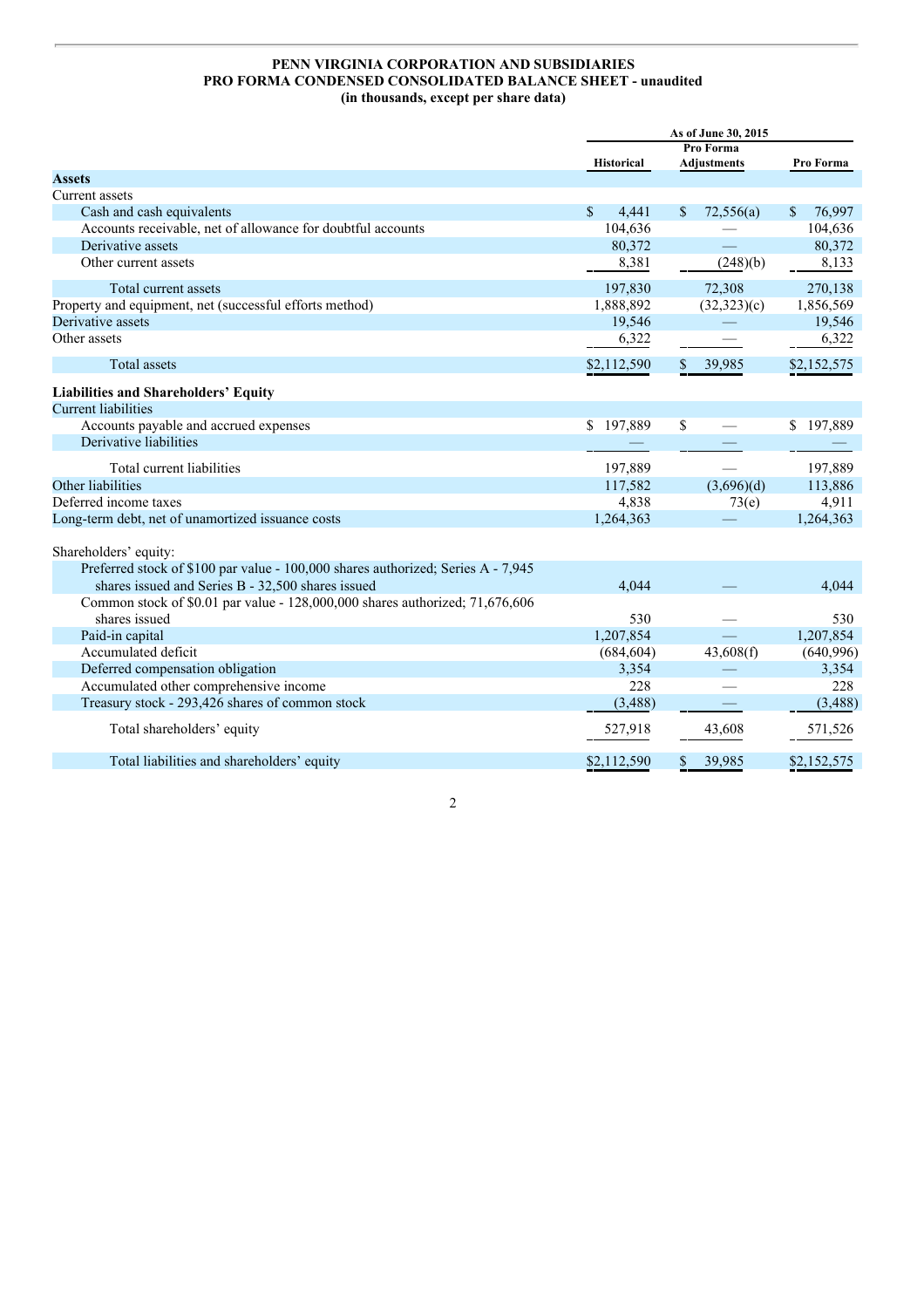**PENN VIRGINIA CORPORATION AND SUBSIDIARIES**
**PRO FORMA CONDENSED CONSOLIDATED BALANCE SHEET - unaudited**
**(in thousands, except per share data)**

| | As of June 30, 2015 | | |
|---|---|---|---|
| | Historical | Pro Forma Adjustments | Pro Forma |
| **Assets** | | | |
| Current assets | | | |
| Cash and cash equivalents | $ 4,441 | $ 72,556(a) | $ 76,997 |
| Accounts receivable, net of allowance for doubtful accounts | 104,636 | — | 104,636 |
| Derivative assets | 80,372 | — | 80,372 |
| Other current assets | 8,381 | (248)(b) | 8,133 |
| Total current assets | 197,830 | 72,308 | 270,138 |
| Property and equipment, net (successful efforts method) | 1,888,892 | (32,323)(c) | 1,856,569 |
| Derivative assets | 19,546 | — | 19,546 |
| Other assets | 6,322 | — | 6,322 |
| Total assets | $2,112,590 | $ 39,985 | $2,152,575 |
| **Liabilities and Shareholders' Equity** | | | |
| Current liabilities | | | |
| Accounts payable and accrued expenses | $ 197,889 | $ — | $ 197,889 |
| Derivative liabilities | — | — | — |
| Total current liabilities | 197,889 | — | 197,889 |
| Other liabilities | 117,582 | (3,696)(d) | 113,886 |
| Deferred income taxes | 4,838 | 73(e) | 4,911 |
| Long-term debt, net of unamortized issuance costs | 1,264,363 | — | 1,264,363 |
| Shareholders' equity: | | | |
| Preferred stock of $100 par value - 100,000 shares authorized; Series A - 7,945 shares issued and Series B - 32,500 shares issued | 4,044 | — | 4,044 |
| Common stock of $0.01 par value - 128,000,000 shares authorized; 71,676,606 shares issued | 530 | — | 530 |
| Paid-in capital | 1,207,854 | — | 1,207,854 |
| Accumulated deficit | (684,604) | 43,608(f) | (640,996) |
| Deferred compensation obligation | 3,354 | — | 3,354 |
| Accumulated other comprehensive income | 228 | — | 228 |
| Treasury stock - 293,426 shares of common stock | (3,488) | — | (3,488) |
| Total shareholders' equity | 527,918 | 43,608 | 571,526 |
| Total liabilities and shareholders' equity | $2,112,590 | $ 39,985 | $2,152,575 |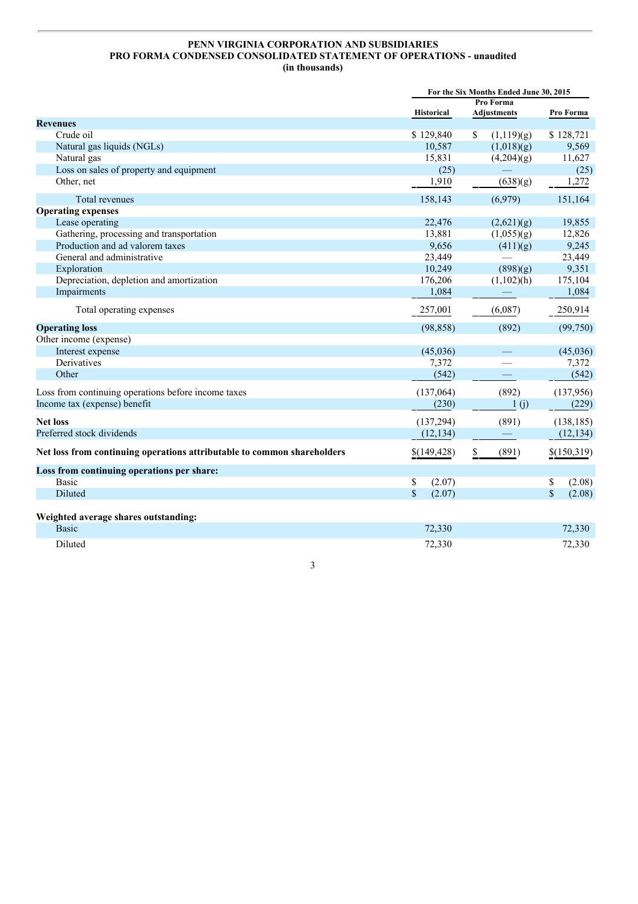**PENN VIRGINIA CORPORATION AND SUBSIDIARIES**
**PRO FORMA CONDENSED CONSOLIDATED STATEMENT OF OPERATIONS - unaudited**
**(in thousands)**

| | For the Six Months Ended June 30, 2015 | | |
|---|---|---|---|
| | Historical | Pro Forma Adjustments | Pro Forma |
| **Revenues** | | | |
| Crude oil | $ 129,840 | $ (1,119)(g) | $ 128,721 |
| Natural gas liquids (NGLs) | 10,587 | (1,018)(g) | 9,569 |
| Natural gas | 15,831 | (4,204)(g) | 11,627 |
| Loss on sales of property and equipment | (25) | — | (25) |
| Other, net | 1,910 | (638)(g) | 1,272 |
| Total revenues | 158,143 | (6,979) | 151,164 |
| **Operating expenses** | | | |
| Lease operating | 22,476 | (2,621)(g) | 19,855 |
| Gathering, processing and transportation | 13,881 | (1,055)(g) | 12,826 |
| Production and ad valorem taxes | 9,656 | (411)(g) | 9,245 |
| General and administrative | 23,449 | — | 23,449 |
| Exploration | 10,249 | (898)(g) | 9,351 |
| Depreciation, depletion and amortization | 176,206 | (1,102)(h) | 175,104 |
| Impairments | 1,084 | — | 1,084 |
| Total operating expenses | 257,001 | (6,087) | 250,914 |
| **Operating loss** | (98,858) | (892) | (99,750) |
| Other income (expense) | | | |
| Interest expense | (45,036) | — | (45,036) |
| Derivatives | 7,372 | — | 7,372 |
| Other | (542) | — | (542) |
| Loss from continuing operations before income taxes | (137,064) | (892) | (137,956) |
| Income tax (expense) benefit | (230) | 1 (j) | (229) |
| **Net loss** | (137,294) | (891) | (138,185) |
| Preferred stock dividends | (12,134) | — | (12,134) |
| **Net loss from continuing operations attributable to common shareholders** | $(149,428) | $ (891) | $(150,319) |
| **Loss from continuing operations per share:** | | | |
| Basic | $ (2.07) | | $ (2.08) |
| Diluted | $ (2.07) | | $ (2.08) |
| **Weighted average shares outstanding:** | | | |
| Basic | 72,330 | | 72,330 |
| Diluted | 72,330 | | 72,330 |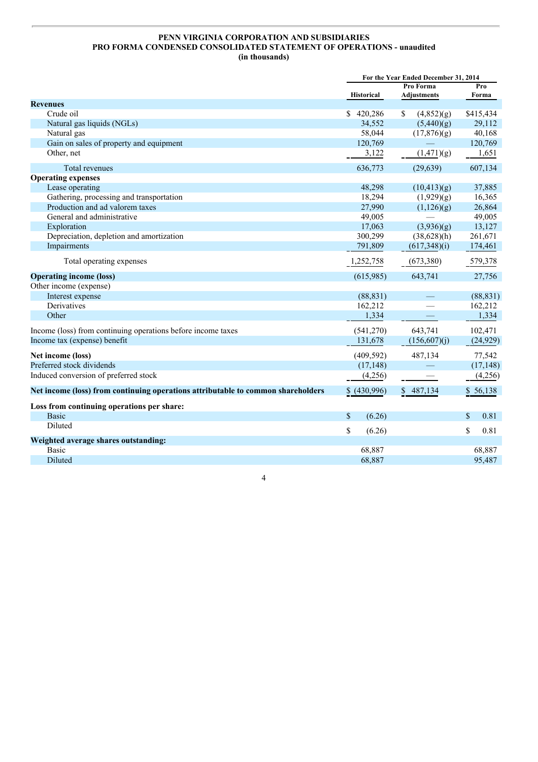**PENN VIRGINIA CORPORATION AND SUBSIDIARIES**
**PRO FORMA CONDENSED CONSOLIDATED STATEMENT OF OPERATIONS - unaudited**
**(in thousands)**

| | For the Year Ended December 31, 2014 | | |
|---|---|---|---|
| | Historical | Pro Forma Adjustments | Pro Forma |
| **Revenues** | | | |
| Crude oil | $ 420,286 | $ (4,852)(g) | $415,434 |
| Natural gas liquids (NGLs) | 34,552 | (5,440)(g) | 29,112 |
| Natural gas | 58,044 | (17,876)(g) | 40,168 |
| Gain on sales of property and equipment | 120,769 | — | 120,769 |
| Other, net | 3,122 | (1,471)(g) | 1,651 |
| Total revenues | 636,773 | (29,639) | 607,134 |
| **Operating expenses** | | | |
| Lease operating | 48,298 | (10,413)(g) | 37,885 |
| Gathering, processing and transportation | 18,294 | (1,929)(g) | 16,365 |
| Production and ad valorem taxes | 27,990 | (1,126)(g) | 26,864 |
| General and administrative | 49,005 | — | 49,005 |
| Exploration | 17,063 | (3,936)(g) | 13,127 |
| Depreciation, depletion and amortization | 300,299 | (38,628)(h) | 261,671 |
| Impairments | 791,809 | (617,348)(i) | 174,461 |
| Total operating expenses | 1,252,758 | (673,380) | 579,378 |
| **Operating income (loss)** | (615,985) | 643,741 | 27,756 |
| Other income (expense) | | | |
| Interest expense | (88,831) | — | (88,831) |
| Derivatives | 162,212 | — | 162,212 |
| Other | 1,334 | — | 1,334 |
| Income (loss) from continuing operations before income taxes | (541,270) | 643,741 | 102,471 |
| Income tax (expense) benefit | 131,678 | (156,607)(j) | (24,929) |
| **Net income (loss)** | (409,592) | 487,134 | 77,542 |
| Preferred stock dividends | (17,148) | — | (17,148) |
| Induced conversion of preferred stock | (4,256) | — | (4,256) |
| **Net income (loss) from continuing operations attributable to common shareholders** | $ (430,996) | $ 487,134 | $ 56,138 |
| **Loss from continuing operations per share:** | | | |
| Basic | $ (6.26) | | $ 0.81 |
| Diluted | $ (6.26) | | $ 0.81 |
| **Weighted average shares outstanding:** | | | |
| Basic | 68,887 | | 68,887 |
| Diluted | 68,887 | | 95,487 |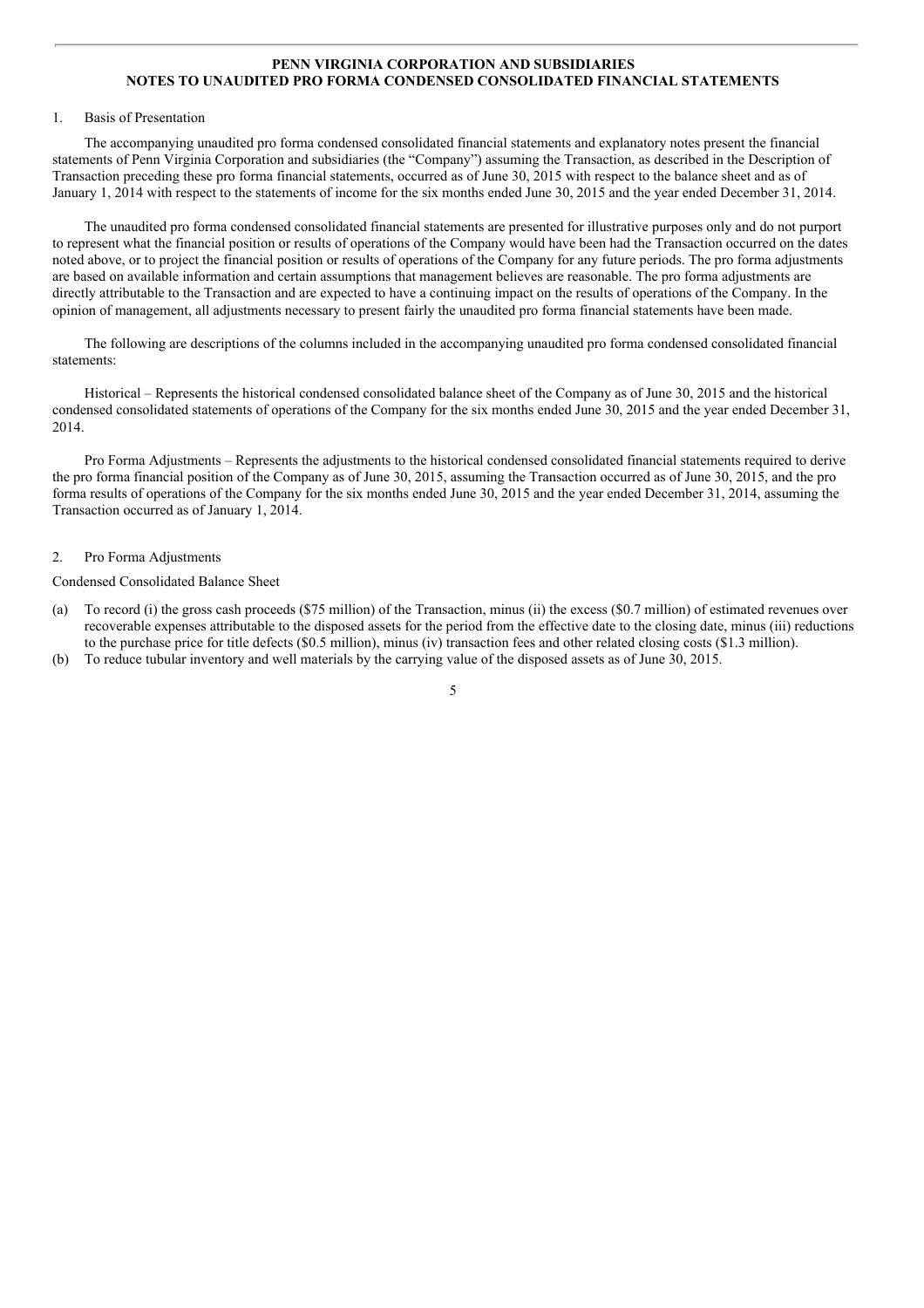**PENN VIRGINIA CORPORATION AND SUBSIDIARIES**
**NOTES TO UNAUDITED PRO FORMA CONDENSED CONSOLIDATED FINANCIAL STATEMENTS**

1. Basis of Presentation

The accompanying unaudited pro forma condensed consolidated financial statements and explanatory notes present the financial statements of Penn Virginia Corporation and subsidiaries (the "Company") assuming the Transaction, as described in the Description of Transaction preceding these pro forma financial statements, occurred as of June 30, 2015 with respect to the balance sheet and as of January 1, 2014 with respect to the statements of income for the six months ended June 30, 2015 and the year ended December 31, 2014.

The unaudited pro forma condensed consolidated financial statements are presented for illustrative purposes only and do not purport to represent what the financial position or results of operations of the Company would have been had the Transaction occurred on the dates noted above, or to project the financial position or results of operations of the Company for any future periods. The pro forma adjustments are based on available information and certain assumptions that management believes are reasonable. The pro forma adjustments are directly attributable to the Transaction and are expected to have a continuing impact on the results of operations of the Company. In the opinion of management, all adjustments necessary to present fairly the unaudited pro forma financial statements have been made.

The following are descriptions of the columns included in the accompanying unaudited pro forma condensed consolidated financial statements:

Historical – Represents the historical condensed consolidated balance sheet of the Company as of June 30, 2015 and the historical condensed consolidated statements of operations of the Company for the six months ended June 30, 2015 and the year ended December 31, 2014.

Pro Forma Adjustments – Represents the adjustments to the historical condensed consolidated financial statements required to derive the pro forma financial position of the Company as of June 30, 2015, assuming the Transaction occurred as of June 30, 2015, and the pro forma results of operations of the Company for the six months ended June 30, 2015 and the year ended December 31, 2014, assuming the Transaction occurred as of January 1, 2014.

2. Pro Forma Adjustments

Condensed Consolidated Balance Sheet

(a) To record (i) the gross cash proceeds ($75 million) of the Transaction, minus (ii) the excess ($0.7 million) of estimated revenues over recoverable expenses attributable to the disposed assets for the period from the effective date to the closing date, minus (iii) reductions to the purchase price for title defects ($0.5 million), minus (iv) transaction fees and other related closing costs ($1.3 million).

(b) To reduce tubular inventory and well materials by the carrying value of the disposed assets as of June 30, 2015.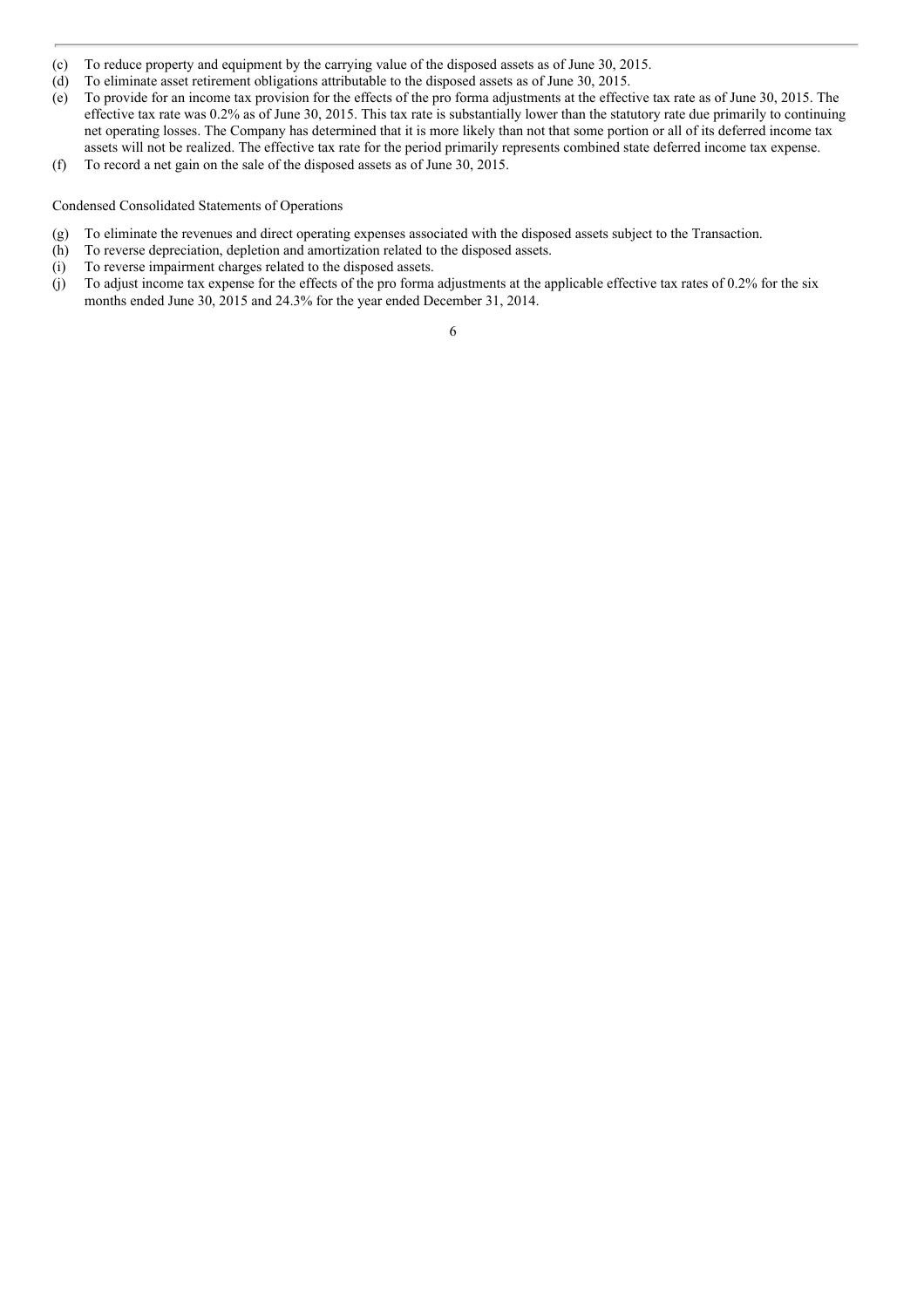(c) To reduce property and equipment by the carrying value of the disposed assets as of June 30, 2015.

(d) To eliminate asset retirement obligations attributable to the disposed assets as of June 30, 2015.

(e) To provide for an income tax provision for the effects of the pro forma adjustments at the effective tax rate as of June 30, 2015. The effective tax rate was 0.2% as of June 30, 2015. This tax rate is substantially lower than the statutory rate due primarily to continuing net operating losses. The Company has determined that it is more likely than not that some portion or all of its deferred income tax assets will not be realized. The effective tax rate for the period primarily represents combined state deferred income tax expense.

(f) To record a net gain on the sale of the disposed assets as of June 30, 2015.

Condensed Consolidated Statements of Operations

(g) To eliminate the revenues and direct operating expenses associated with the disposed assets subject to the Transaction.

(h) To reverse depreciation, depletion and amortization related to the disposed assets.

(i) To reverse impairment charges related to the disposed assets.

(j) To adjust income tax expense for the effects of the pro forma adjustments at the applicable effective tax rates of 0.2% for the six months ended June 30, 2015 and 24.3% for the year ended December 31, 2014.